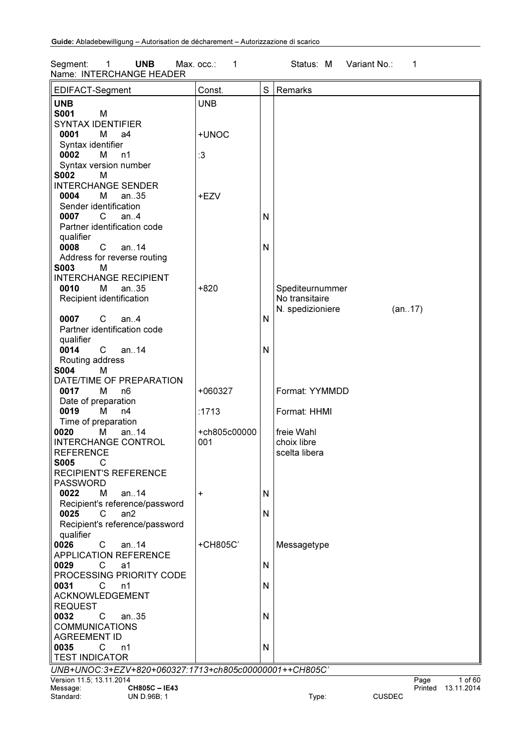Segment: 1 **UNB** Max. occ.: 1 Status: M Variant No.: 1
Name: INTERCHANGE HEADER

| EDIFACT-Segment | Const. | S | Remarks |
|---|---|---|---|
| **UNB** | UNB | | |
| **S001** M SYNTAX IDENTIFIER | | | |
| **0001** M a4 Syntax identifier | +UNOC | | |
| **0002** M n1 Syntax version number | :3 | | |
| **S002** M INTERCHANGE SENDER | | | |
| **0004** M an..35 Sender identification | +EZV | | |
| **0007** C an..4 Partner identification code qualifier | | N | |
| **0008** C an..14 Address for reverse routing | | N | |
| **S003** M INTERCHANGE RECIPIENT | | | |
| **0010** M an..35 Recipient identification | +820 | | Spediteurnummer No transitaire N. spedizioniere (an..17) |
| **0007** C an..4 Partner identification code qualifier | | N | |
| **0014** C an..14 Routing address | | N | |
| **S004** M DATE/TIME OF PREPARATION | | | |
| **0017** M n6 Date of preparation | +060327 | | Format: YYMMDD |
| **0019** M n4 Time of preparation | :1713 | | Format: HHMI |
| **0020** M an..14 INTERCHANGE CONTROL REFERENCE | +ch805c00000001 | | freie Wahl choix libre scelta libera |
| **S005** C RECIPIENT'S REFERENCE PASSWORD | | | |
| **0022** M an..14 Recipient's reference/password | + | N | |
| **0025** C an2 Recipient's reference/password qualifier | | N | |
| **0026** C an..14 APPLICATION REFERENCE | +CH805C' | | Messagetype |
| **0029** C a1 PROCESSING PRIORITY CODE | | N | |
| **0031** C n1 ACKNOWLEDGEMENT REQUEST | | N | |
| **0032** C an..35 COMMUNICATIONS AGREEMENT ID | | N | |
| **0035** C n1 TEST INDICATOR | | N | |

*UNB+UNOC:3+EZV+820+060327:1713+ch805c00000001++CH805C'*

Version 11.5; 13.11.2014
Message: **CH805C – IE43**
Standard: UN D.96B; 1 Type: CUSDEC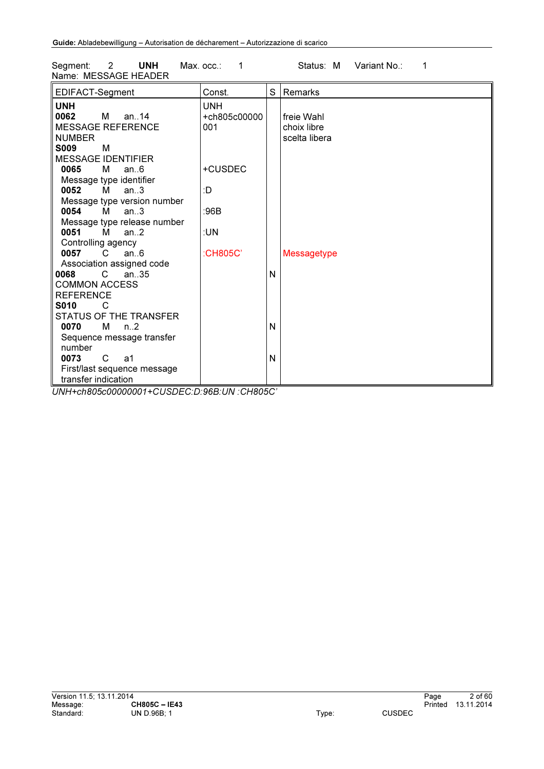Segment: 2 **UNH** Max. occ.: 1 Status: M Variant No.: 1
Name: MESSAGE HEADER

| EDIFACT-Segment | Const. | S | Remarks |
|---|---|---|---|
| **UNH** | UNH | | |
| **0062** M an..14 MESSAGE REFERENCE NUMBER | +ch805c00000 001 | | freie Wahl choix libre scelta libera |
| **S009** M MESSAGE IDENTIFIER | | | |
| **0065** M an..6 Message type identifier | +CUSDEC | | |
| **0052** M an..3 Message type version number | :D | | |
| **0054** M an..3 Message type release number | :96B | | |
| **0051** M an..2 Controlling agency | :UN | | |
| **0057** C an..6 Association assigned code | :CH805C' | | Messagetype |
| **0068** C an..35 COMMON ACCESS REFERENCE | | N | |
| **S010** C STATUS OF THE TRANSFER | | | |
| **0070** M n..2 Sequence message transfer number | | N | |
| **0073** C a1 First/last sequence message transfer indication | | N | |

*UNH+ch805c00000001+CUSDEC:D:96B:UN :CH805C'*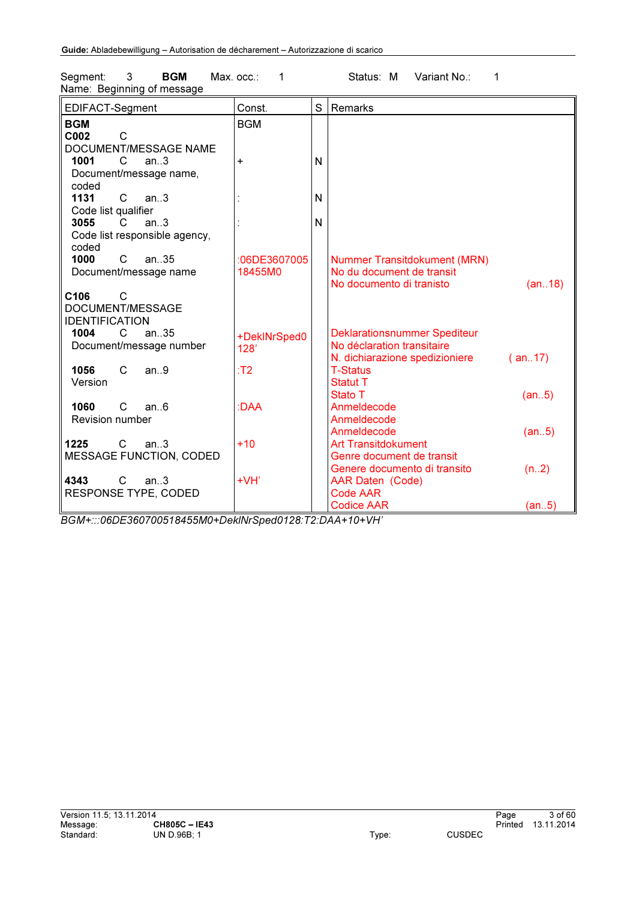Segment: 3 **BGM** Max. occ.: 1 Status: M Variant No.: 1
Name: Beginning of message

| EDIFACT-Segment | Const. | S | Remarks | |
|---|---|---|---|---|
| **BGM** | BGM | | | |
| **C002** C<br>DOCUMENT/MESSAGE NAME | | | | |
| **1001** C an..3<br>Document/message name, coded | + | N | | |
| **1131** C an..3<br>Code list qualifier | : | N | | |
| **3055** C an..3<br>Code list responsible agency, coded | : | N | | |
| **1000** C an..35<br>Document/message name | :06DE3607005 18455M0 | | Nummer Transitdokument (MRN)<br>No du document de transit<br>No documento di tranisto | (an..18) |
| **C106** C<br>DOCUMENT/MESSAGE IDENTIFICATION | | | | |
| **1004** C an..35<br>Document/message number | +DeklNrSped0 128' | | Deklarationsnummer Spediteur<br>No déclaration transitaire<br>N. dichiarazione spedizioniere | ( an..17) |
| **1056** C an..9<br>Version | :T2 | | T-Status<br>Statut T<br>Stato T | (an..5) |
| **1060** C an..6<br>Revision number | :DAA | | Anmeldecode<br>Anmeldecode<br>Anmeldecode | (an..5) |
| **1225** C an..3<br>MESSAGE FUNCTION, CODED | +10 | | Art Transitdokument<br>Genre document de transit<br>Genere documento di transito | (n..2) |
| **4343** C an..3<br>RESPONSE TYPE, CODED | +VH' | | AAR Daten (Code)<br>Code AAR<br>Codice AAR | (an..5) |

*BGM+:::06DE360700518455M0+DeklNrSped0128:T2:DAA+10+VH'*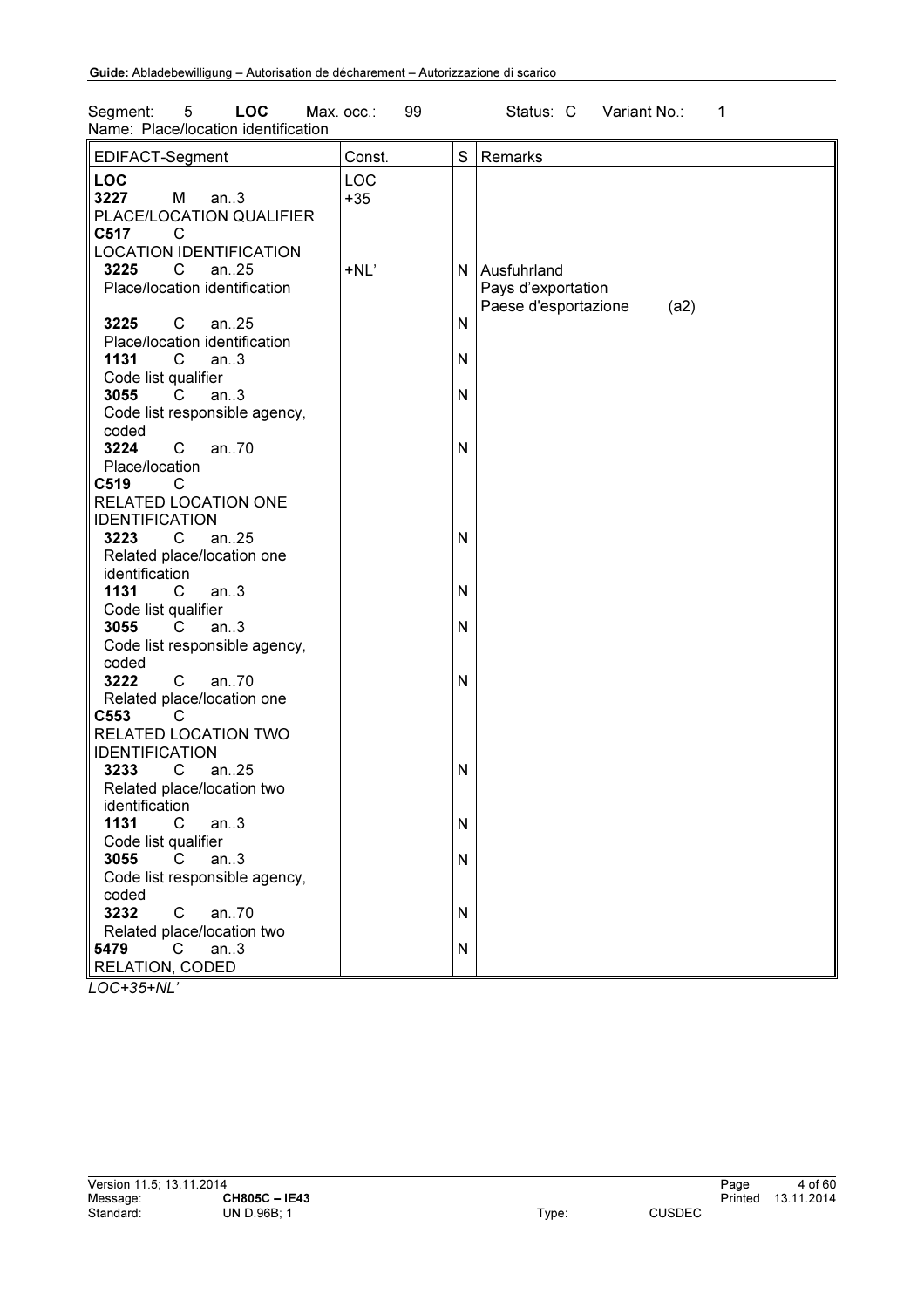Segment: 5 **LOC** Max. occ.: 99 Status: C Variant No.: 1

Name: Place/location identification

| EDIFACT-Segment | Const. | S | Remarks |
|---|---|---|---|
| **LOC** | LOC | | |
| **3227** M an..3<br>PLACE/LOCATION QUALIFIER | +35 | | |
| **C517** C<br>LOCATION IDENTIFICATION | | | |
| **3225** C an..25<br>Place/location identification | +NL' | N | Ausfuhrland<br>Pays d'exportation<br>Paese d'esportazione (a2) |
| **3225** C an..25<br>Place/location identification | | N | |
| **1131** C an..3<br>Code list qualifier | | N | |
| **3055** C an..3<br>Code list responsible agency, coded | | N | |
| **3224** C an..70<br>Place/location | | N | |
| **C519** C<br>RELATED LOCATION ONE IDENTIFICATION | | | |
| **3223** C an..25<br>Related place/location one identification | | N | |
| **1131** C an..3<br>Code list qualifier | | N | |
| **3055** C an..3<br>Code list responsible agency, coded | | N | |
| **3222** C an..70<br>Related place/location one | | N | |
| **C553** C<br>RELATED LOCATION TWO IDENTIFICATION | | | |
| **3233** C an..25<br>Related place/location two identification | | N | |
| **1131** C an..3<br>Code list qualifier | | N | |
| **3055** C an..3<br>Code list responsible agency, coded | | N | |
| **3232** C an..70<br>Related place/location two | | N | |
| **5479** C an..3<br>RELATION, CODED | | N | |

*LOC+35+NL'*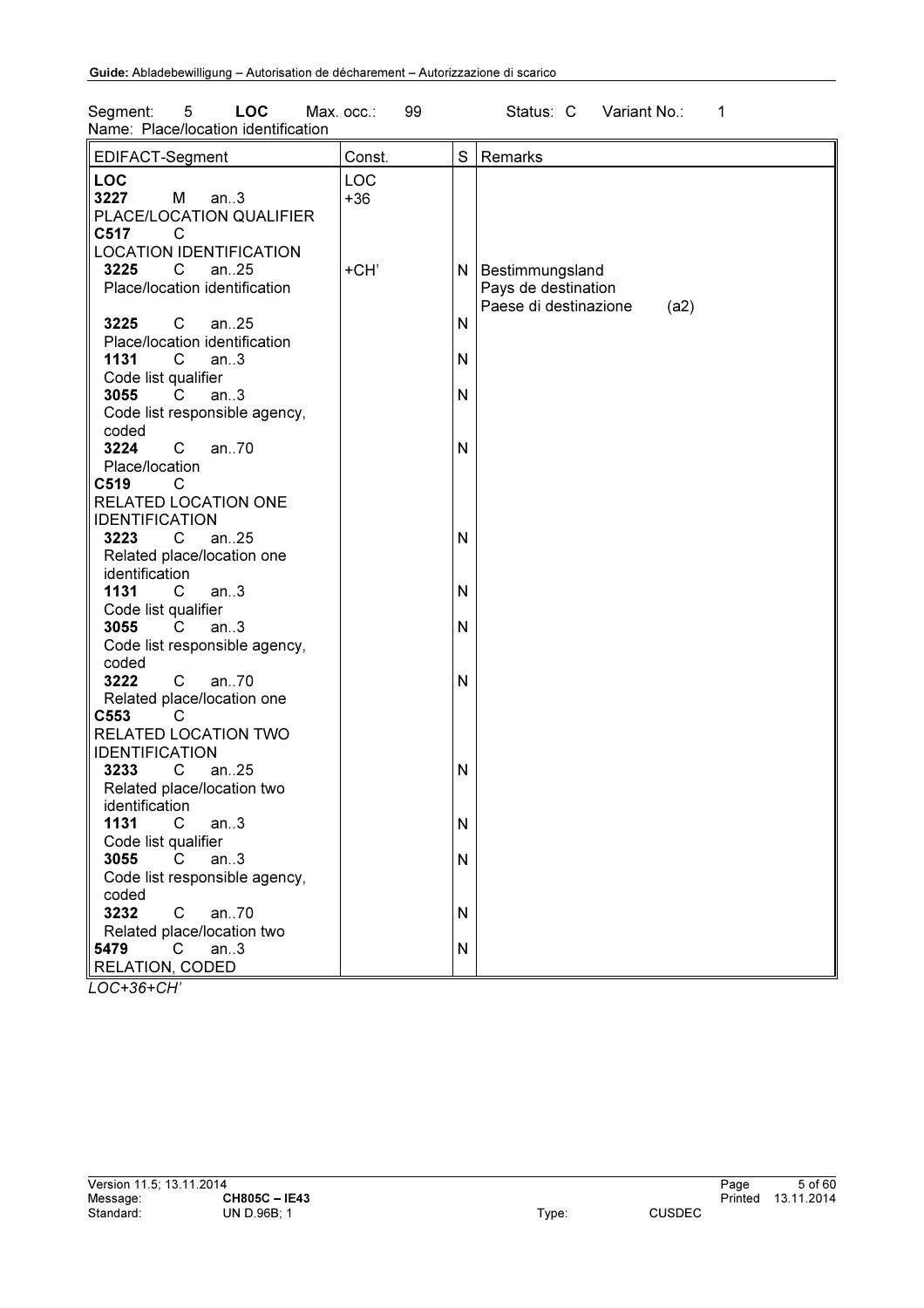Segment: 5 **LOC** Max. occ.: 99 Status: C Variant No.: 1
Name: Place/location identification

| EDIFACT-Segment | Const. | S | Remarks |
|---|---|---|---|
| **LOC** | LOC | | |
| **3227** M an..3 PLACE/LOCATION QUALIFIER | +36 | | |
| **C517** C LOCATION IDENTIFICATION | | | |
| **3225** C an..25 Place/location identification | +CH' | N | Bestimmungsland Pays de destination Paese di destinazione (a2) |
| **3225** C an..25 Place/location identification | | N | |
| **1131** C an..3 Code list qualifier | | N | |
| **3055** C an..3 Code list responsible agency, coded | | N | |
| **3224** C an..70 Place/location | | N | |
| **C519** C RELATED LOCATION ONE IDENTIFICATION | | | |
| **3223** C an..25 Related place/location one identification | | N | |
| **1131** C an..3 Code list qualifier | | N | |
| **3055** C an..3 Code list responsible agency, coded | | N | |
| **3222** C an..70 Related place/location one | | N | |
| **C553** C RELATED LOCATION TWO IDENTIFICATION | | | |
| **3233** C an..25 Related place/location two identification | | N | |
| **1131** C an..3 Code list qualifier | | N | |
| **3055** C an..3 Code list responsible agency, coded | | N | |
| **3232** C an..70 Related place/location two | | N | |
| **5479** C an..3 RELATION, CODED | | N | |

*LOC+36+CH'*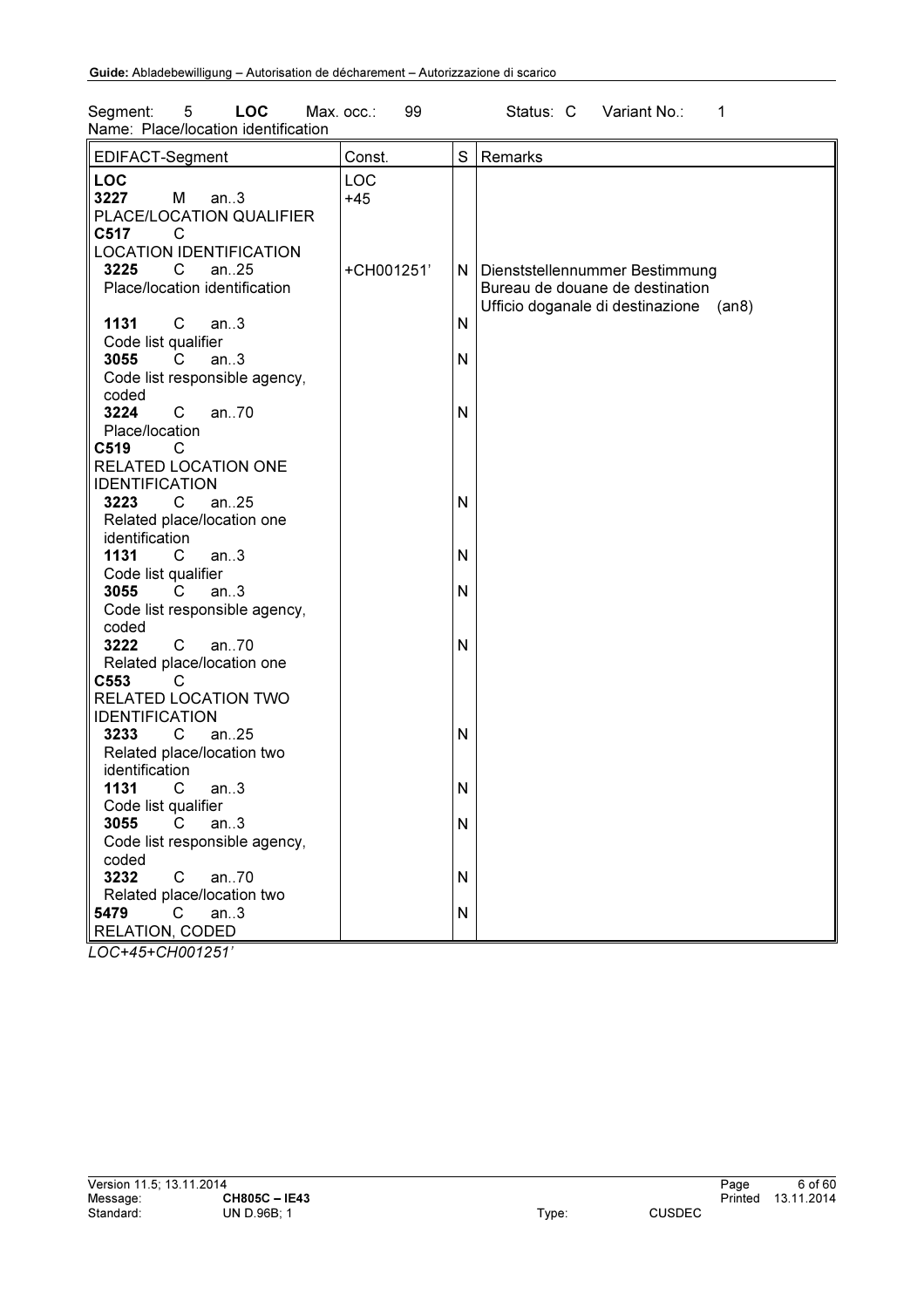Segment: 5 **LOC** Max. occ.: 99 Status: C Variant No.: 1
Name: Place/location identification

| EDIFACT-Segment | Const. | S | Remarks |
|---|---|---|---|
| **LOC** | LOC | | |
| **3227** M an..3 PLACE/LOCATION QUALIFIER | +45 | | |
| **C517** C LOCATION IDENTIFICATION | | | |
| **3225** C an..25 Place/location identification | +CH001251' | N | Dienststellennummer Bestimmung Bureau de douane de destination Ufficio doganale di destinazione (an8) |
| **1131** C an..3 Code list qualifier | | N | |
| **3055** C an..3 Code list responsible agency, coded | | N | |
| **3224** C an..70 Place/location | | N | |
| **C519** C RELATED LOCATION ONE IDENTIFICATION | | | |
| **3223** C an..25 Related place/location one identification | | N | |
| **1131** C an..3 Code list qualifier | | N | |
| **3055** C an..3 Code list responsible agency, coded | | N | |
| **3222** C an..70 Related place/location one | | N | |
| **C553** C RELATED LOCATION TWO IDENTIFICATION | | | |
| **3233** C an..25 Related place/location two identification | | N | |
| **1131** C an..3 Code list qualifier | | N | |
| **3055** C an..3 Code list responsible agency, coded | | N | |
| **3232** C an..70 Related place/location two | | N | |
| **5479** C an..3 RELATION, CODED | | N | |

*LOC+45+CH001251'*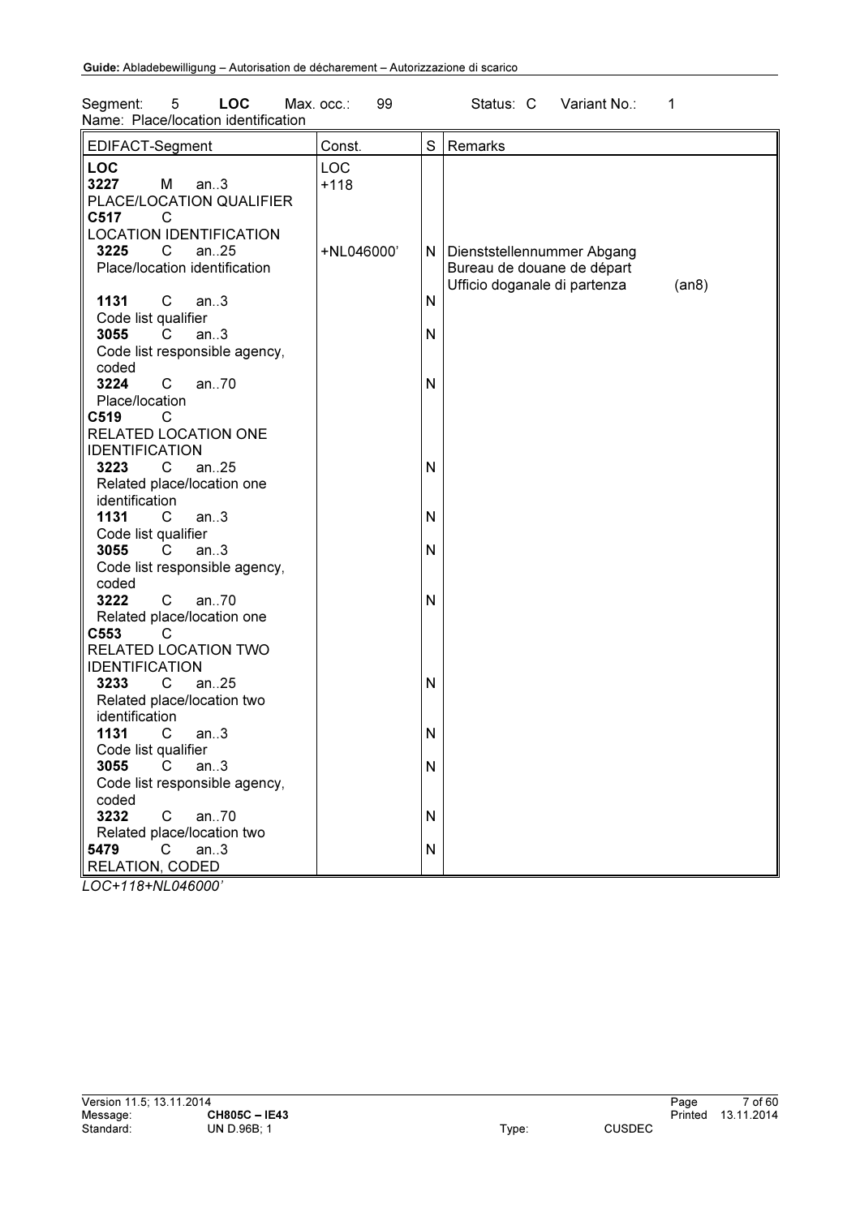Segment: 5 **LOC** Max. occ.: 99 Status: C Variant No.: 1
Name: Place/location identification

| EDIFACT-Segment | Const. | S | Remarks |
|---|---|---|---|
| **LOC** | LOC | | |
| **3227** M an..3<br>PLACE/LOCATION QUALIFIER | +118 | | |
| **C517** C<br>LOCATION IDENTIFICATION | | | |
| **3225** C an..25<br>Place/location identification | +NL046000' | N | Dienststellennummer Abgang<br>Bureau de douane de départ<br>Ufficio doganale di partenza (an8) |
| **1131** C an..3<br>Code list qualifier | | N | |
| **3055** C an..3<br>Code list responsible agency, coded | | N | |
| **3224** C an..70<br>Place/location | | N | |
| **C519** C<br>RELATED LOCATION ONE IDENTIFICATION | | | |
| **3223** C an..25<br>Related place/location one identification | | N | |
| **1131** C an..3<br>Code list qualifier | | N | |
| **3055** C an..3<br>Code list responsible agency, coded | | N | |
| **3222** C an..70<br>Related place/location one | | N | |
| **C553** C<br>RELATED LOCATION TWO IDENTIFICATION | | | |
| **3233** C an..25<br>Related place/location two identification | | N | |
| **1131** C an..3<br>Code list qualifier | | N | |
| **3055** C an..3<br>Code list responsible agency, coded | | N | |
| **3232** C an..70<br>Related place/location two | | N | |
| **5479** C an..3<br>RELATION, CODED | | N | |

*LOC+118+NL046000'*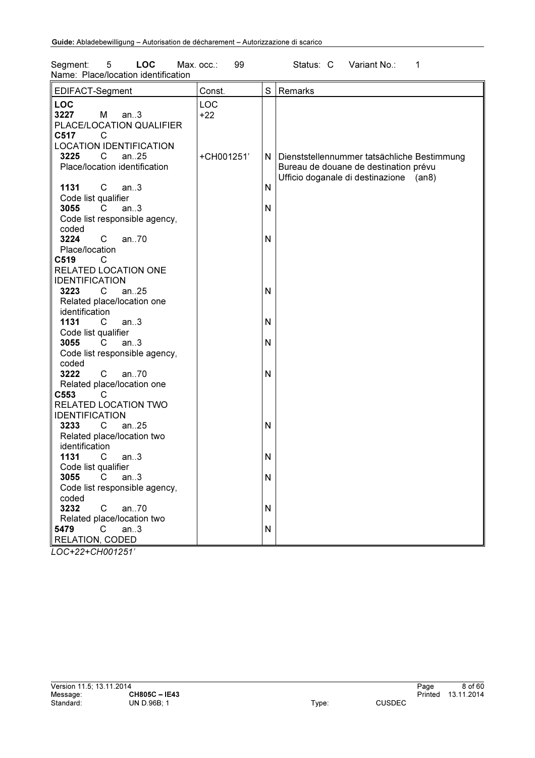Segment: 5 **LOC** Max. occ.: 99 Status: C Variant No.: 1
Name: Place/location identification

| EDIFACT-Segment | Const. | S | Remarks |
|---|---|---|---|
| **LOC** | LOC | | |
| **3227** M an..3<br>PLACE/LOCATION QUALIFIER | +22 | | |
| **C517** C<br>LOCATION IDENTIFICATION | | | |
| **3225** C an..25<br>Place/location identification | +CH001251' | N | Dienststellennummer tatsächliche Bestimmung<br>Bureau de douane de destination prévu<br>Ufficio doganale di destinazione (an8) |
| **1131** C an..3<br>Code list qualifier | | N | |
| **3055** C an..3<br>Code list responsible agency, coded | | N | |
| **3224** C an..70<br>Place/location | | N | |
| **C519** C<br>RELATED LOCATION ONE IDENTIFICATION | | | |
| **3223** C an..25<br>Related place/location one identification | | N | |
| **1131** C an..3<br>Code list qualifier | | N | |
| **3055** C an..3<br>Code list responsible agency, coded | | N | |
| **3222** C an..70<br>Related place/location one | | N | |
| **C553** C<br>RELATED LOCATION TWO IDENTIFICATION | | | |
| **3233** C an..25<br>Related place/location two identification | | N | |
| **1131** C an..3<br>Code list qualifier | | N | |
| **3055** C an..3<br>Code list responsible agency, coded | | N | |
| **3232** C an..70<br>Related place/location two | | N | |
| **5479** C an..3<br>RELATION, CODED | | N | |

*LOC+22+CH001251'*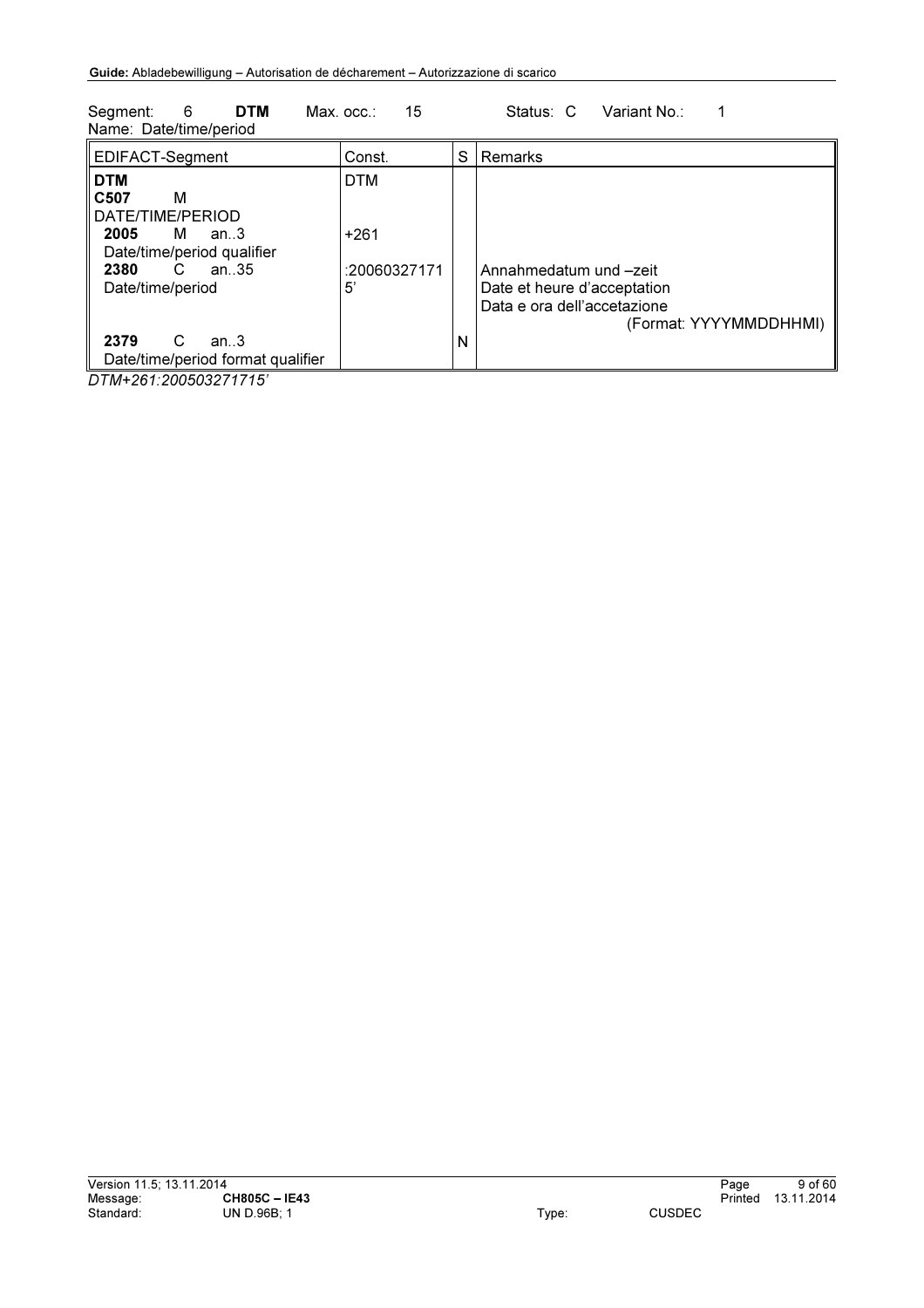Segment: 6 **DTM** Max. occ.: 15 Status: C Variant No.: 1
Name: Date/time/period

| EDIFACT-Segment | Const. | S | Remarks |
|---|---|---|---|
| **DTM** | DTM | | |
| **C507** M<br>DATE/TIME/PERIOD | | | |
| **2005** M an..3<br>Date/time/period qualifier | +261 | | |
| **2380** C an..35<br>Date/time/period | :200603271715' | | Annahmedatum und –zeit<br>Date et heure d'acceptation<br>Data e ora dell'accetazione<br>(Format: YYYYMMDDHHMI) |
| **2379** C an..3<br>Date/time/period format qualifier | | N | |

*DTM+261:200503271715'*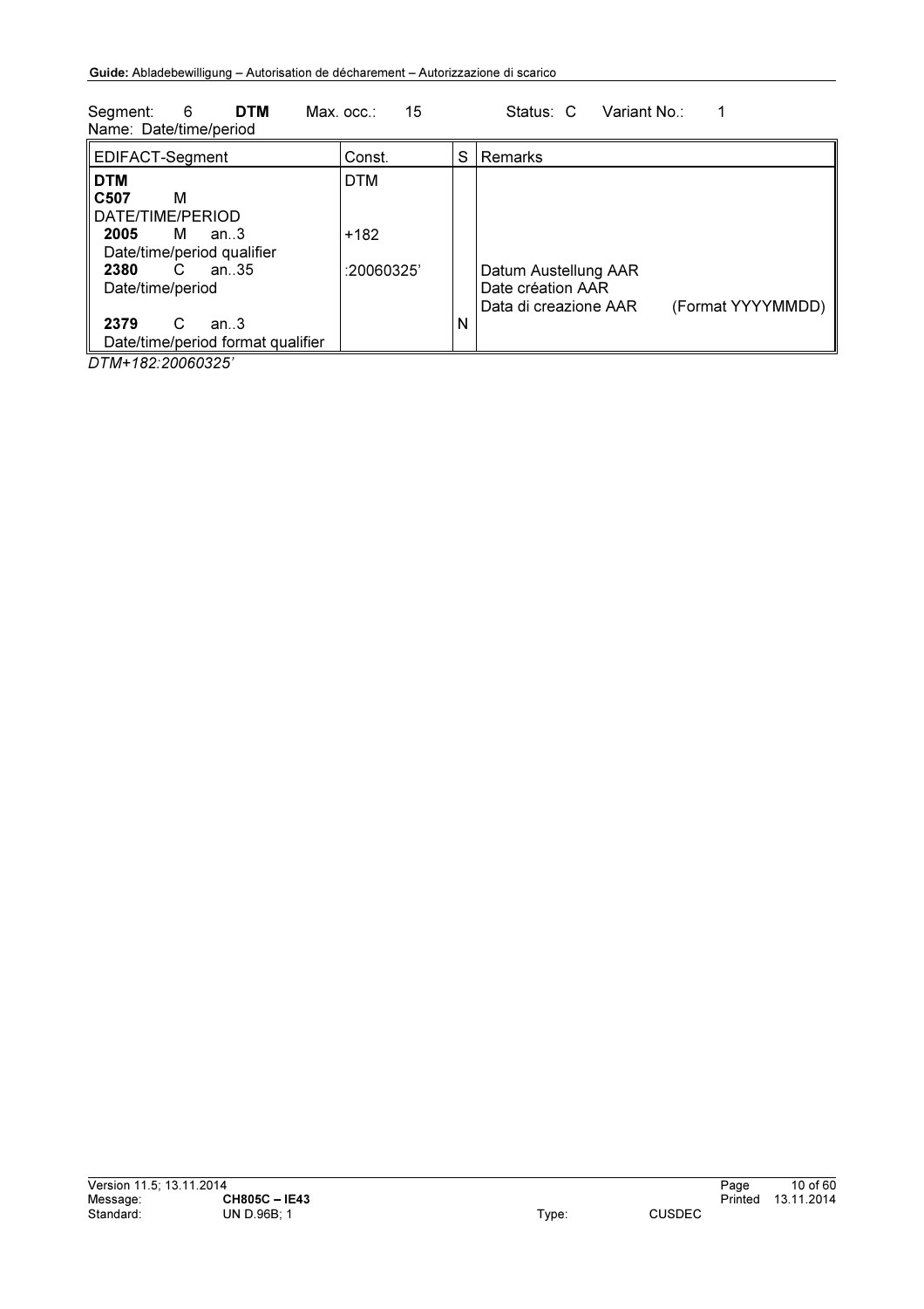Segment: 6 **DTM** Max. occ.: 15 Status: C Variant No.: 1
Name: Date/time/period

| EDIFACT-Segment | Const. | S | Remarks |
|---|---|---|---|
| **DTM** | DTM | | |
| **C507** M<br>DATE/TIME/PERIOD | | | |
| **2005** M an..3<br>Date/time/period qualifier | +182 | | |
| **2380** C an..35<br>Date/time/period | :20060325' | | Datum Austellung AAR<br>Date création AAR<br>Data di creazione AAR (Format YYYYMMDD) |
| **2379** C an..3<br>Date/time/period format qualifier | | N | |

*DTM+182:20060325'*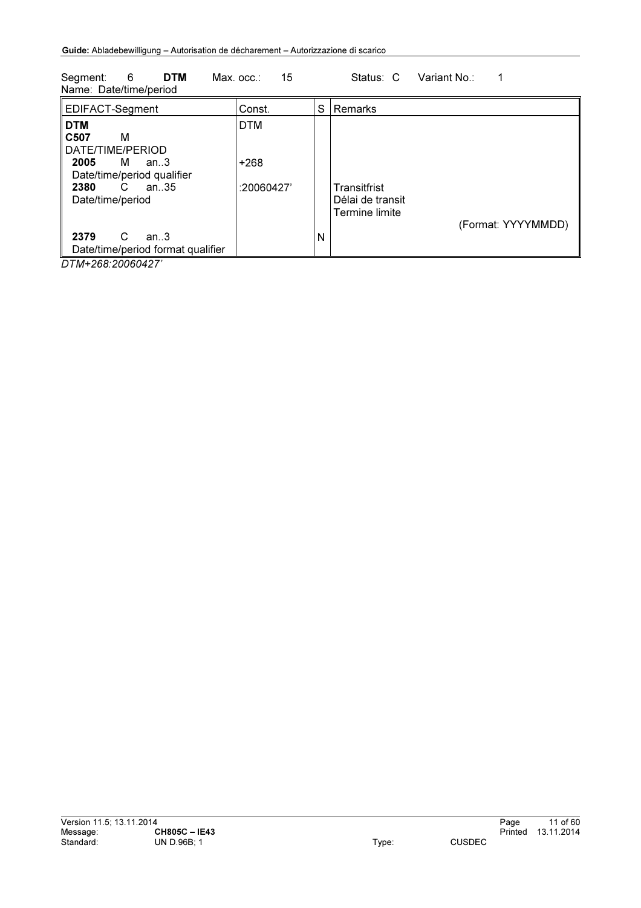Segment: 6 **DTM** Max. occ.: 15 Status: C Variant No.: 1
Name: Date/time/period

| EDIFACT-Segment | Const. | S | Remarks |
|---|---|---|---|
| **DTM** | DTM | | |
| **C507** M<br>DATE/TIME/PERIOD | | | |
| **2005** M an..3<br>Date/time/period qualifier | +268 | | |
| **2380** C an..35<br>Date/time/period | :20060427' | | Transitfrist<br>Délai de transit<br>Termine limite<br>(Format: YYYYMMDD) |
| **2379** C an..3<br>Date/time/period format qualifier | | N | |

*DTM+268:20060427'*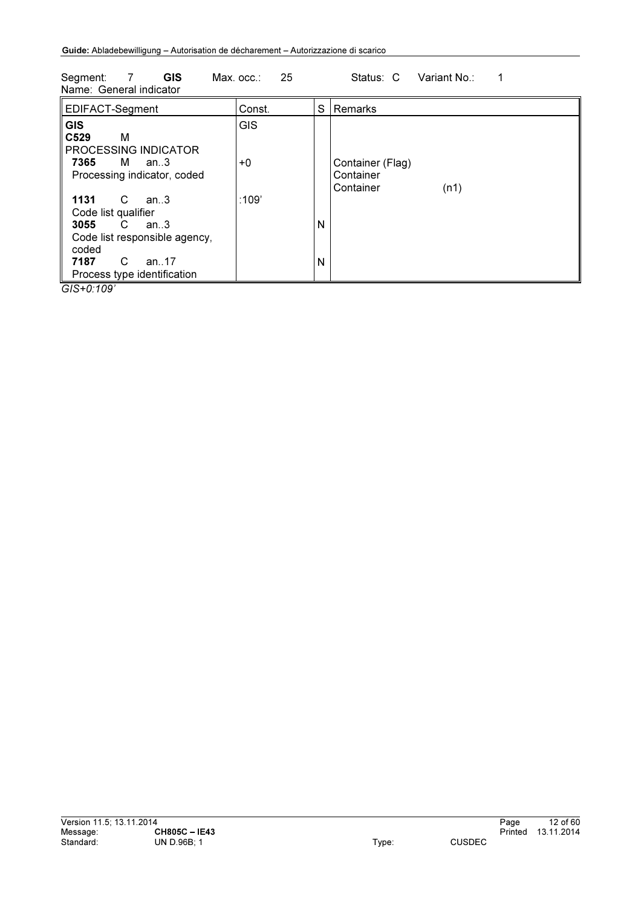Segment: 7 **GIS** Max. occ.: 25 Status: C Variant No.: 1
Name: General indicator

| EDIFACT-Segment | Const. | S | Remarks |
|---|---|---|---|
| **GIS** | GIS | | |
| **C529** M PROCESSING INDICATOR | | | |
| **7365** M an..3 Processing indicator, coded | +0 | | Container (Flag)<br>Container<br>Container (n1) |
| **1131** C an..3 Code list qualifier | :109' | | |
| **3055** C an..3 Code list responsible agency, coded | | N | |
| **7187** C an..17 Process type identification | | N | |

*GIS+0:109'*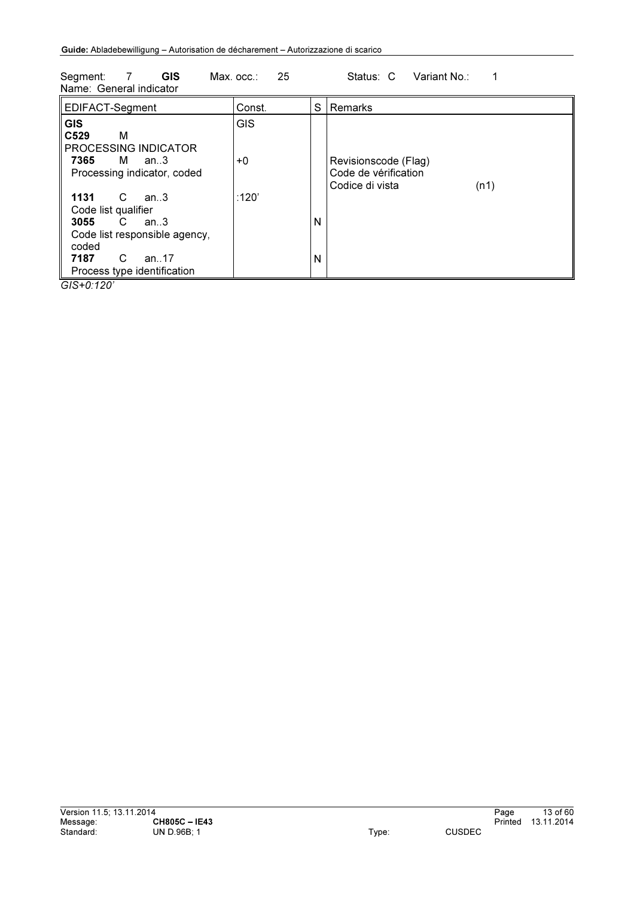Segment: 7 **GIS** Max. occ.: 25 Status: C Variant No.: 1
Name: General indicator

| EDIFACT-Segment | Const. | S | Remarks |
|---|---|---|---|
| **GIS** | GIS | | |
| **C529** M<br>PROCESSING INDICATOR | | | |
| **7365** M an..3<br>Processing indicator, coded | +0 | | Revisionscode (Flag)<br>Code de vérification<br>Codice di vista (n1) |
| **1131** C an..3<br>Code list qualifier | :120' | | |
| **3055** C an..3<br>Code list responsible agency, coded | | N | |
| **7187** C an..17<br>Process type identification | | N | |

*GIS+0:120'*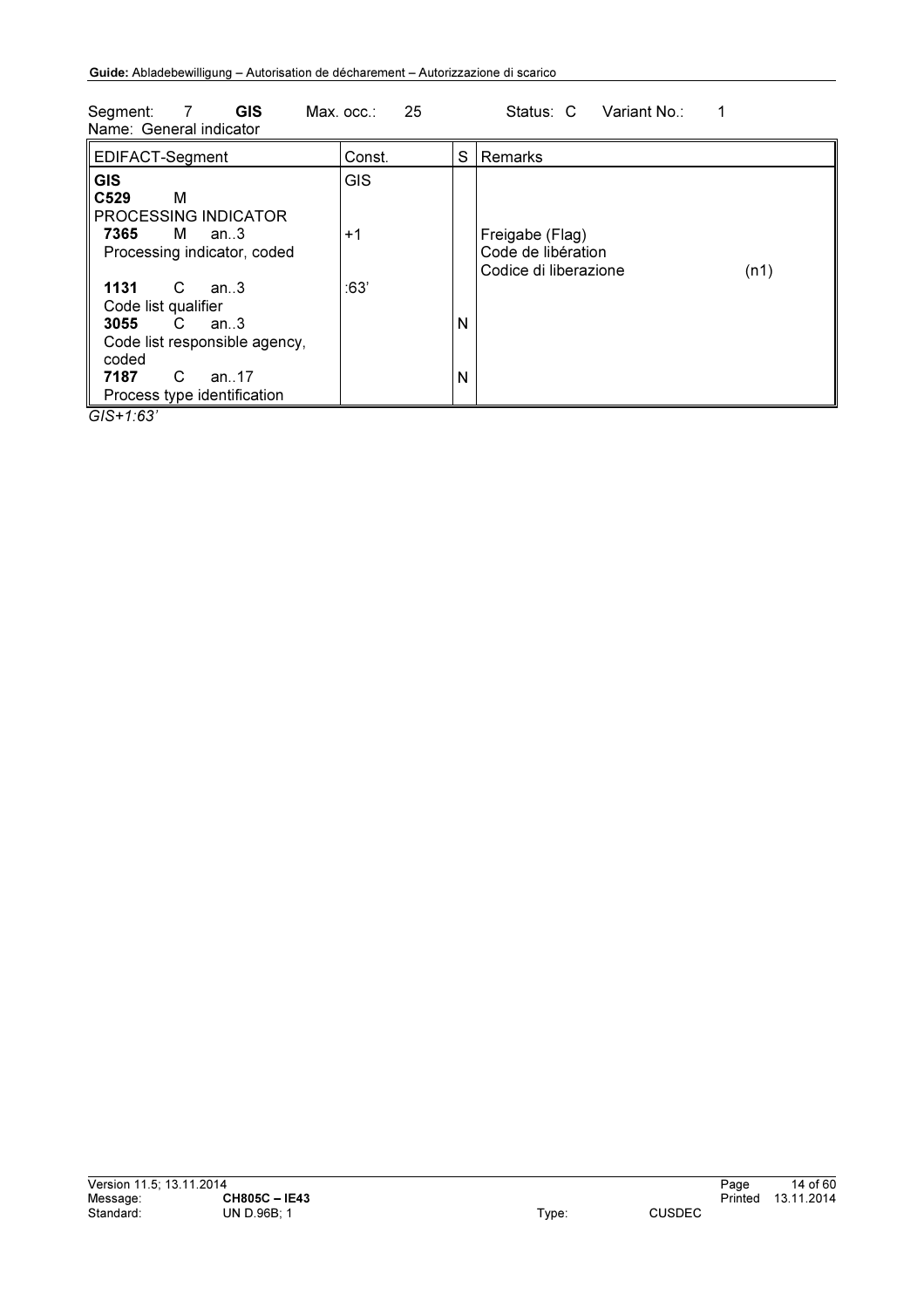Segment: 7 **GIS** Max. occ.: 25 Status: C Variant No.: 1
Name: General indicator

| EDIFACT-Segment | Const. | S | Remarks |
|---|---|---|---|
| **GIS** | GIS | | |
| **C529** M<br>PROCESSING INDICATOR | | | |
| **7365** M an..3<br>Processing indicator, coded | +1 | | Freigabe (Flag)<br>Code de libération<br>Codice di liberazione (n1) |
| **1131** C an..3<br>Code list qualifier | :63' | | |
| **3055** C an..3<br>Code list responsible agency, coded | | N | |
| **7187** C an..17<br>Process type identification | | N | |

*GIS+1:63'*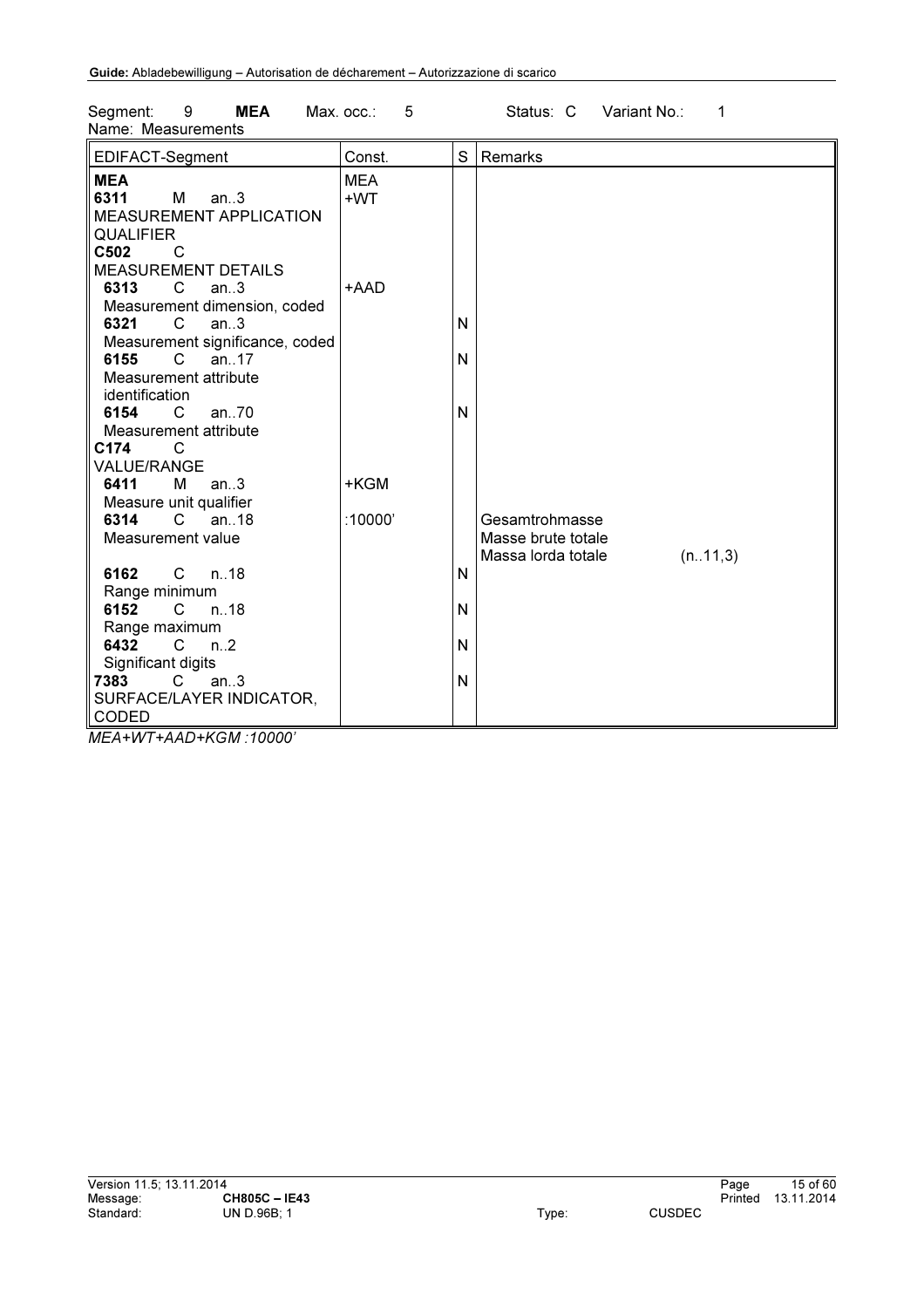Segment: 9 **MEA** Max. occ.: 5 Status: C Variant No.: 1
Name: Measurements

| EDIFACT-Segment | Const. | S | Remarks |
|---|---|---|---|
| **MEA** | MEA | | |
| **6311** M an..3 MEASUREMENT APPLICATION QUALIFIER | +WT | | |
| **C502** C MEASUREMENT DETAILS | | | |
| **6313** C an..3 Measurement dimension, coded | +AAD | | |
| **6321** C an..3 Measurement significance, coded | | N | |
| **6155** C an..17 Measurement attribute identification | | N | |
| **6154** C an..70 Measurement attribute | | N | |
| **C174** C VALUE/RANGE | | | |
| **6411** M an..3 Measure unit qualifier | +KGM | | |
| **6314** C an..18 Measurement value | :10000' | | Gesamtrohmasse<br>Masse brute totale<br>Massa lorda totale (n..11,3) |
| **6162** C n..18 Range minimum | | N | |
| **6152** C n..18 Range maximum | | N | |
| **6432** C n..2 Significant digits | | N | |
| **7383** C an..3 SURFACE/LAYER INDICATOR, CODED | | N | |

*MEA+WT+AAD+KGM :10000'*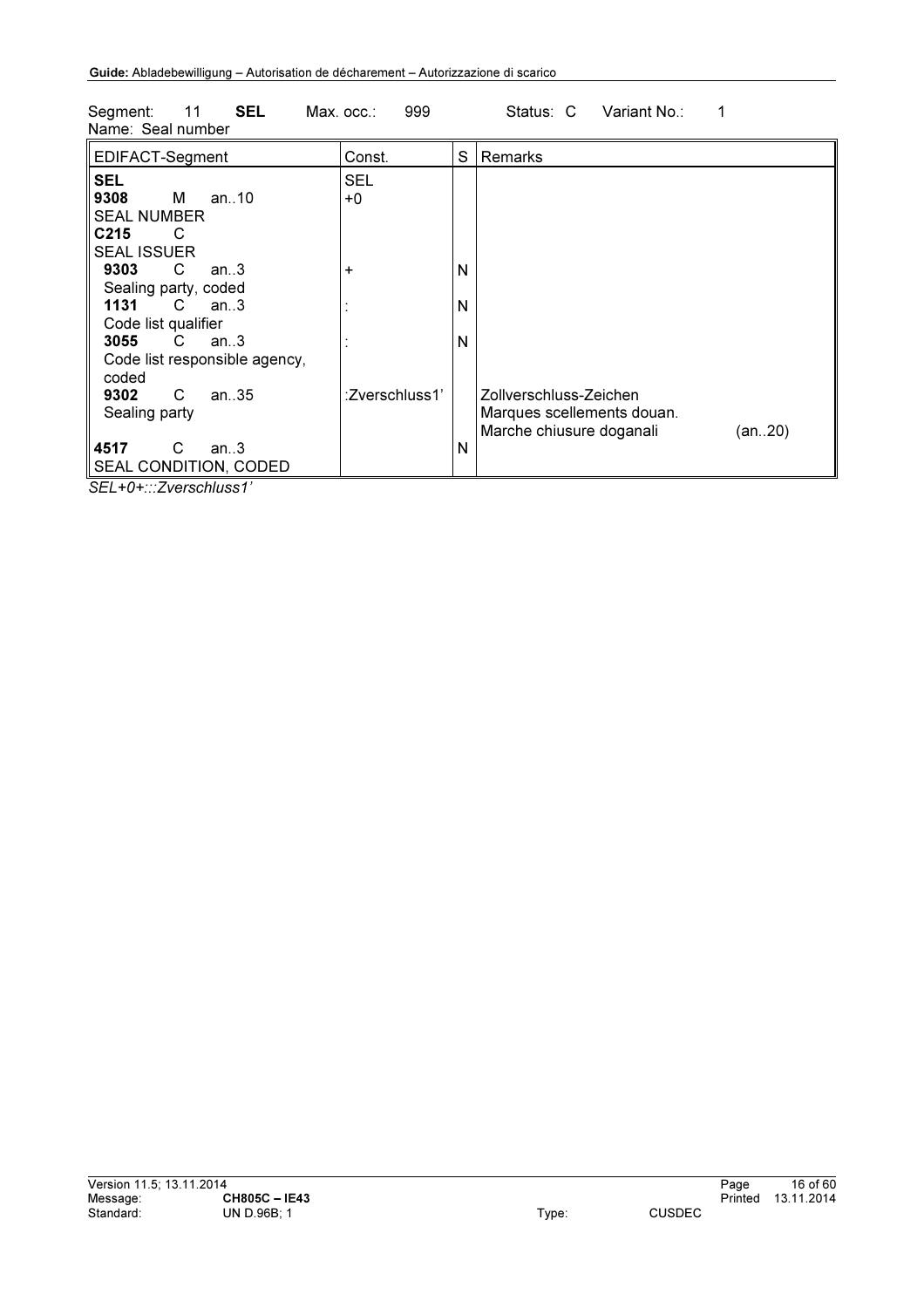Segment: 11 **SEL** Max. occ.: 999 Status: C Variant No.: 1
Name: Seal number

| EDIFACT-Segment | Const. | S | Remarks |
|---|---|---|---|
| **SEL** | SEL | | |
| **9308** M an..10<br>SEAL NUMBER | +0 | | |
| **C215** C<br>SEAL ISSUER | | | |
| **9303** C an..3<br>Sealing party, coded | + | N | |
| **1131** C an..3<br>Code list qualifier | : | N | |
| **3055** C an..3<br>Code list responsible agency, coded | : | N | |
| **9302** C an..35<br>Sealing party | :Zverschluss1' | | Zollverschluss-Zeichen<br>Marques scellements douan.<br>Marche chiusure doganali (an..20) |
| **4517** C an..3<br>SEAL CONDITION, CODED | | N | |

*SEL+0+:::Zverschluss1'*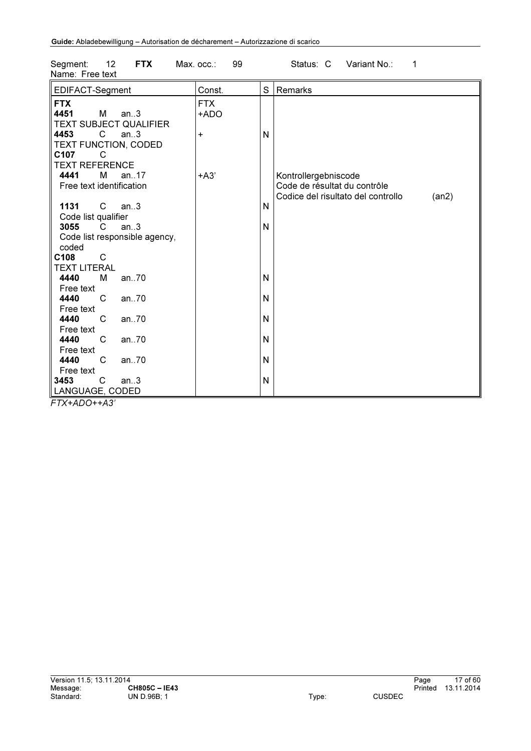Segment: 12 **FTX** Max. occ.: 99 Status: C Variant No.: 1
Name: Free text

| EDIFACT-Segment | Const. | S | Remarks |
|---|---|---|---|
| **FTX** | FTX | | |
| **4451** M an..3<br>TEXT SUBJECT QUALIFIER | +ADO | | |
| **4453** C an..3<br>TEXT FUNCTION, CODED | + | N | |
| **C107** C<br>TEXT REFERENCE | | | |
| **4441** M an..17<br>Free text identification | +A3' | | Kontrollergebniscode<br>Code de résultat du contrôle<br>Codice del risultato del controllo (an2) |
| **1131** C an..3<br>Code list qualifier | | N | |
| **3055** C an..3<br>Code list responsible agency, coded | | N | |
| **C108** C<br>TEXT LITERAL | | | |
| **4440** M an..70<br>Free text | | N | |
| **4440** C an..70<br>Free text | | N | |
| **4440** C an..70<br>Free text | | N | |
| **4440** C an..70<br>Free text | | N | |
| **4440** C an..70<br>Free text | | N | |
| **3453** C an..3<br>LANGUAGE, CODED | | N | |

*FTX+ADO++A3'*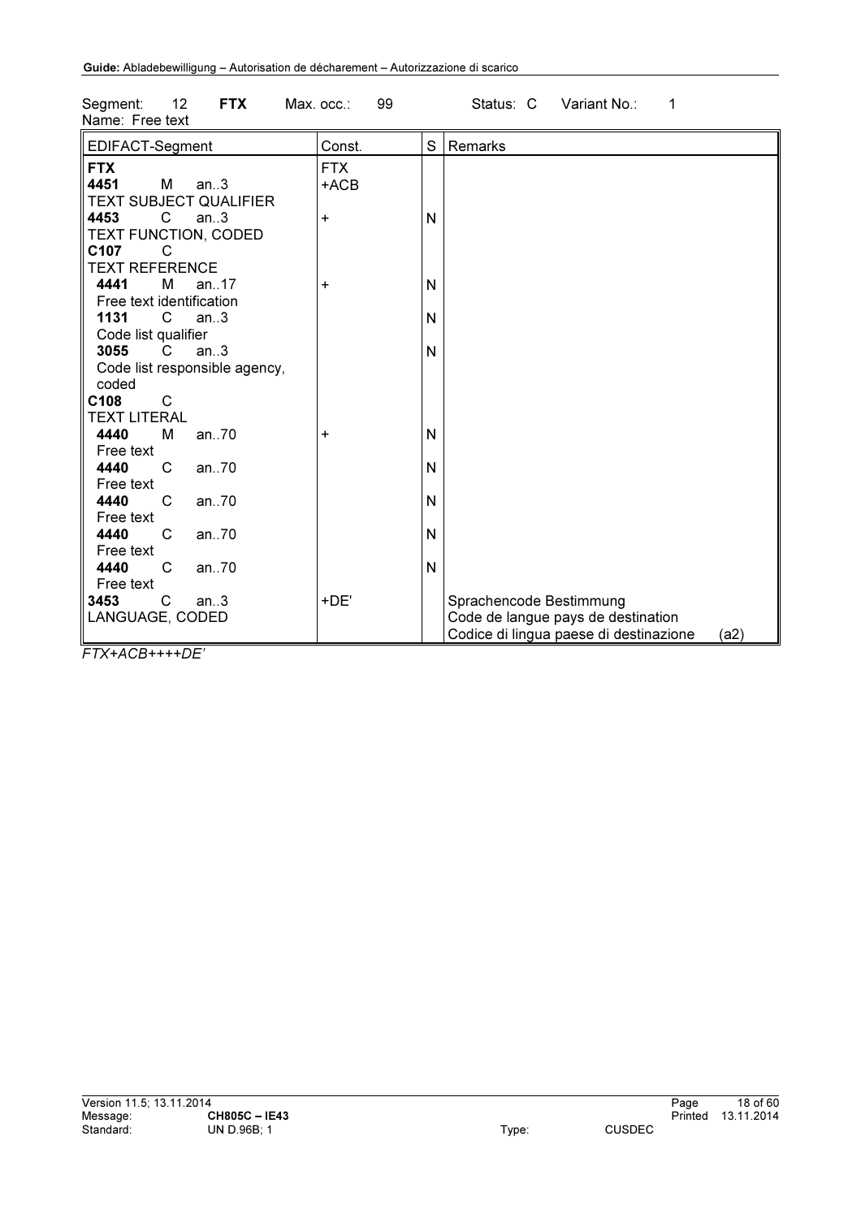Segment: 12 **FTX** Max. occ.: 99 Status: C Variant No.: 1
Name: Free text

| EDIFACT-Segment | Const. | S | Remarks |
|---|---|---|---|
| **FTX** | FTX | | |
| **4451** M an..3<br>TEXT SUBJECT QUALIFIER | +ACB | | |
| **4453** C an..3<br>TEXT FUNCTION, CODED | + | N | |
| **C107** C<br>TEXT REFERENCE | | | |
| **4441** M an..17<br>Free text identification | + | N | |
| **1131** C an..3<br>Code list qualifier | | N | |
| **3055** C an..3<br>Code list responsible agency, coded | | N | |
| **C108** C<br>TEXT LITERAL | | | |
| **4440** M an..70<br>Free text | + | N | |
| **4440** C an..70<br>Free text | | N | |
| **4440** C an..70<br>Free text | | N | |
| **4440** C an..70<br>Free text | | N | |
| **4440** C an..70<br>Free text | | N | |
| **3453** C an..3<br>LANGUAGE, CODED | +DE' | | Sprachencode Bestimmung<br>Code de langue pays de destination<br>Codice di lingua paese di destinazione (a2) |

*FTX+ACB++++DE'*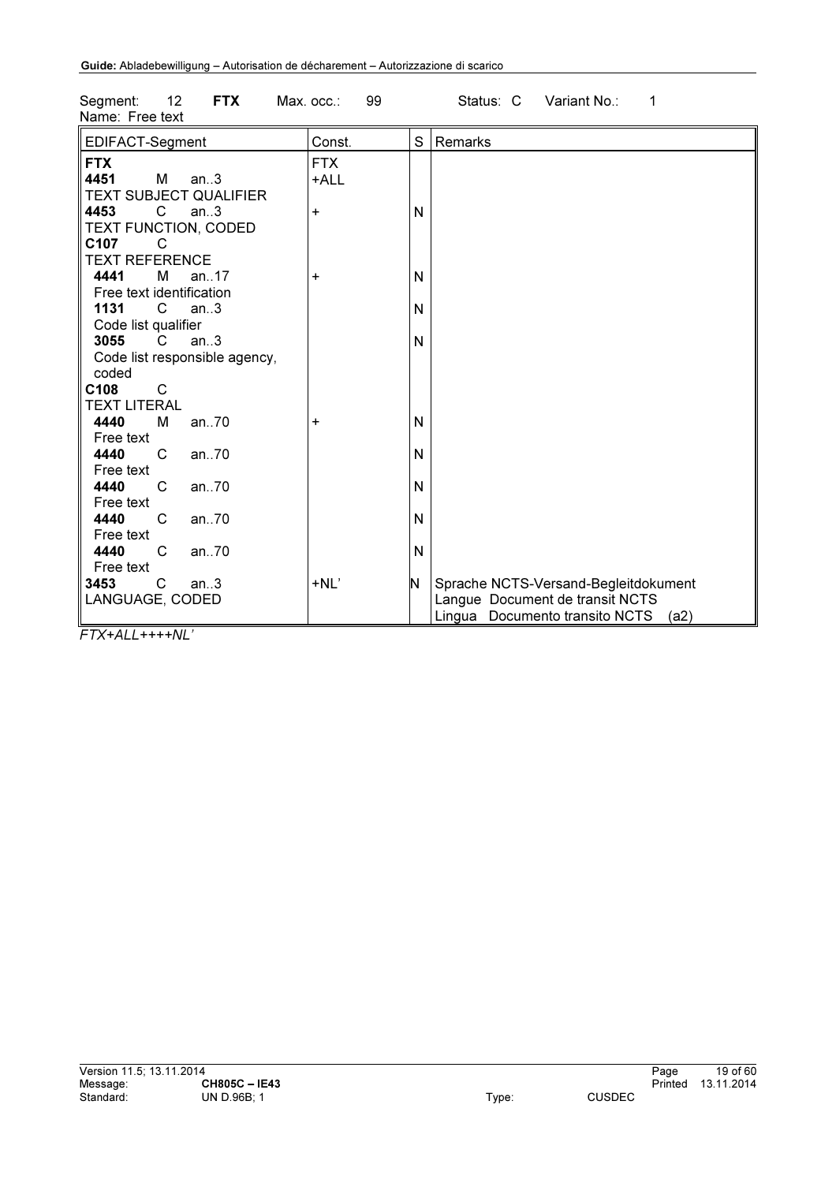Segment: 12 **FTX** Max. occ.: 99 Status: C Variant No.: 1
Name: Free text

| EDIFACT-Segment | Const. | S | Remarks |
|---|---|---|---|
| **FTX** | FTX | | |
| **4451** M an..3<br>TEXT SUBJECT QUALIFIER | +ALL | | |
| **4453** C an..3<br>TEXT FUNCTION, CODED | + | N | |
| **C107** C<br>TEXT REFERENCE | | | |
| **4441** M an..17<br>Free text identification | + | N | |
| **1131** C an..3<br>Code list qualifier | | N | |
| **3055** C an..3<br>Code list responsible agency, coded | | N | |
| **C108** C<br>TEXT LITERAL | | | |
| **4440** M an..70<br>Free text | + | N | |
| **4440** C an..70<br>Free text | | N | |
| **4440** C an..70<br>Free text | | N | |
| **4440** C an..70<br>Free text | | N | |
| **4440** C an..70<br>Free text | | N | |
| **3453** C an..3<br>LANGUAGE, CODED | +NL' | N | Sprache NCTS-Versand-Begleitdokument<br>Langue Document de transit NCTS<br>Lingua Documento transito NCTS (a2) |

*FTX+ALL++++NL'*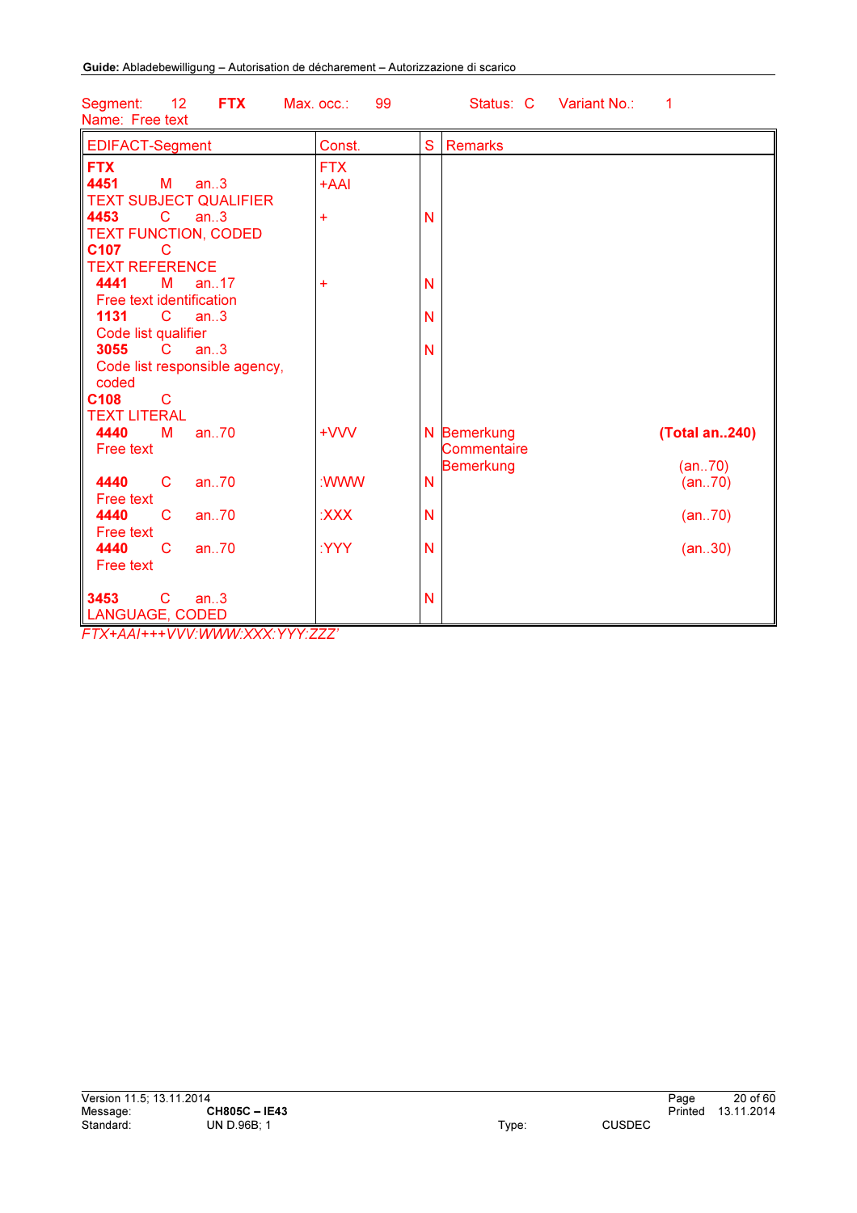Segment: 12 **FTX** Max. occ.: 99 Status: C Variant No.: 1
Name: Free text

| EDIFACT-Segment | Const. | S | Remarks | |
|---|---|---|---|---|
| **FTX** | FTX | | | |
| **4451** M an..3<br>TEXT SUBJECT QUALIFIER | +AAI | | | |
| **4453** C an..3<br>TEXT FUNCTION, CODED | + | N | | |
| **C107** C<br>TEXT REFERENCE | | | | |
| **4441** M an..17<br>Free text identification | + | N | | |
| **1131** C an..3<br>Code list qualifier | | N | | |
| **3055** C an..3<br>Code list responsible agency, coded | | N | | |
| **C108** C<br>TEXT LITERAL | | | | |
| **4440** M an..70<br>Free text | +VVV | N | Bemerkung<br>Commentaire<br>Bemerkung | **(Total an..240)**<br><br>(an..70) |
| **4440** C an..70<br>Free text | :WWW | N | | (an..70) |
| **4440** C an..70<br>Free text | :XXX | N | | (an..70) |
| **4440** C an..70<br>Free text | :YYY | N | | (an..30) |
| **3453** C an..3<br>LANGUAGE, CODED | | N | | |

*FTX+AAI+++VVV:WWW:XXX:YYY:ZZZ'*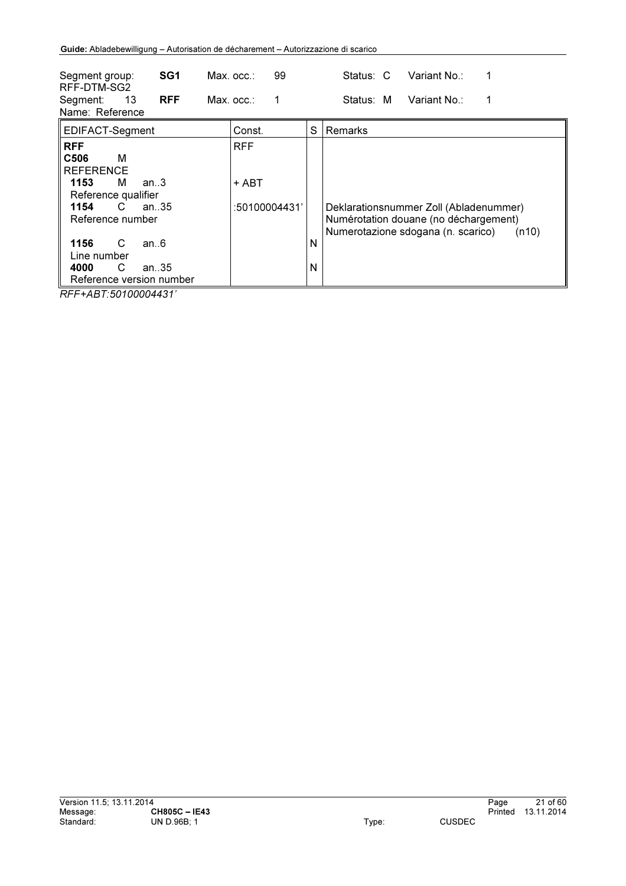| Segment group: | SG1 | Max. occ.: | 99 | Status: C | Variant No.: | 1 |
|---|---|---|---|---|---|---|
| RFF-DTM-SG2 | | | | | | |
| Segment: 13 | RFF | Max. occ.: | 1 | Status: M | Variant No.: | 1 |
| Name: Reference | | | | | | |

| EDIFACT-Segment | Const. | S | Remarks |
|---|---|---|---|
| **RFF** | RFF | | |
| **C506** M<br>REFERENCE | | | |
| **1153** M an..3<br>Reference qualifier | + ABT | | |
| **1154** C an..35<br>Reference number | :50100004431' | | Deklarationsnummer Zoll (Abladenummer)<br>Numérotation douane (no déchargement)<br>Numerotazione sdogana (n. scarico) (n10) |
| **1156** C an..6<br>Line number | | N | |
| **4000** C an..35<br>Reference version number | | N | |

*RFF+ABT:50100004431'*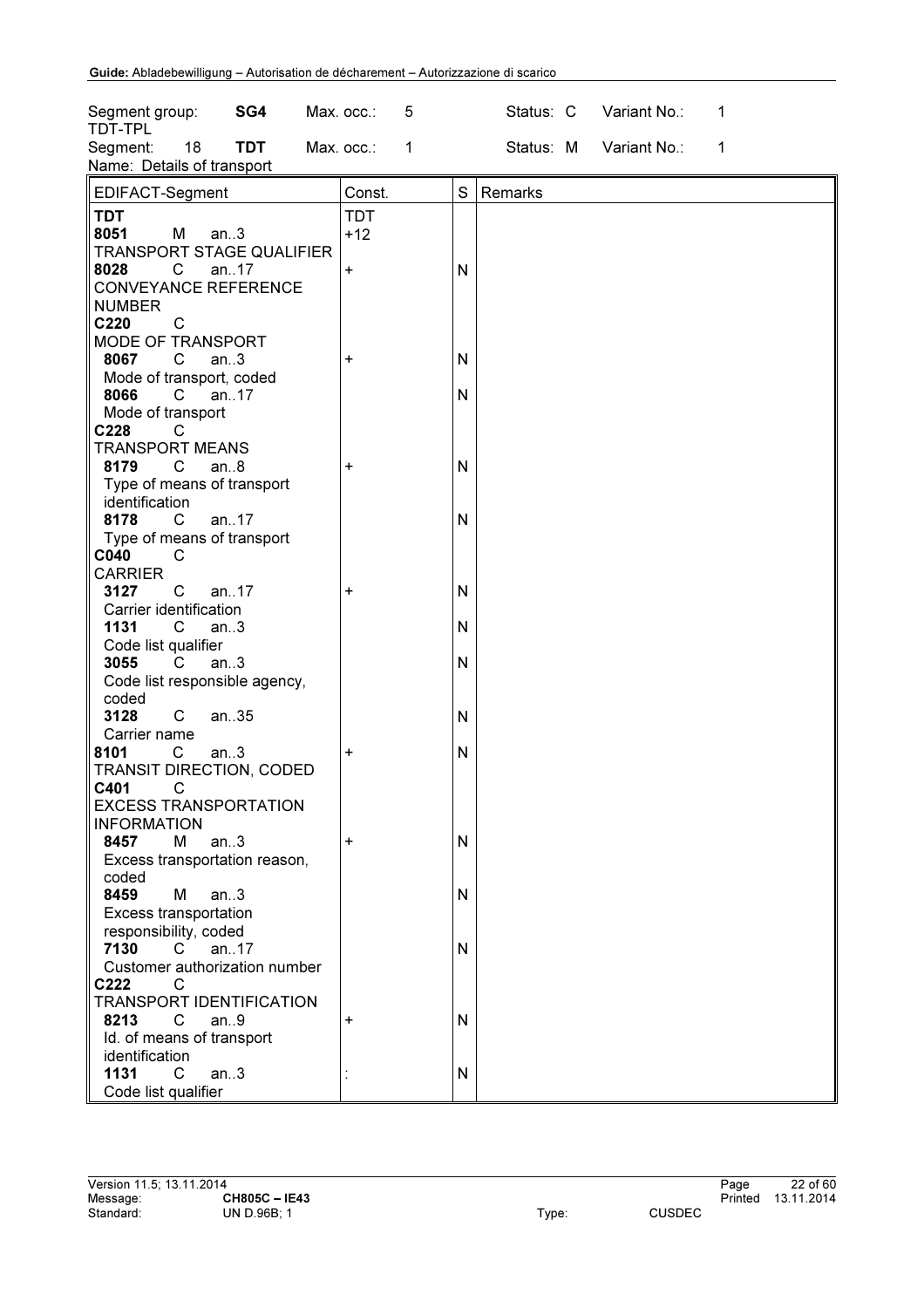| Segment group: | SG4 | Max. occ.: | 5 | Status: C | Variant No.: | 1 |
|---|---|---|---|---|---|---|
| TDT-TPL | | | | | | |
| Segment: 18 | TDT | Max. occ.: | 1 | Status: M | Variant No.: | 1 |
| Name: Details of transport | | | | | | |

| EDIFACT-Segment | Const. | S | Remarks |
|---|---|---|---|
| **TDT** | TDT | | |
| **8051** M an..3 TRANSPORT STAGE QUALIFIER | +12 | | |
| **8028** C an..17 CONVEYANCE REFERENCE NUMBER | + | N | |
| **C220** C MODE OF TRANSPORT | | | |
| **8067** C an..3 Mode of transport, coded | + | N | |
| **8066** C an..17 Mode of transport | | N | |
| **C228** C TRANSPORT MEANS | | | |
| **8179** C an..8 Type of means of transport identification | + | N | |
| **8178** C an..17 Type of means of transport | | N | |
| **C040** C CARRIER | | | |
| **3127** C an..17 Carrier identification | + | N | |
| **1131** C an..3 Code list qualifier | | N | |
| **3055** C an..3 Code list responsible agency, coded | | N | |
| **3128** C an..35 Carrier name | | N | |
| **8101** C an..3 TRANSIT DIRECTION, CODED | + | N | |
| **C401** C EXCESS TRANSPORTATION INFORMATION | | | |
| **8457** M an..3 Excess transportation reason, coded | + | N | |
| **8459** M an..3 Excess transportation responsibility, coded | | N | |
| **7130** C an..17 Customer authorization number | | N | |
| **C222** C TRANSPORT IDENTIFICATION | | | |
| **8213** C an..9 Id. of means of transport identification | + | N | |
| **1131** C an..3 Code list qualifier | : | N | |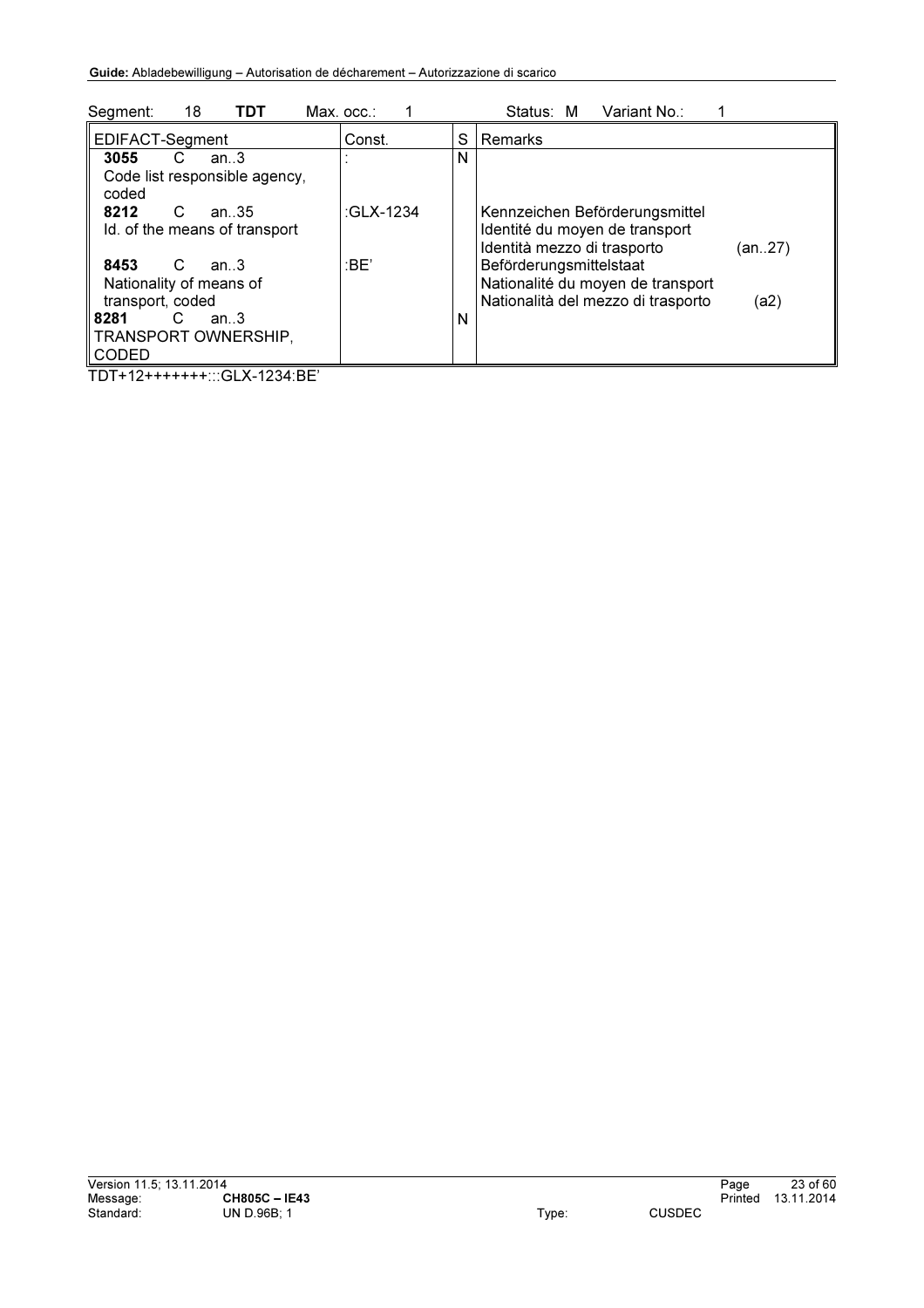| Segment: | 18 | **TDT** | Max. occ.: | 1 | Status: M | Variant No.: | 1 |
|---|---|---|---|---|---|---|---|

| EDIFACT-Segment | Const. | S | Remarks | |
|---|---|---|---|---|
| **3055** C an..3<br>Code list responsible agency, coded | : | N | | |
| **8212** C an..35<br>Id. of the means of transport | :GLX-1234 | | Kennzeichen Beförderungsmittel<br>Identité du moyen de transport<br>Identità mezzo di trasporto | (an..27) |
| **8453** C an..3<br>Nationality of means of transport, coded | :BE' | | Beförderungsmittelstaat<br>Nationalité du moyen de transport<br>Nationalità del mezzo di trasporto | (a2) |
| **8281** C an..3<br>TRANSPORT OWNERSHIP, CODED | | N | | |

TDT+12+++++++:::GLX-1234:BE'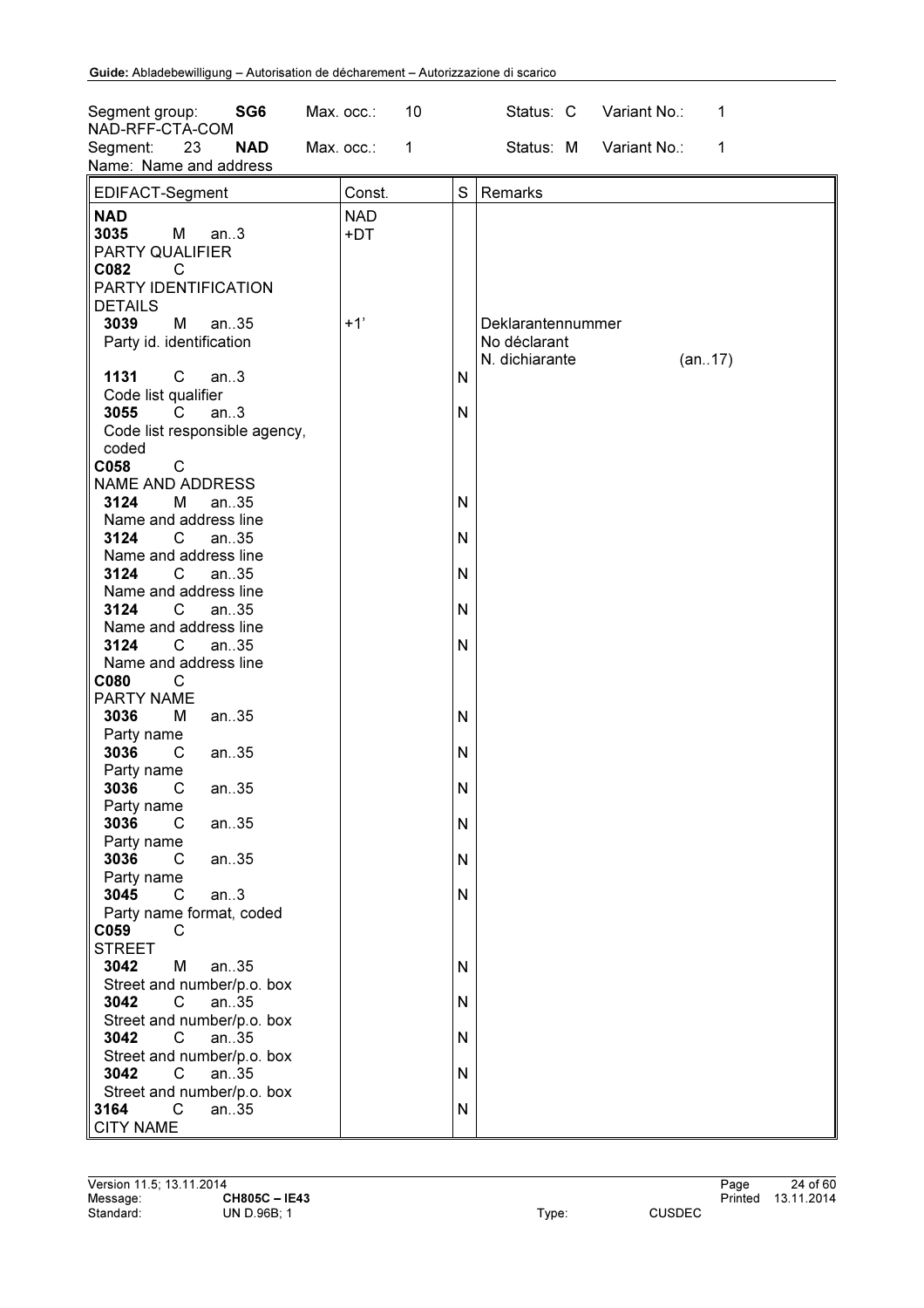Segment group: **SG6** Max. occ.: 10 Status: C Variant No.: 1
NAD-RFF-CTA-COM
Segment: 23 **NAD** Max. occ.: 1 Status: M Variant No.: 1
Name: Name and address

| EDIFACT-Segment | Const. | S | Remarks |
|---|---|---|---|
| **NAD** | NAD | | |
| **3035** M an..3<br>PARTY QUALIFIER | +DT | | |
| **C082** C<br>PARTY IDENTIFICATION DETAILS | | | |
| **3039** M an..35<br>Party id. identification | +1' | | Deklarantennummer<br>No déclarant<br>N. dichiarante (an..17) |
| **1131** C an..3<br>Code list qualifier | | N | |
| **3055** C an..3<br>Code list responsible agency, coded | | N | |
| **C058** C<br>NAME AND ADDRESS | | | |
| **3124** M an..35<br>Name and address line | | N | |
| **3124** C an..35<br>Name and address line | | N | |
| **3124** C an..35<br>Name and address line | | N | |
| **3124** C an..35<br>Name and address line | | N | |
| **3124** C an..35<br>Name and address line | | N | |
| **C080** C<br>PARTY NAME | | | |
| **3036** M an..35<br>Party name | | N | |
| **3036** C an..35<br>Party name | | N | |
| **3036** C an..35<br>Party name | | N | |
| **3036** C an..35<br>Party name | | N | |
| **3036** C an..35<br>Party name | | N | |
| **3045** C an..3<br>Party name format, coded | | N | |
| **C059** C<br>STREET | | | |
| **3042** M an..35<br>Street and number/p.o. box | | N | |
| **3042** C an..35<br>Street and number/p.o. box | | N | |
| **3042** C an..35<br>Street and number/p.o. box | | N | |
| **3042** C an..35<br>Street and number/p.o. box | | N | |
| **3164** C an..35<br>CITY NAME | | N | |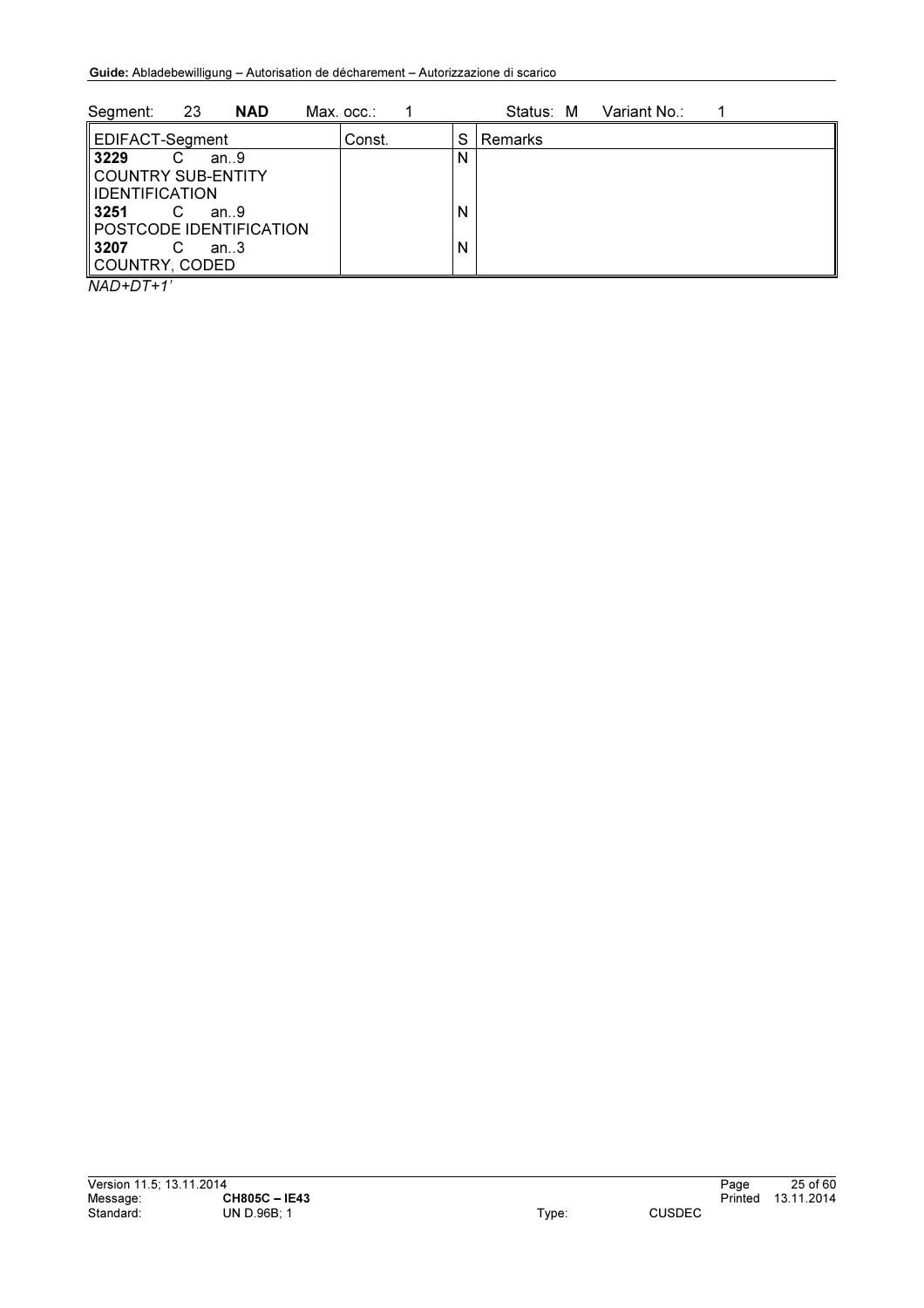Segment: 23 **NAD** Max. occ.: 1 Status: M Variant No.: 1

| EDIFACT-Segment | Const. | S | Remarks |
|---|---|---|---|
| **3229** C an..9 COUNTRY SUB-ENTITY IDENTIFICATION | | N | |
| **3251** C an..9 POSTCODE IDENTIFICATION | | N | |
| **3207** C an..3 COUNTRY, CODED | | N | |

*NAD+DT+1'*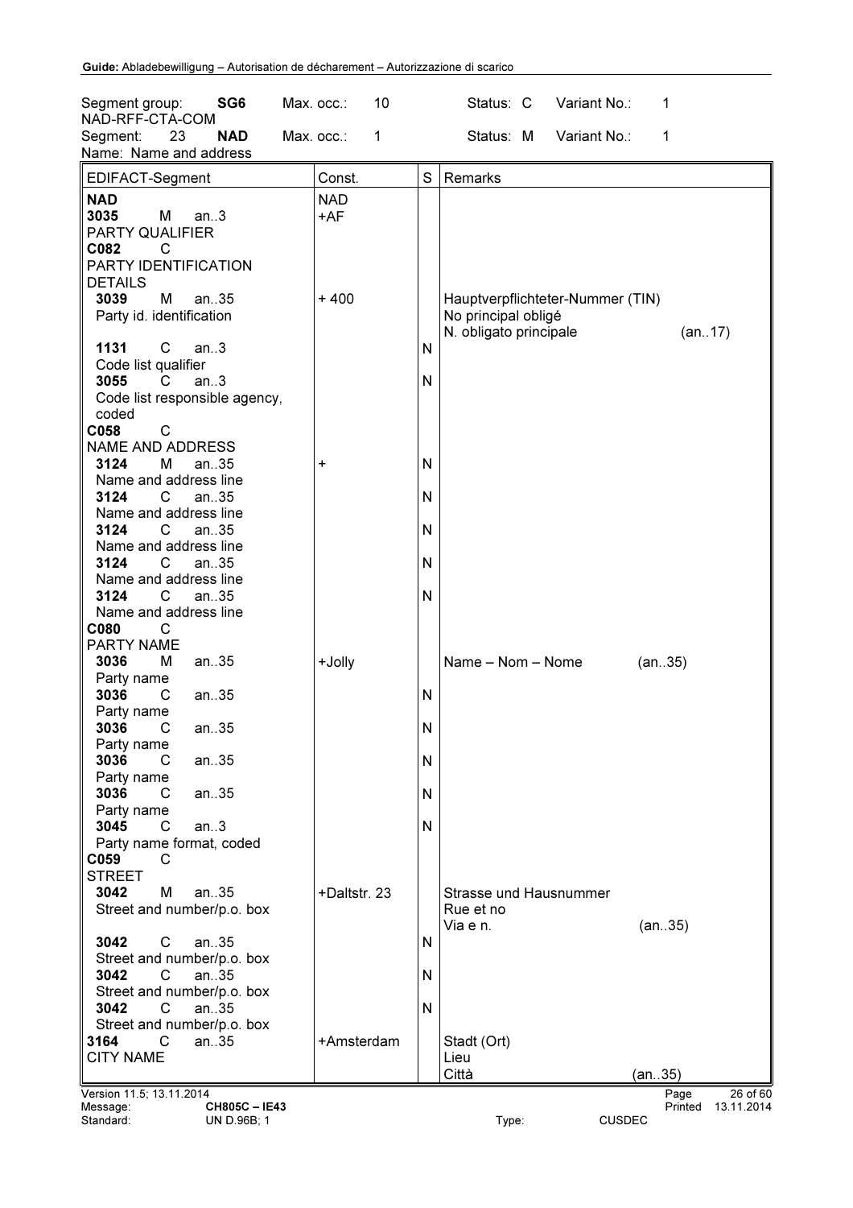Segment group: **SG6** Max. occ.: 10 Status: C Variant No.: 1
NAD-RFF-CTA-COM
Segment: 23 **NAD** Max. occ.: 1 Status: M Variant No.: 1
Name: Name and address

| EDIFACT-Segment | Const. | S | Remarks |
|---|---|---|---|
| **NAD** | NAD | | |
| **3035** M an..3<br>PARTY QUALIFIER | +AF | | |
| **C082** C<br>PARTY IDENTIFICATION DETAILS | | | |
| **3039** M an..35<br>Party id. identification | + 400 | | Hauptverpflichteter-Nummer (TIN)<br>No principal obligé<br>N. obligato principale (an..17) |
| **1131** C an..3<br>Code list qualifier | | N | |
| **3055** C an..3<br>Code list responsible agency, coded | | N | |
| **C058** C<br>NAME AND ADDRESS | | | |
| **3124** M an..35<br>Name and address line | + | N | |
| **3124** C an..35<br>Name and address line | | N | |
| **3124** C an..35<br>Name and address line | | N | |
| **3124** C an..35<br>Name and address line | | N | |
| **3124** C an..35<br>Name and address line | | N | |
| **C080** C<br>PARTY NAME | | | |
| **3036** M an..35<br>Party name | +Jolly | | Name – Nom – Nome (an..35) |
| **3036** C an..35<br>Party name | | N | |
| **3036** C an..35<br>Party name | | N | |
| **3036** C an..35<br>Party name | | N | |
| **3036** C an..35<br>Party name | | N | |
| **3045** C an..3<br>Party name format, coded | | N | |
| **C059** C<br>STREET | | | |
| **3042** M an..35<br>Street and number/p.o. box | +Daltstr. 23 | | Strasse und Hausnummer<br>Rue et no<br>Via e n. (an..35) |
| **3042** C an..35<br>Street and number/p.o. box | | N | |
| **3042** C an..35<br>Street and number/p.o. box | | N | |
| **3042** C an..35<br>Street and number/p.o. box | | N | |
| **3164** C an..35<br>CITY NAME | +Amsterdam | | Stadt (Ort)<br>Lieu<br>Città (an..35) |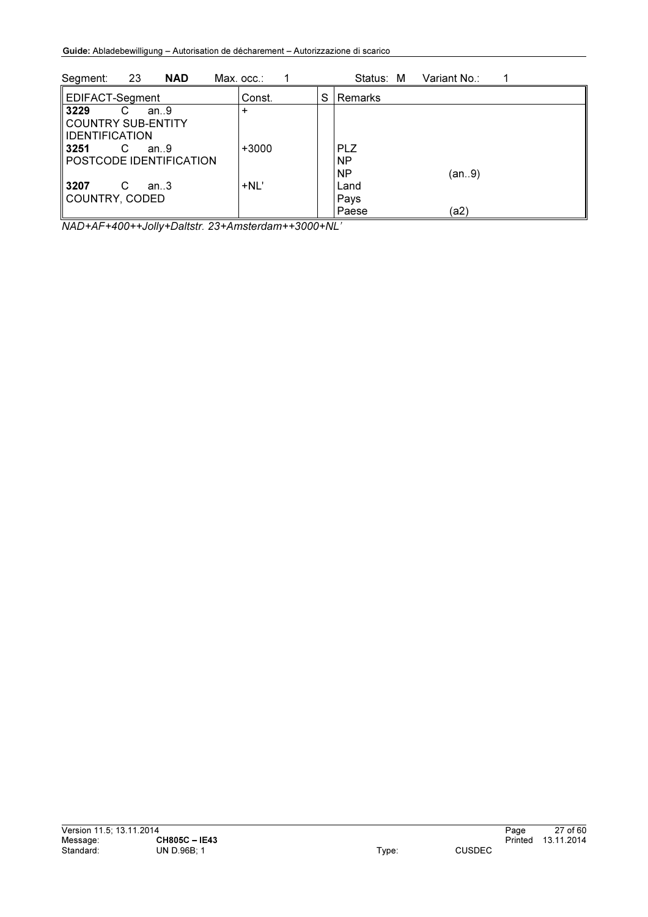Segment: 23 **NAD** Max. occ.: 1 Status: M Variant No.: 1

| EDIFACT-Segment | Const. | S | Remarks | |
|---|---|---|---|---|
| **3229** C an..9<br>COUNTRY SUB-ENTITY IDENTIFICATION | + | | | |
| **3251** C an..9<br>POSTCODE IDENTIFICATION | +3000 | | PLZ<br>NP<br>NP | <br><br>(an..9) |
| **3207** C an..3<br>COUNTRY, CODED | +NL' | | Land<br>Pays<br>Paese | <br><br>(a2) |

*NAD+AF+400++Jolly+Daltstr. 23+Amsterdam++3000+NL'*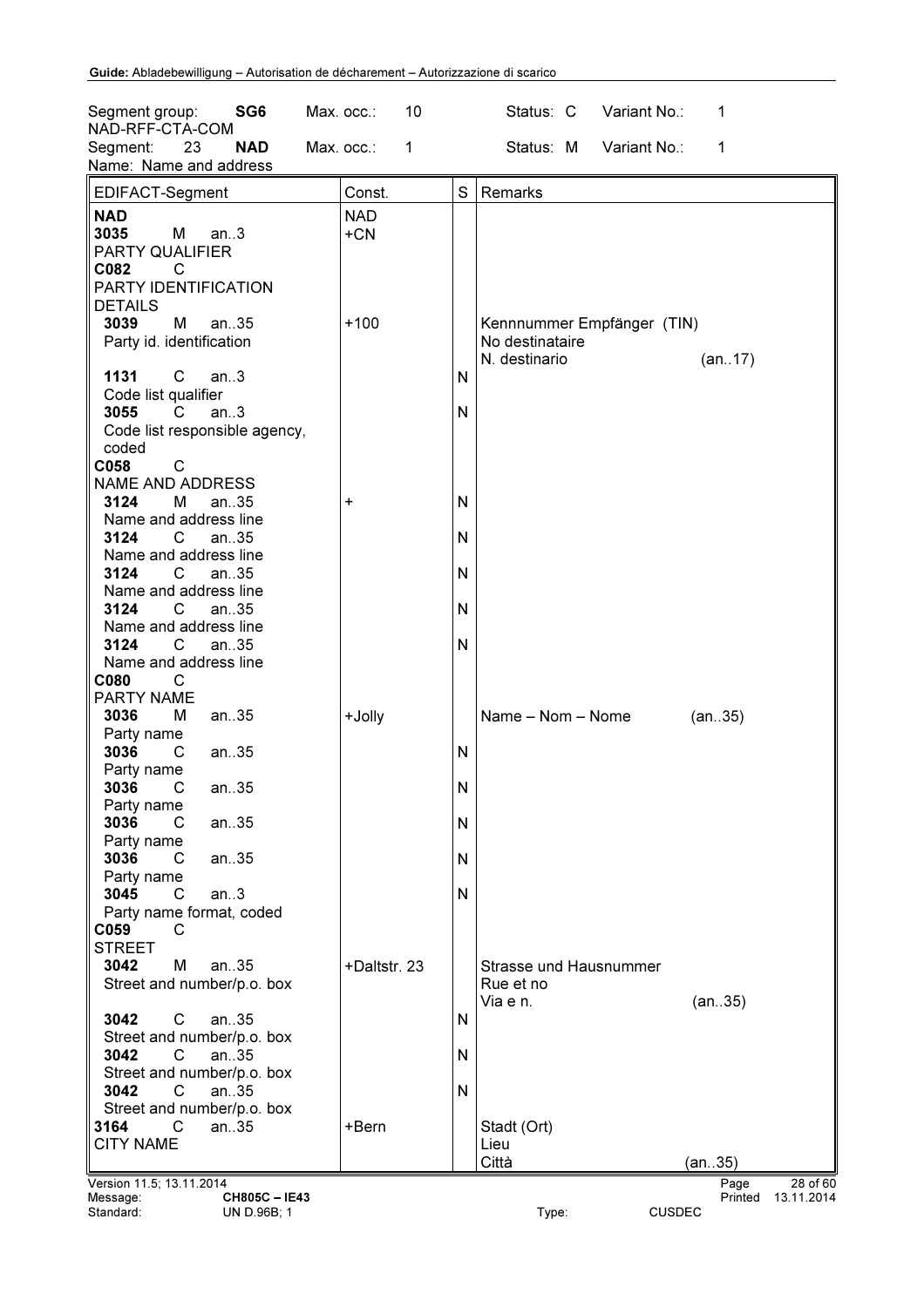Segment group: **SG6** Max. occ.: 10 Status: C Variant No.: 1
NAD-RFF-CTA-COM
Segment: 23 **NAD** Max. occ.: 1 Status: M Variant No.: 1
Name: Name and address

| EDIFACT-Segment | Const. | S | Remarks |
|---|---|---|---|
| **NAD** | NAD | | |
| **3035** M an..3 PARTY QUALIFIER | +CN | | |
| **C082** C PARTY IDENTIFICATION DETAILS | | | |
| **3039** M an..35 Party id. identification | +100 | | Kennnummer Empfänger (TIN) No destinataire N. destinario (an..17) |
| **1131** C an..3 Code list qualifier | | N | |
| **3055** C an..3 Code list responsible agency, coded | | N | |
| **C058** C NAME AND ADDRESS | | | |
| **3124** M an..35 Name and address line | + | N | |
| **3124** C an..35 Name and address line | | N | |
| **3124** C an..35 Name and address line | | N | |
| **3124** C an..35 Name and address line | | N | |
| **3124** C an..35 Name and address line | | N | |
| **C080** C PARTY NAME | | | |
| **3036** M an..35 Party name | +Jolly | | Name – Nom – Nome (an..35) |
| **3036** C an..35 Party name | | N | |
| **3036** C an..35 Party name | | N | |
| **3036** C an..35 Party name | | N | |
| **3036** C an..35 Party name | | N | |
| **3045** C an..3 Party name format, coded | | N | |
| **C059** C STREET | | | |
| **3042** M an..35 Street and number/p.o. box | +Daltstr. 23 | | Strasse und Hausnummer Rue et no Via e n. (an..35) |
| **3042** C an..35 Street and number/p.o. box | | N | |
| **3042** C an..35 Street and number/p.o. box | | N | |
| **3042** C an..35 Street and number/p.o. box | | N | |
| **3164** C an..35 CITY NAME | +Bern | | Stadt (Ort) Lieu Città (an..35) |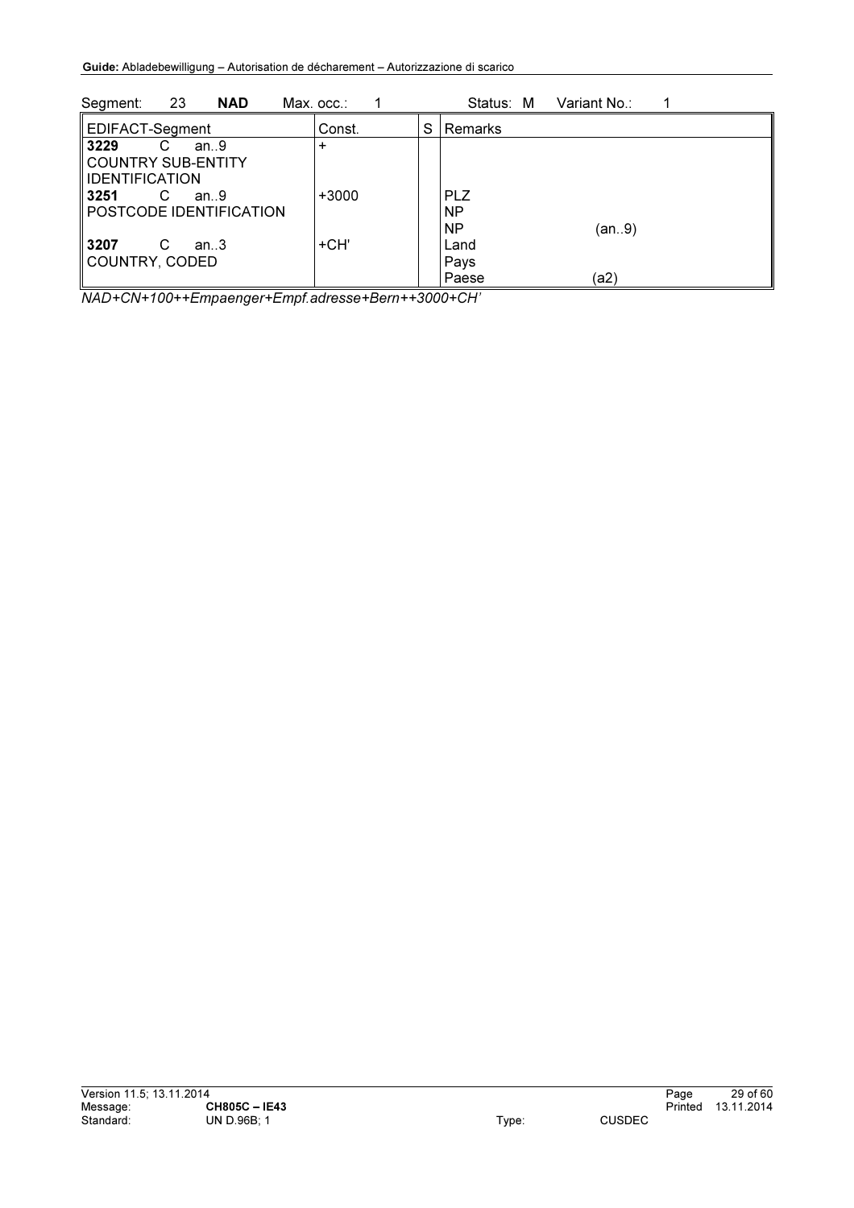| Segment: | 23 | **NAD** | Max. occ.: | 1 | Status: M | Variant No.: | 1 |
|---|---|---|---|---|---|---|---|

| EDIFACT-Segment | Const. | S | Remarks |
|---|---|---|---|
| **3229** C an..9<br>COUNTRY SUB-ENTITY IDENTIFICATION | + | | |
| **3251** C an..9<br>POSTCODE IDENTIFICATION | +3000 | | PLZ<br>NP<br>NP (an..9) |
| **3207** C an..3<br>COUNTRY, CODED | +CH' | | Land<br>Pays<br>Paese (a2) |

*NAD+CN+100++Empaenger+Empf.adresse+Bern++3000+CH'*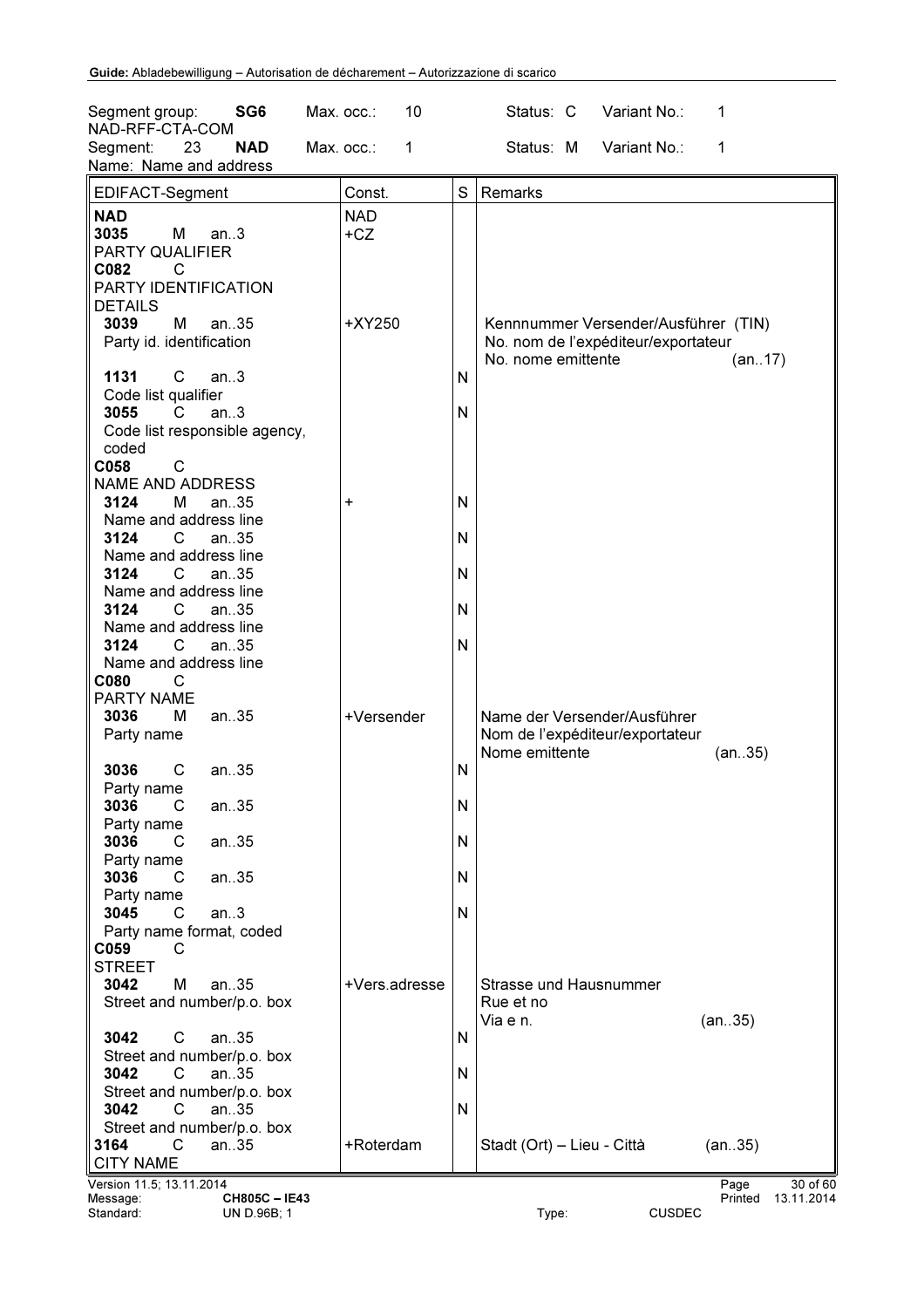Segment group: **SG6** Max. occ.: 10 Status: C Variant No.: 1
NAD-RFF-CTA-COM
Segment: 23 **NAD** Max. occ.: 1 Status: M Variant No.: 1
Name: Name and address

| EDIFACT-Segment | Const. | S | Remarks |
|---|---|---|---|
| **NAD** | NAD | | |
| **3035** M an..3<br>PARTY QUALIFIER | +CZ | | |
| **C082** C<br>PARTY IDENTIFICATION DETAILS | | | |
| **3039** M an..35<br>Party id. identification | +XY250 | | Kennnummer Versender/Ausführer (TIN)<br>No. nom de l'expéditeur/exportateur<br>No. nome emittente (an..17) |
| **1131** C an..3<br>Code list qualifier | | N | |
| **3055** C an..3<br>Code list responsible agency, coded | | N | |
| **C058** C<br>NAME AND ADDRESS | | | |
| **3124** M an..35<br>Name and address line | + | N | |
| **3124** C an..35<br>Name and address line | | N | |
| **3124** C an..35<br>Name and address line | | N | |
| **3124** C an..35<br>Name and address line | | N | |
| **3124** C an..35<br>Name and address line | | N | |
| **C080** C<br>PARTY NAME | | | |
| **3036** M an..35<br>Party name | +Versender | | Name der Versender/Ausführer<br>Nom de l'expéditeur/exportateur<br>Nome emittente (an..35) |
| **3036** C an..35<br>Party name | | N | |
| **3036** C an..35<br>Party name | | N | |
| **3036** C an..35<br>Party name | | N | |
| **3036** C an..35<br>Party name | | N | |
| **3045** C an..3<br>Party name format, coded | | N | |
| **C059** C<br>STREET | | | |
| **3042** M an..35<br>Street and number/p.o. box | +Vers.adresse | | Strasse und Hausnummer<br>Rue et no<br>Via e n. (an..35) |
| **3042** C an..35<br>Street and number/p.o. box | | N | |
| **3042** C an..35<br>Street and number/p.o. box | | N | |
| **3042** C an..35<br>Street and number/p.o. box | | N | |
| **3164** C an..35<br>CITY NAME | +Roterdam | | Stadt (Ort) – Lieu - Città (an..35) |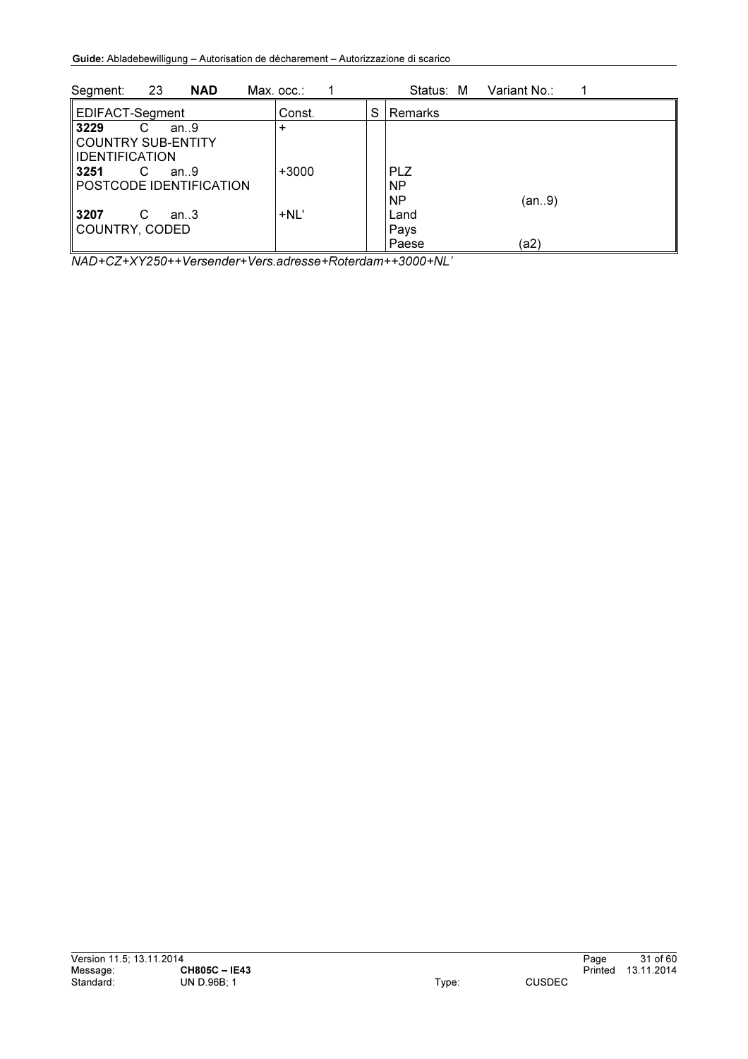Segment: 23 **NAD** Max. occ.: 1 Status: M Variant No.: 1

| EDIFACT-Segment | Const. | S | Remarks | |
|---|---|---|---|---|
| **3229** C an..9<br>COUNTRY SUB-ENTITY IDENTIFICATION | + | | | |
| **3251** C an..9<br>POSTCODE IDENTIFICATION | +3000 | | PLZ<br>NP<br>NP | <br><br>(an..9) |
| **3207** C an..3<br>COUNTRY, CODED | +NL' | | Land<br>Pays<br>Paese | <br><br>(a2) |

*NAD+CZ+XY250++Versender+Vers.adresse+Roterdam++3000+NL'*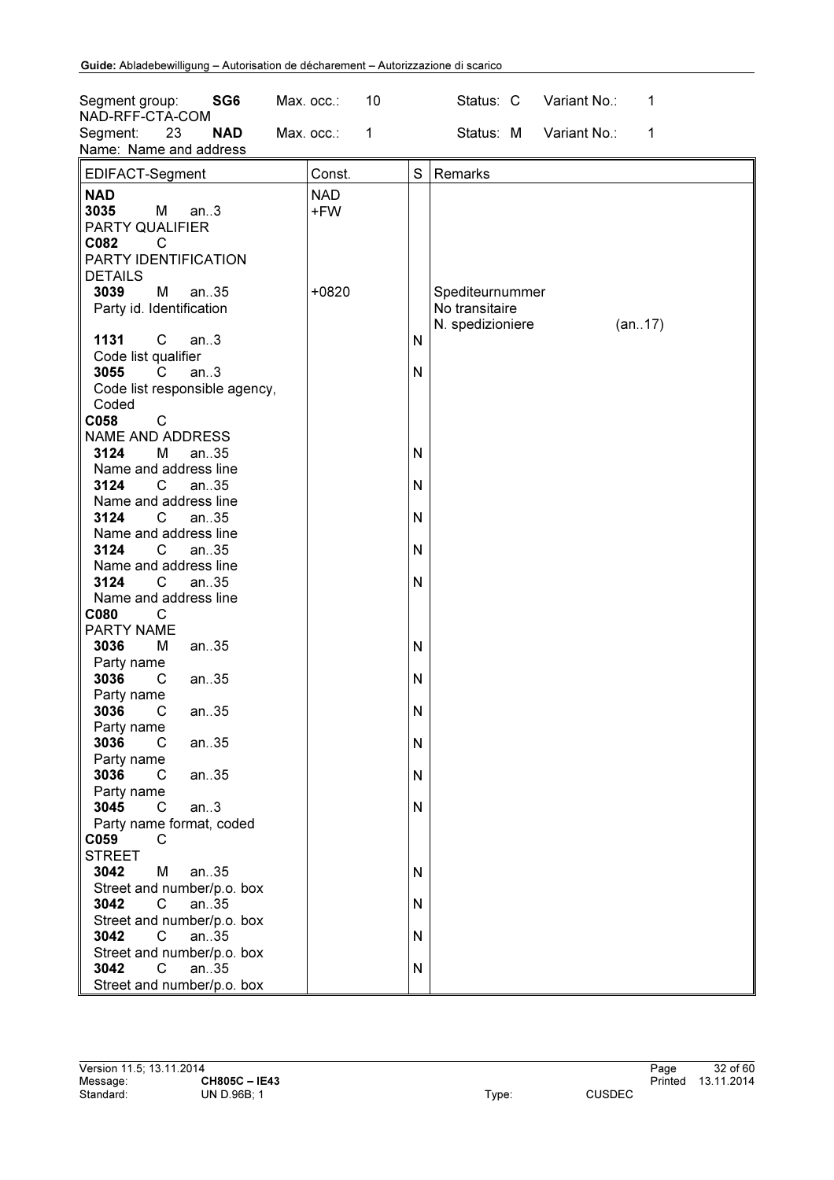| Segment group: | SG6 | Max. occ.: | 10 | Status: C | Variant No.: | 1 |
|---|---|---|---|---|---|---|
| NAD-RFF-CTA-COM | | | | | | |
| Segment: 23 | NAD | Max. occ.: | 1 | Status: M | Variant No.: | 1 |
| Name: Name and address | | | | | | |

| EDIFACT-Segment | Const. | S | Remarks |
|---|---|---|---|
| **NAD** | NAD | | |
| **3035** M an..3 PARTY QUALIFIER | +FW | | |
| **C082** C PARTY IDENTIFICATION DETAILS | | | |
| **3039** M an..35 Party id. Identification | +0820 | | Spediteurnummer<br>No transitaire<br>N. spedizioniere (an..17) |
| **1131** C an..3 Code list qualifier | | N | |
| **3055** C an..3 Code list responsible agency, Coded | | N | |
| **C058** C NAME AND ADDRESS | | | |
| **3124** M an..35 Name and address line | | N | |
| **3124** C an..35 Name and address line | | N | |
| **3124** C an..35 Name and address line | | N | |
| **3124** C an..35 Name and address line | | N | |
| **3124** C an..35 Name and address line | | N | |
| **C080** C PARTY NAME | | | |
| **3036** M an..35 Party name | | N | |
| **3036** C an..35 Party name | | N | |
| **3036** C an..35 Party name | | N | |
| **3036** C an..35 Party name | | N | |
| **3036** C an..35 Party name | | N | |
| **3045** C an..3 Party name format, coded | | N | |
| **C059** C STREET | | | |
| **3042** M an..35 Street and number/p.o. box | | N | |
| **3042** C an..35 Street and number/p.o. box | | N | |
| **3042** C an..35 Street and number/p.o. box | | N | |
| **3042** C an..35 Street and number/p.o. box | | N | |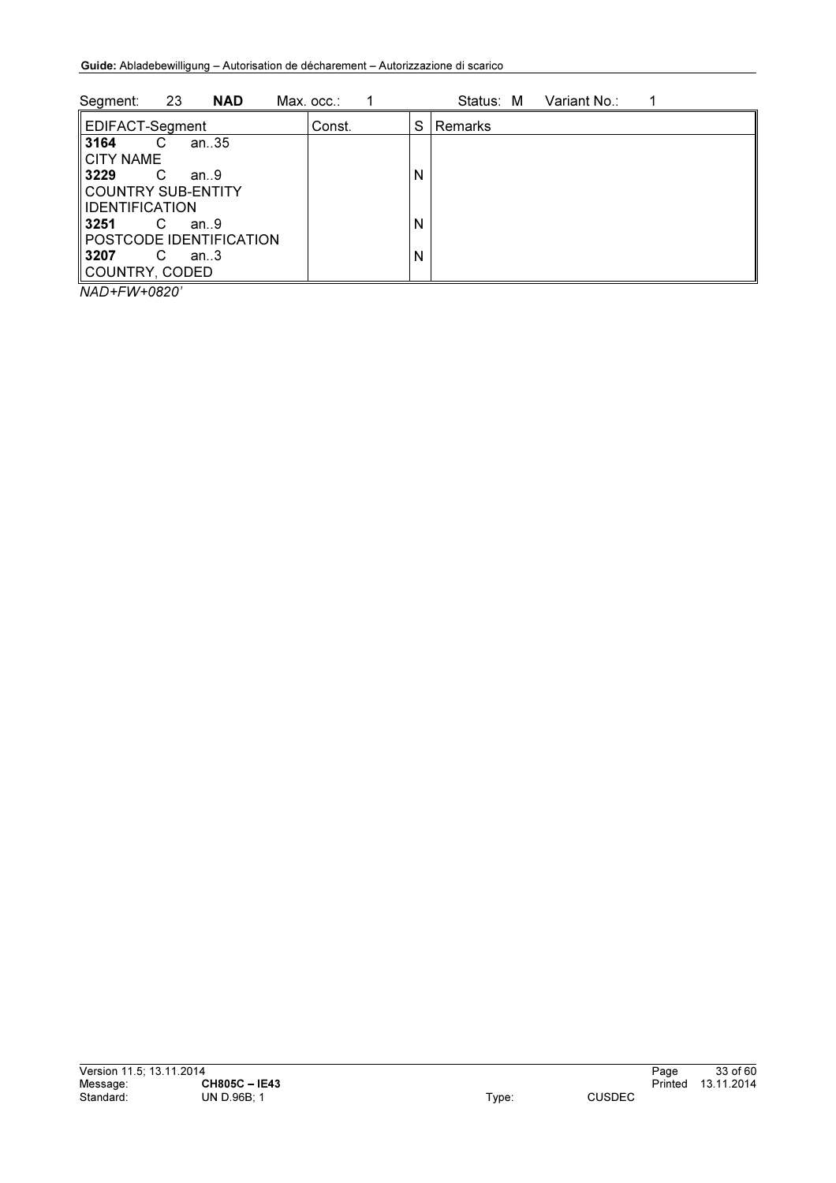Segment: 23 **NAD** Max. occ.: 1 Status: M Variant No.: 1

| EDIFACT-Segment | Const. | S | Remarks |
| --- | --- | --- | --- |
| **3164** C an..35<br>CITY NAME | | | |
| **3229** C an..9<br>COUNTRY SUB-ENTITY IDENTIFICATION | | N | |
| **3251** C an..9<br>POSTCODE IDENTIFICATION | | N | |
| **3207** C an..3<br>COUNTRY, CODED | | N | |

*NAD+FW+0820'*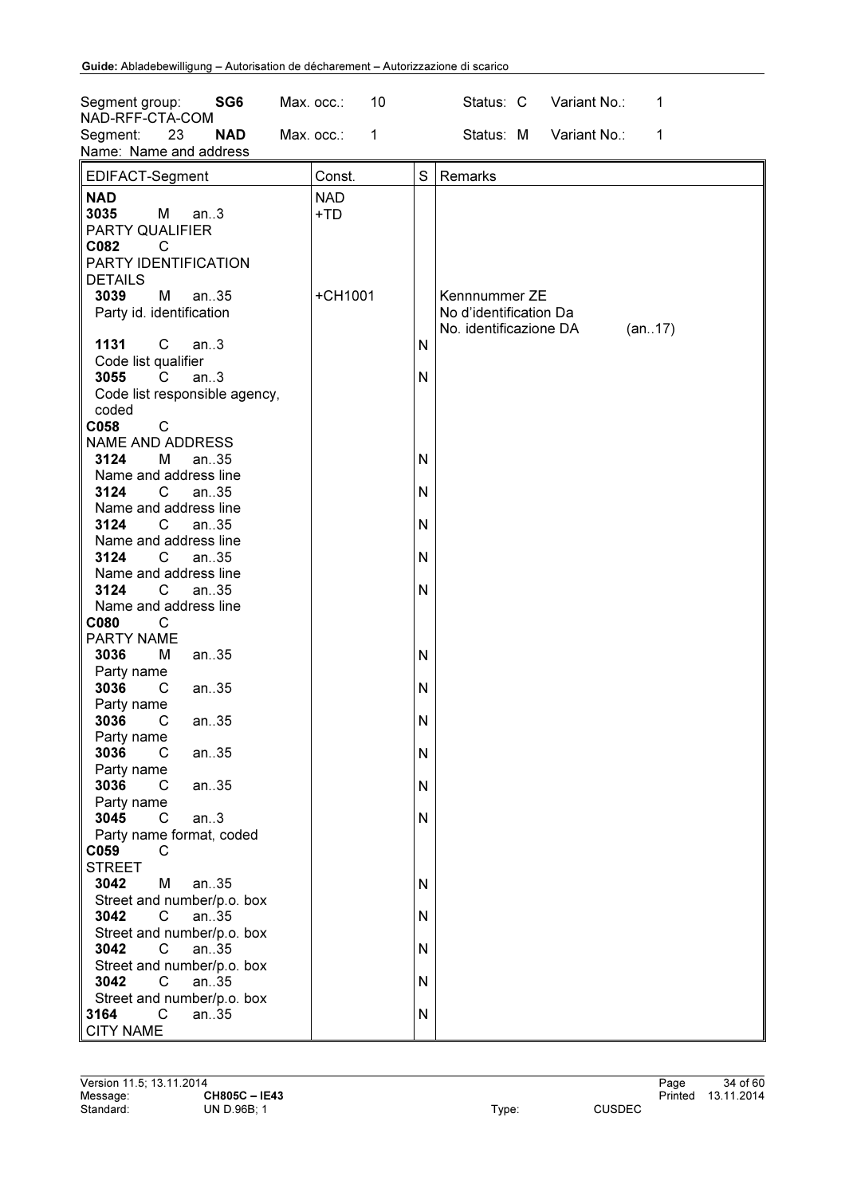Segment group: **SG6** Max. occ.: 10 Status: C Variant No.: 1
NAD-RFF-CTA-COM
Segment: 23 **NAD** Max. occ.: 1 Status: M Variant No.: 1
Name: Name and address

| EDIFACT-Segment | Const. | S | Remarks |
|---|---|---|---|
| **NAD** | NAD | | |
| **3035** M an..3<br>PARTY QUALIFIER | +TD | | |
| **C082** C<br>PARTY IDENTIFICATION DETAILS | | | |
| **3039** M an..35<br>Party id. identification | +CH1001 | | Kennnummer ZE<br>No d'identification Da<br>No. identificazione DA (an..17) |
| **1131** C an..3<br>Code list qualifier | | N | |
| **3055** C an..3<br>Code list responsible agency, coded | | N | |
| **C058** C<br>NAME AND ADDRESS | | | |
| **3124** M an..35<br>Name and address line | | N | |
| **3124** C an..35<br>Name and address line | | N | |
| **3124** C an..35<br>Name and address line | | N | |
| **3124** C an..35<br>Name and address line | | N | |
| **3124** C an..35<br>Name and address line | | N | |
| **C080** C<br>PARTY NAME | | | |
| **3036** M an..35<br>Party name | | N | |
| **3036** C an..35<br>Party name | | N | |
| **3036** C an..35<br>Party name | | N | |
| **3036** C an..35<br>Party name | | N | |
| **3036** C an..35<br>Party name | | N | |
| **3045** C an..3<br>Party name format, coded | | N | |
| **C059** C<br>STREET | | | |
| **3042** M an..35<br>Street and number/p.o. box | | N | |
| **3042** C an..35<br>Street and number/p.o. box | | N | |
| **3042** C an..35<br>Street and number/p.o. box | | N | |
| **3042** C an..35<br>Street and number/p.o. box | | N | |
| **3164** C an..35<br>CITY NAME | | N | |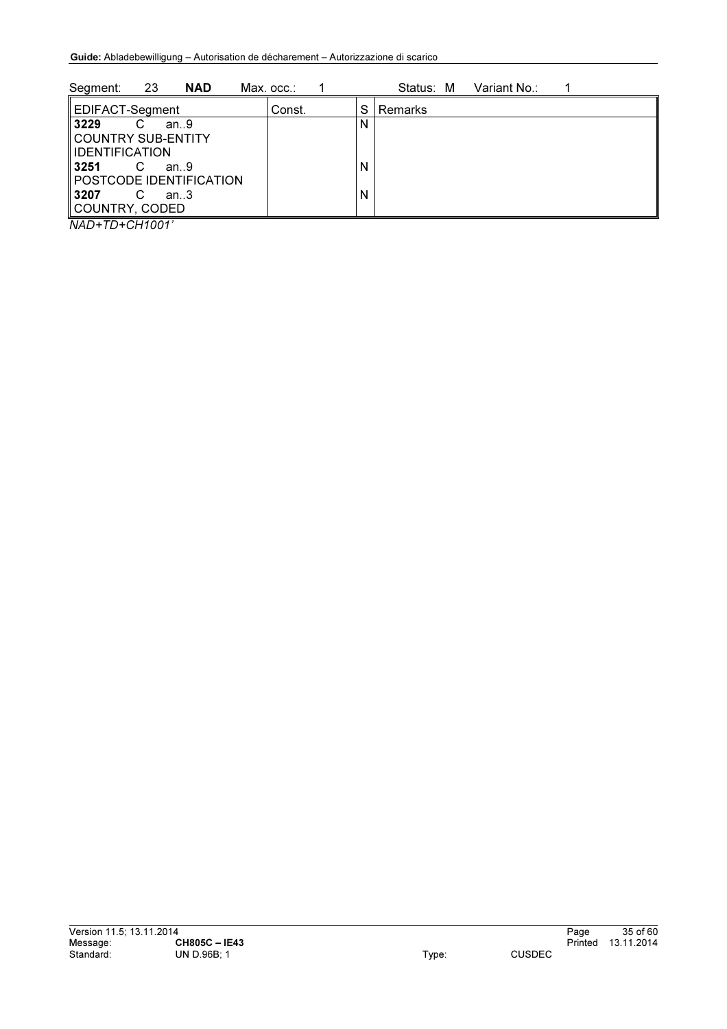Segment: 23 **NAD** Max. occ.: 1 Status: M Variant No.: 1

| EDIFACT-Segment | Const. | S | Remarks |
|---|---|---|---|
| **3229** C an..9 COUNTRY SUB-ENTITY IDENTIFICATION | | N | |
| **3251** C an..9 POSTCODE IDENTIFICATION | | N | |
| **3207** C an..3 COUNTRY, CODED | | N | |

*NAD+TD+CH1001'*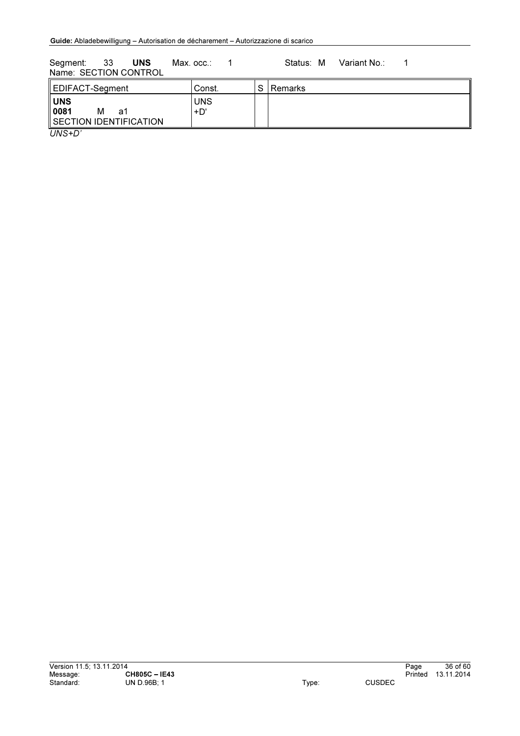Segment: 33 **UNS** Max. occ.: 1 Status: M Variant No.: 1
Name: SECTION CONTROL

| EDIFACT-Segment | Const. | S | Remarks |
|---|---|---|---|
| **UNS**<br>**0081** M a1<br>SECTION IDENTIFICATION | UNS<br>+D' | | |

*UNS+D'*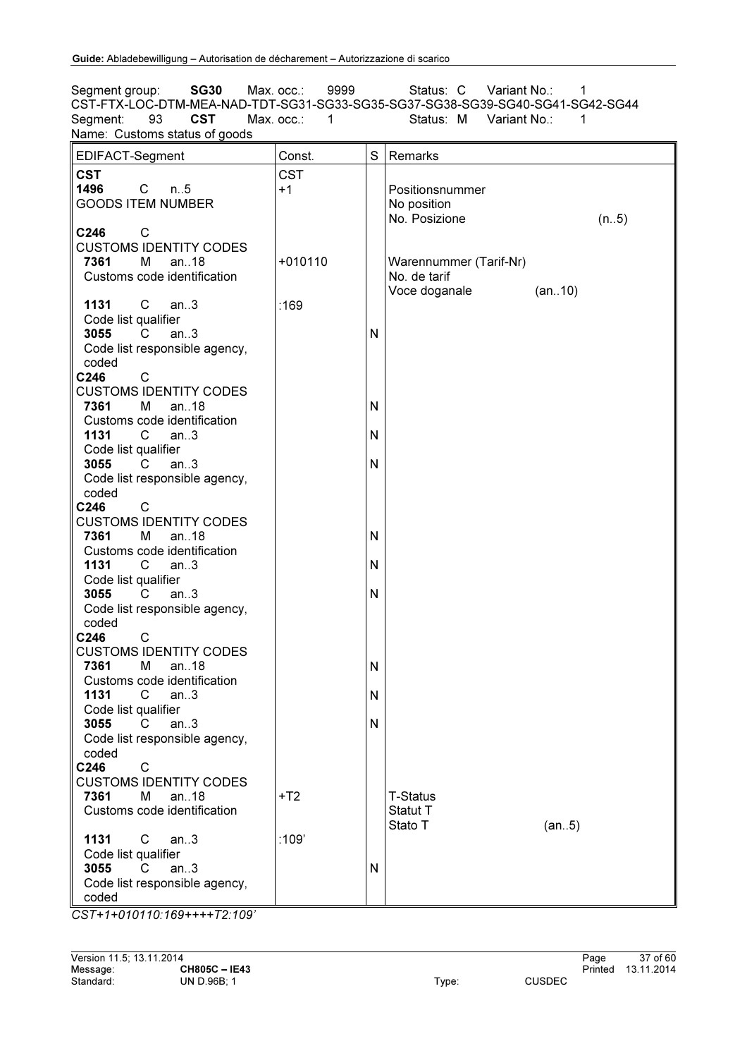Segment group: **SG30** Max. occ.: 9999 Status: C Variant No.: 1
CST-FTX-LOC-DTM-MEA-NAD-TDT-SG31-SG33-SG35-SG37-SG38-SG39-SG40-SG41-SG42-SG44
Segment: 93 **CST** Max. occ.: 1 Status: M Variant No.: 1
Name: Customs status of goods

| EDIFACT-Segment | Const. | S | Remarks |
|---|---|---|---|
| **CST** | CST | | |
| **1496** C n..5<br>GOODS ITEM NUMBER | +1 | | Positionsnummer<br>No position<br>No. Posizione (n..5) |
| **C246** C<br>CUSTOMS IDENTITY CODES | | | |
| **7361** M an..18<br>Customs code identification | +010110 | | Warennummer (Tarif-Nr)<br>No. de tarif<br>Voce doganale (an..10) |
| **1131** C an..3<br>Code list qualifier | :169 | | |
| **3055** C an..3<br>Code list responsible agency, coded | | N | |
| **C246** C<br>CUSTOMS IDENTITY CODES | | | |
| **7361** M an..18<br>Customs code identification | | N | |
| **1131** C an..3<br>Code list qualifier | | N | |
| **3055** C an..3<br>Code list responsible agency, coded | | N | |
| **C246** C<br>CUSTOMS IDENTITY CODES | | | |
| **7361** M an..18<br>Customs code identification | | N | |
| **1131** C an..3<br>Code list qualifier | | N | |
| **3055** C an..3<br>Code list responsible agency, coded | | N | |
| **C246** C<br>CUSTOMS IDENTITY CODES | | | |
| **7361** M an..18<br>Customs code identification | | N | |
| **1131** C an..3<br>Code list qualifier | | N | |
| **3055** C an..3<br>Code list responsible agency, coded | | N | |
| **C246** C<br>CUSTOMS IDENTITY CODES | | | |
| **7361** M an..18<br>Customs code identification | +T2 | | T-Status<br>Statut T<br>Stato T (an..5) |
| **1131** C an..3<br>Code list qualifier | :109' | | |
| **3055** C an..3<br>Code list responsible agency, coded | | N | |

*CST+1+010110:169++++T2:109'*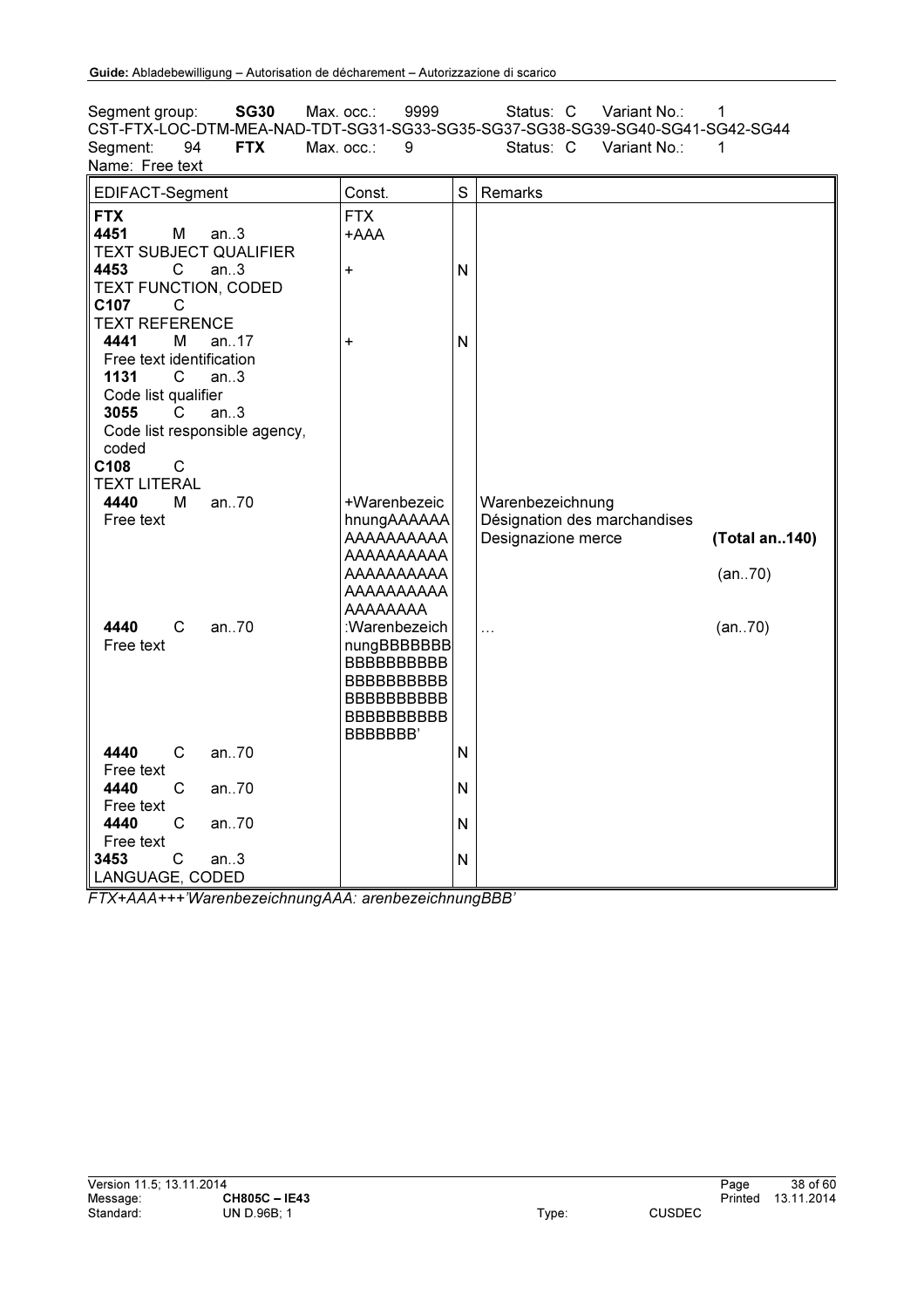Segment group: **SG30** Max. occ.: 9999 Status: C Variant No.: 1
CST-FTX-LOC-DTM-MEA-NAD-TDT-SG31-SG33-SG35-SG37-SG38-SG39-SG40-SG41-SG42-SG44
Segment: 94 **FTX** Max. occ.: 9 Status: C Variant No.: 1
Name: Free text

| EDIFACT-Segment | Const. | S | Remarks | |
|---|---|---|---|---|
| **FTX** | FTX | | | |
| **4451** M an..3<br>TEXT SUBJECT QUALIFIER | +AAA | | | |
| **4453** C an..3<br>TEXT FUNCTION, CODED | + | N | | |
| **C107** C<br>TEXT REFERENCE | | | | |
| **4441** M an..17<br>Free text identification | + | N | | |
| **1131** C an..3<br>Code list qualifier | | | | |
| **3055** C an..3<br>Code list responsible agency, coded | | | | |
| **C108** C<br>TEXT LITERAL | | | | |
| **4440** M an..70<br>Free text | +WarenbezeichnungAAAAAAAAAAAAAAAAAAAAAAAAAAAAAAAAAAAAAAAAAAAAAAAAAAAAAA | | Warenbezeichnung<br>Désignation des marchandises<br>Designazione merce | **(Total an..140)**<br><br>(an..70) |
| **4440** C an..70<br>Free text | :WarenbezeichnungBBBBBBBBBBBBBBBBBBBBBBBBBBBBBBBBBBBBBBBBBBBBBBBBBBBB' | | … | (an..70) |
| **4440** C an..70<br>Free text | | N | | |
| **4440** C an..70<br>Free text | | N | | |
| **4440** C an..70<br>Free text | | N | | |
| **3453** C an..3<br>LANGUAGE, CODED | | N | | |

*FTX+AAA+++'WarenbezeichnungAAA: arenbezeichnungBBB'*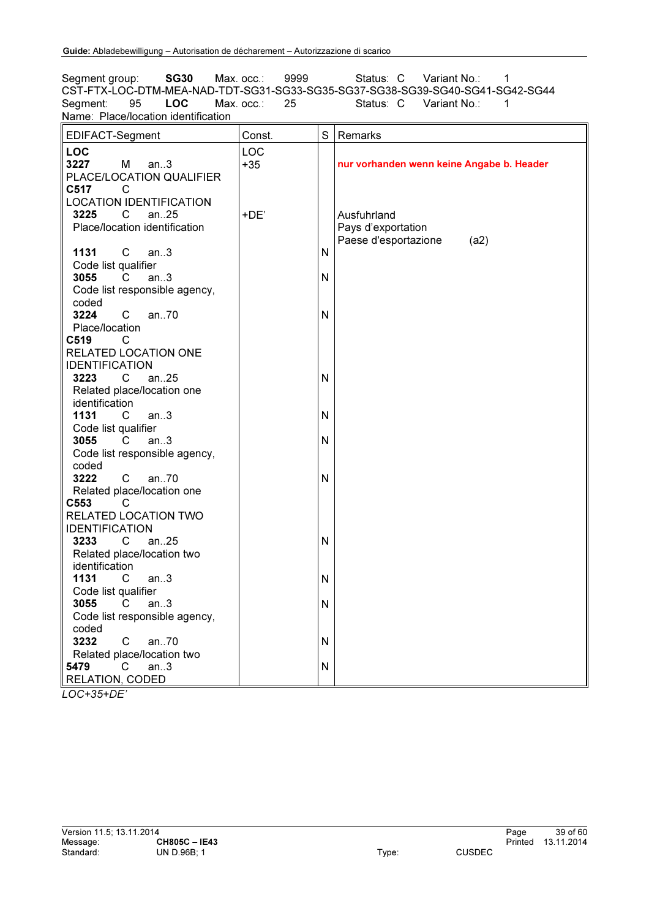Segment group: **SG30** Max. occ.: 9999 Status: C Variant No.: 1
CST-FTX-LOC-DTM-MEA-NAD-TDT-SG31-SG33-SG35-SG37-SG38-SG39-SG40-SG41-SG42-SG44
Segment: 95 **LOC** Max. occ.: 25 Status: C Variant No.: 1
Name: Place/location identification

| EDIFACT-Segment | Const. | S | Remarks |
|---|---|---|---|
| **LOC** | LOC | | |
| **3227** M an..3<br>PLACE/LOCATION QUALIFIER | +35 | | nur vorhanden wenn keine Angabe b. Header |
| **C517** C<br>LOCATION IDENTIFICATION | | | |
| **3225** C an..25<br>Place/location identification | +DE' | | Ausfuhrland<br>Pays d'exportation<br>Paese d'esportazione (a2) |
| **1131** C an..3<br>Code list qualifier | | N | |
| **3055** C an..3<br>Code list responsible agency, coded | | N | |
| **3224** C an..70<br>Place/location | | N | |
| **C519** C<br>RELATED LOCATION ONE IDENTIFICATION | | | |
| **3223** C an..25<br>Related place/location one identification | | N | |
| **1131** C an..3<br>Code list qualifier | | N | |
| **3055** C an..3<br>Code list responsible agency, coded | | N | |
| **3222** C an..70<br>Related place/location one | | N | |
| **C553** C<br>RELATED LOCATION TWO IDENTIFICATION | | | |
| **3233** C an..25<br>Related place/location two identification | | N | |
| **1131** C an..3<br>Code list qualifier | | N | |
| **3055** C an..3<br>Code list responsible agency, coded | | N | |
| **3232** C an..70<br>Related place/location two | | N | |
| **5479** C an..3<br>RELATION, CODED | | N | |

*LOC+35+DE'*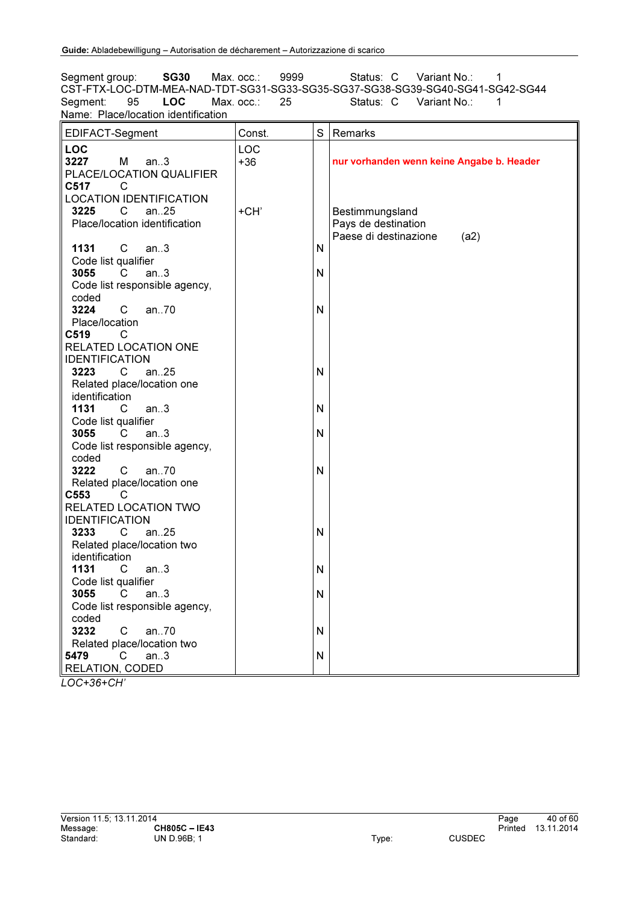Segment group: **SG30** Max. occ.: 9999 Status: C Variant No.: 1
CST-FTX-LOC-DTM-MEA-NAD-TDT-SG31-SG33-SG35-SG37-SG38-SG39-SG40-SG41-SG42-SG44
Segment: 95 **LOC** Max. occ.: 25 Status: C Variant No.: 1
Name: Place/location identification

| EDIFACT-Segment | Const. | S | Remarks |
|---|---|---|---|
| **LOC** | LOC | | |
| **3227** M an..3 PLACE/LOCATION QUALIFIER | +36 | | **nur vorhanden wenn keine Angabe b. Header** |
| **C517** C LOCATION IDENTIFICATION | | | |
| **3225** C an..25 Place/location identification | +CH' | | Bestimmungsland<br>Pays de destination<br>Paese di destinazione (a2) |
| **1131** C an..3 Code list qualifier | | N | |
| **3055** C an..3 Code list responsible agency, coded | | N | |
| **3224** C an..70 Place/location | | N | |
| **C519** C RELATED LOCATION ONE IDENTIFICATION | | | |
| **3223** C an..25 Related place/location one identification | | N | |
| **1131** C an..3 Code list qualifier | | N | |
| **3055** C an..3 Code list responsible agency, coded | | N | |
| **3222** C an..70 Related place/location one | | N | |
| **C553** C RELATED LOCATION TWO IDENTIFICATION | | | |
| **3233** C an..25 Related place/location two identification | | N | |
| **1131** C an..3 Code list qualifier | | N | |
| **3055** C an..3 Code list responsible agency, coded | | N | |
| **3232** C an..70 Related place/location two | | N | |
| **5479** C an..3 RELATION, CODED | | N | |

*LOC+36+CH'*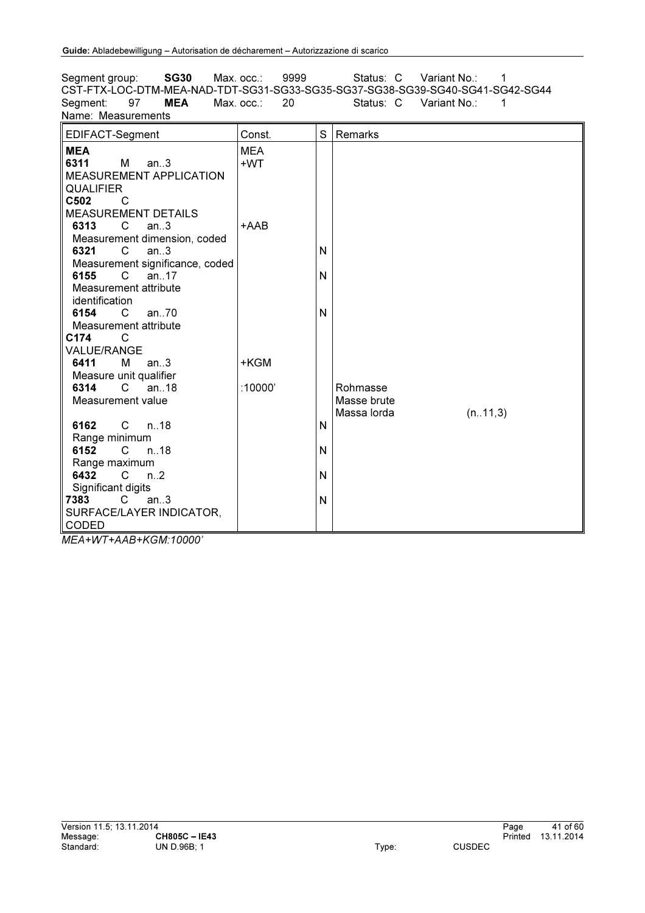Segment group: **SG30** Max. occ.: 9999 Status: C Variant No.: 1
CST-FTX-LOC-DTM-MEA-NAD-TDT-SG31-SG33-SG35-SG37-SG38-SG39-SG40-SG41-SG42-SG44
Segment: 97 **MEA** Max. occ.: 20 Status: C Variant No.: 1
Name: Measurements

| EDIFACT-Segment | Const. | S | Remarks |
|---|---|---|---|
| **MEA** | MEA | | |
| **6311** M an..3 MEASUREMENT APPLICATION QUALIFIER | +WT | | |
| **C502** C MEASUREMENT DETAILS | | | |
| **6313** C an..3 Measurement dimension, coded | +AAB | | |
| **6321** C an..3 Measurement significance, coded | | N | |
| **6155** C an..17 Measurement attribute identification | | N | |
| **6154** C an..70 Measurement attribute | | N | |
| **C174** C VALUE/RANGE | | | |
| **6411** M an..3 Measure unit qualifier | +KGM | | |
| **6314** C an..18 Measurement value | :10000' | | Rohmasse<br>Masse brute<br>Massa lorda (n..11,3) |
| **6162** C n..18 Range minimum | | N | |
| **6152** C n..18 Range maximum | | N | |
| **6432** C n..2 Significant digits | | N | |
| **7383** C an..3 SURFACE/LAYER INDICATOR, CODED | | N | |

*MEA+WT+AAB+KGM:10000'*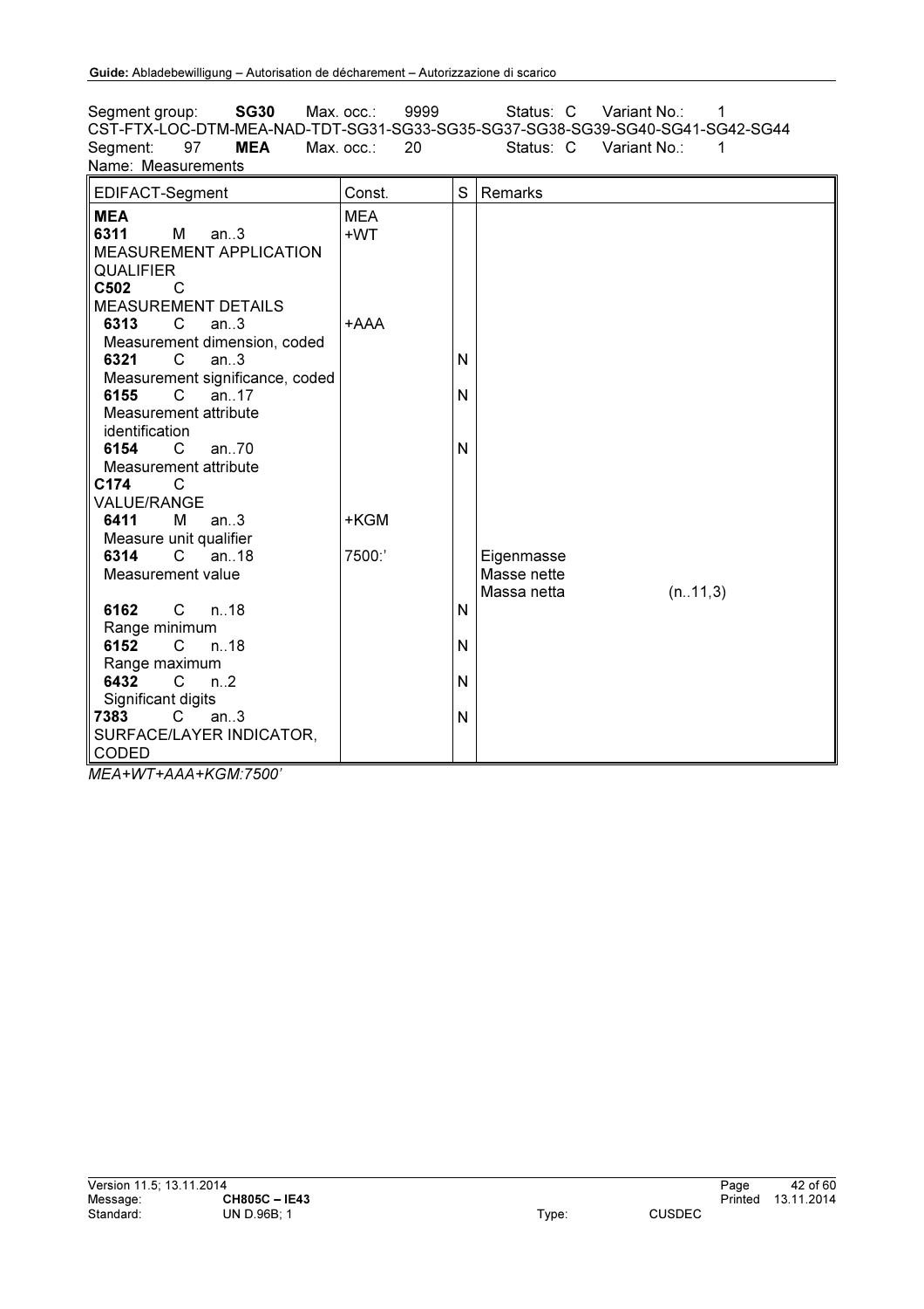Segment group: **SG30** Max. occ.: 9999 Status: C Variant No.: 1
CST-FTX-LOC-DTM-MEA-NAD-TDT-SG31-SG33-SG35-SG37-SG38-SG39-SG40-SG41-SG42-SG44
Segment: 97 **MEA** Max. occ.: 20 Status: C Variant No.: 1
Name: Measurements

| EDIFACT-Segment | Const. | S | Remarks |
|---|---|---|---|
| **MEA** | MEA | | |
| **6311** M an..3 MEASUREMENT APPLICATION QUALIFIER | +WT | | |
| **C502** C MEASUREMENT DETAILS | | | |
| **6313** C an..3 Measurement dimension, coded | +AAA | | |
| **6321** C an..3 Measurement significance, coded | | N | |
| **6155** C an..17 Measurement attribute identification | | N | |
| **6154** C an..70 Measurement attribute | | N | |
| **C174** C VALUE/RANGE | | | |
| **6411** M an..3 Measure unit qualifier | +KGM | | |
| **6314** C an..18 Measurement value | 7500:' | | Eigenmasse<br>Masse nette<br>Massa netta (n..11,3) |
| **6162** C n..18 Range minimum | | N | |
| **6152** C n..18 Range maximum | | N | |
| **6432** C n..2 Significant digits | | N | |
| **7383** C an..3 SURFACE/LAYER INDICATOR, CODED | | N | |

*MEA+WT+AAA+KGM:7500'*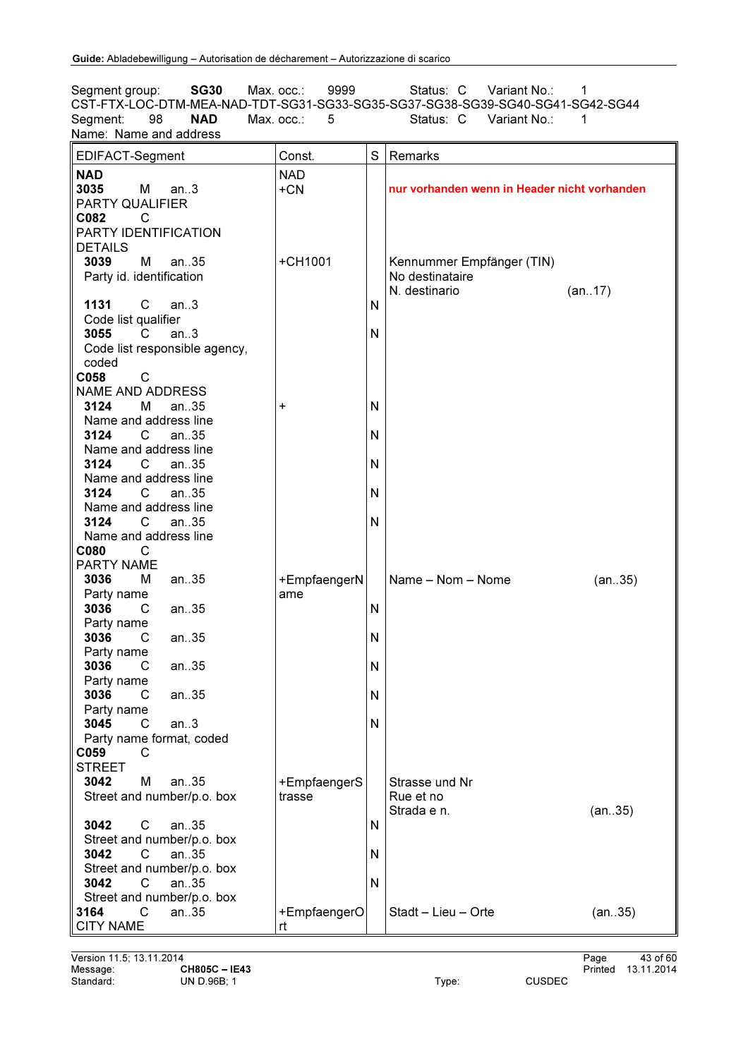Segment group: **SG30** Max. occ.: 9999 Status: C Variant No.: 1
CST-FTX-LOC-DTM-MEA-NAD-TDT-SG31-SG33-SG35-SG37-SG38-SG39-SG40-SG41-SG42-SG44
Segment: 98 **NAD** Max. occ.: 5 Status: C Variant No.: 1
Name: Name and address

| EDIFACT-Segment | Const. | S | Remarks |
|---|---|---|---|
| **NAD** | NAD | | |
| **3035** M an..3 PARTY QUALIFIER | +CN | | **nur vorhanden wenn in Header nicht vorhanden** |
| **C082** C PARTY IDENTIFICATION DETAILS | | | |
| **3039** M an..35 Party id. identification | +CH1001 | | Kennummer Empfänger (TIN) No destinataire N. destinario (an..17) |
| **1131** C an..3 Code list qualifier | | N | |
| **3055** C an..3 Code list responsible agency, coded | | N | |
| **C058** C NAME AND ADDRESS | | | |
| **3124** M an..35 Name and address line | + | N | |
| **3124** C an..35 Name and address line | | N | |
| **3124** C an..35 Name and address line | | N | |
| **3124** C an..35 Name and address line | | N | |
| **3124** C an..35 Name and address line | | N | |
| **C080** C PARTY NAME | | | |
| **3036** M an..35 Party name | +EmpfaengerName | | Name – Nom – Nome (an..35) |
| **3036** C an..35 Party name | | N | |
| **3036** C an..35 Party name | | N | |
| **3036** C an..35 Party name | | N | |
| **3036** C an..35 Party name | | N | |
| **3045** C an..3 Party name format, coded | | N | |
| **C059** C STREET | | | |
| **3042** M an..35 Street and number/p.o. box | +EmpfaengerStrasse | | Strasse und Nr Rue et no Strada e n. (an..35) |
| **3042** C an..35 Street and number/p.o. box | | N | |
| **3042** C an..35 Street and number/p.o. box | | N | |
| **3042** C an..35 Street and number/p.o. box | | N | |
| **3164** C an..35 CITY NAME | +EmpfaengerOrt | | Stadt – Lieu – Orte (an..35) |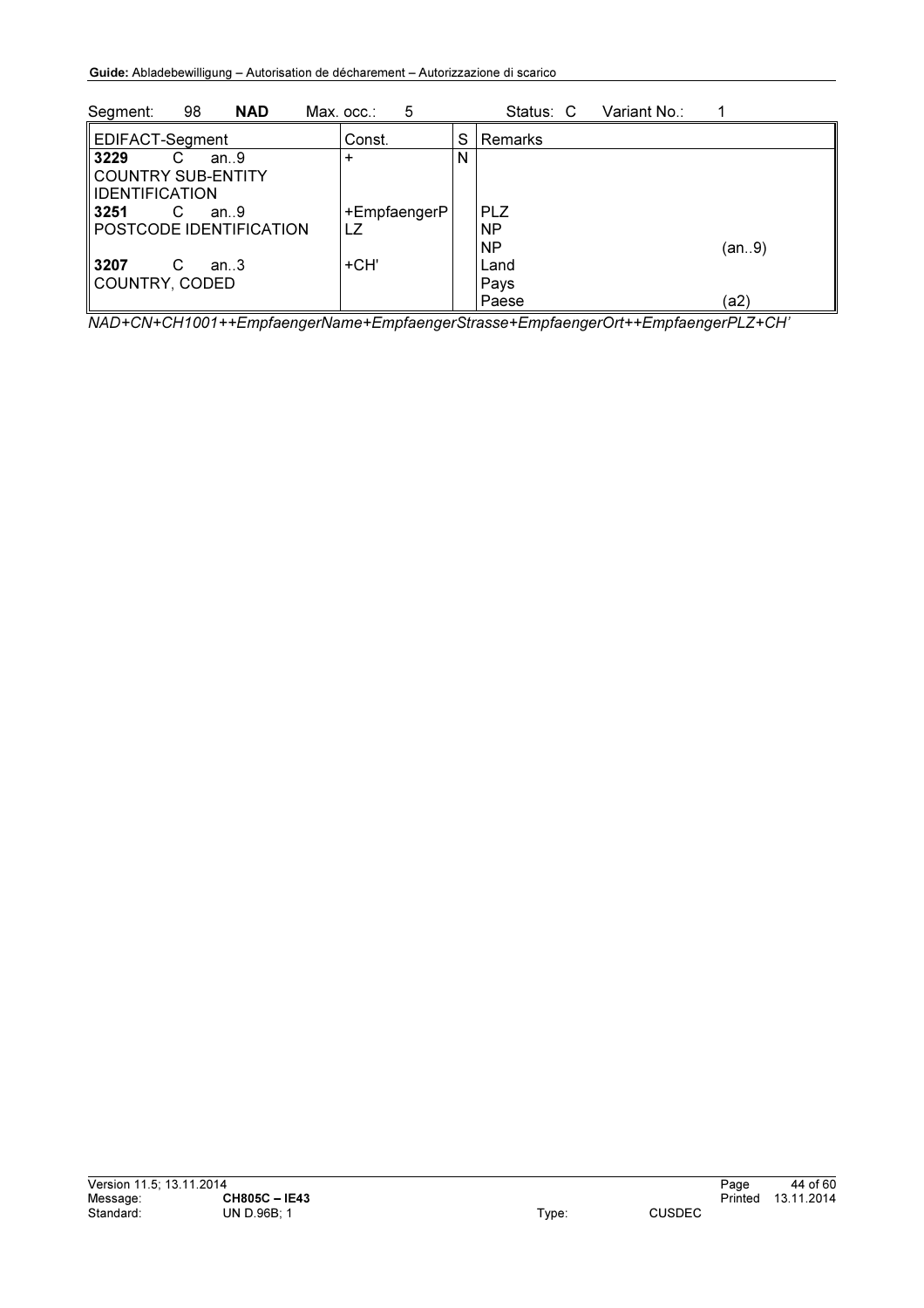| Segment: | 98 | **NAD** | Max. occ.: | 5 | Status: C | Variant No.: | 1 |
|---|---|---|---|---|---|---|---|

| EDIFACT-Segment | Const. | S | Remarks | |
|---|---|---|---|---|
| **3229** C an..9<br>COUNTRY SUB-ENTITY IDENTIFICATION | + | N | | |
| **3251** C an..9<br>POSTCODE IDENTIFICATION | +EmpfaengerPLZ | | PLZ<br>NP<br>NP | (an..9) |
| **3207** C an..3<br>COUNTRY, CODED | +CH' | | Land<br>Pays<br>Paese | (a2) |

*NAD+CN+CH1001++EmpfaengerName+EmpfaengerStrasse+EmpfaengerOrt++EmpfaengerPLZ+CH'*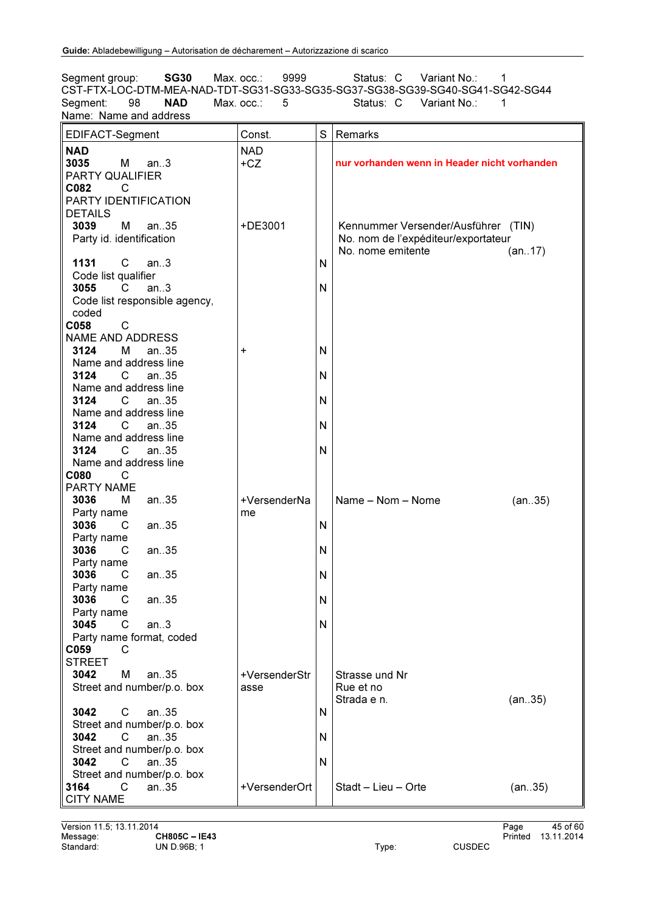Segment group: **SG30** Max. occ.: 9999 Status: C Variant No.: 1
CST-FTX-LOC-DTM-MEA-NAD-TDT-SG31-SG33-SG35-SG37-SG38-SG39-SG40-SG41-SG42-SG44
Segment: 98 **NAD** Max. occ.: 5 Status: C Variant No.: 1
Name: Name and address

| EDIFACT-Segment | Const. | S | Remarks |
|---|---|---|---|
| **NAD** | NAD | | |
| **3035** M an..3<br>PARTY QUALIFIER | +CZ | | **nur vorhanden wenn in Header nicht vorhanden** |
| **C082** C<br>PARTY IDENTIFICATION DETAILS | | | |
| **3039** M an..35<br>Party id. identification | +DE3001 | | Kennummer Versender/Ausführer (TIN)<br>No. nom de l'expéditeur/exportateur<br>No. nome emitente (an..17) |
| **1131** C an..3<br>Code list qualifier | | N | |
| **3055** C an..3<br>Code list responsible agency, coded | | N | |
| **C058** C<br>NAME AND ADDRESS | | | |
| **3124** M an..35<br>Name and address line | + | N | |
| **3124** C an..35<br>Name and address line | | N | |
| **3124** C an..35<br>Name and address line | | N | |
| **3124** C an..35<br>Name and address line | | N | |
| **3124** C an..35<br>Name and address line | | N | |
| **C080** C<br>PARTY NAME | | | |
| **3036** M an..35<br>Party name | +VersenderName | | Name – Nom – Nome (an..35) |
| **3036** C an..35<br>Party name | | N | |
| **3036** C an..35<br>Party name | | N | |
| **3036** C an..35<br>Party name | | N | |
| **3036** C an..35<br>Party name | | N | |
| **3045** C an..3<br>Party name format, coded | | N | |
| **C059** C<br>STREET | | | |
| **3042** M an..35<br>Street and number/p.o. box | +VersenderStrasse | | Strasse und Nr<br>Rue et no<br>Strada e n. (an..35) |
| **3042** C an..35<br>Street and number/p.o. box | | N | |
| **3042** C an..35<br>Street and number/p.o. box | | N | |
| **3042** C an..35<br>Street and number/p.o. box | | N | |
| **3164** C an..35<br>CITY NAME | +VersenderOrt | | Stadt – Lieu – Orte (an..35) |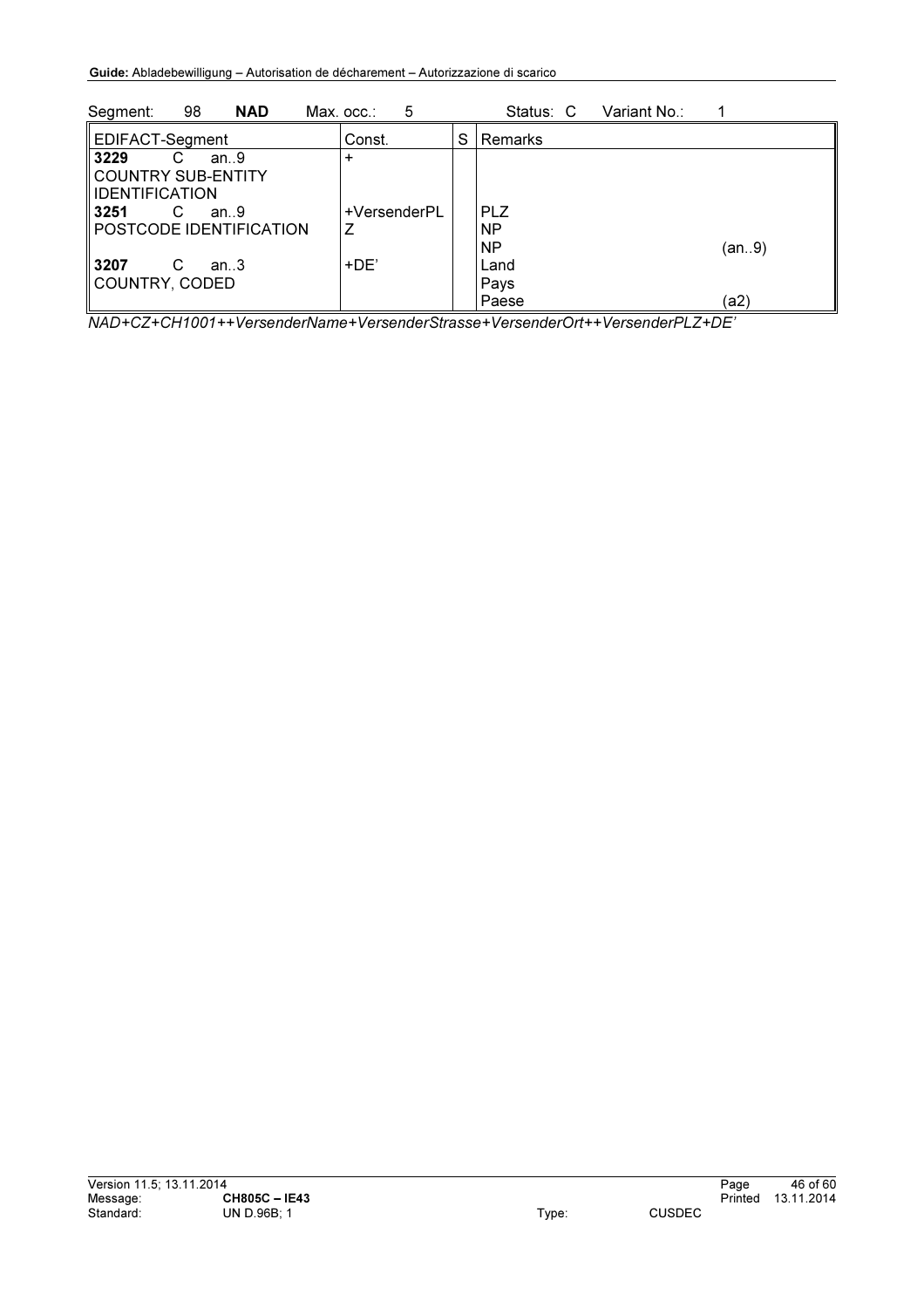Segment: 98 **NAD** Max. occ.: 5 Status: C Variant No.: 1

| EDIFACT-Segment | Const. | S | Remarks | |
|---|---|---|---|---|
| **3229** C an..9<br>COUNTRY SUB-ENTITY IDENTIFICATION | + | | | |
| **3251** C an..9<br>POSTCODE IDENTIFICATION | +VersenderPLZ | | PLZ<br>NP<br>NP | (an..9) |
| **3207** C an..3<br>COUNTRY, CODED | +DE’ | | Land<br>Pays<br>Paese | (a2) |

*NAD+CZ+CH1001++VersenderName+VersenderStrasse+VersenderOrt++VersenderPLZ+DE’*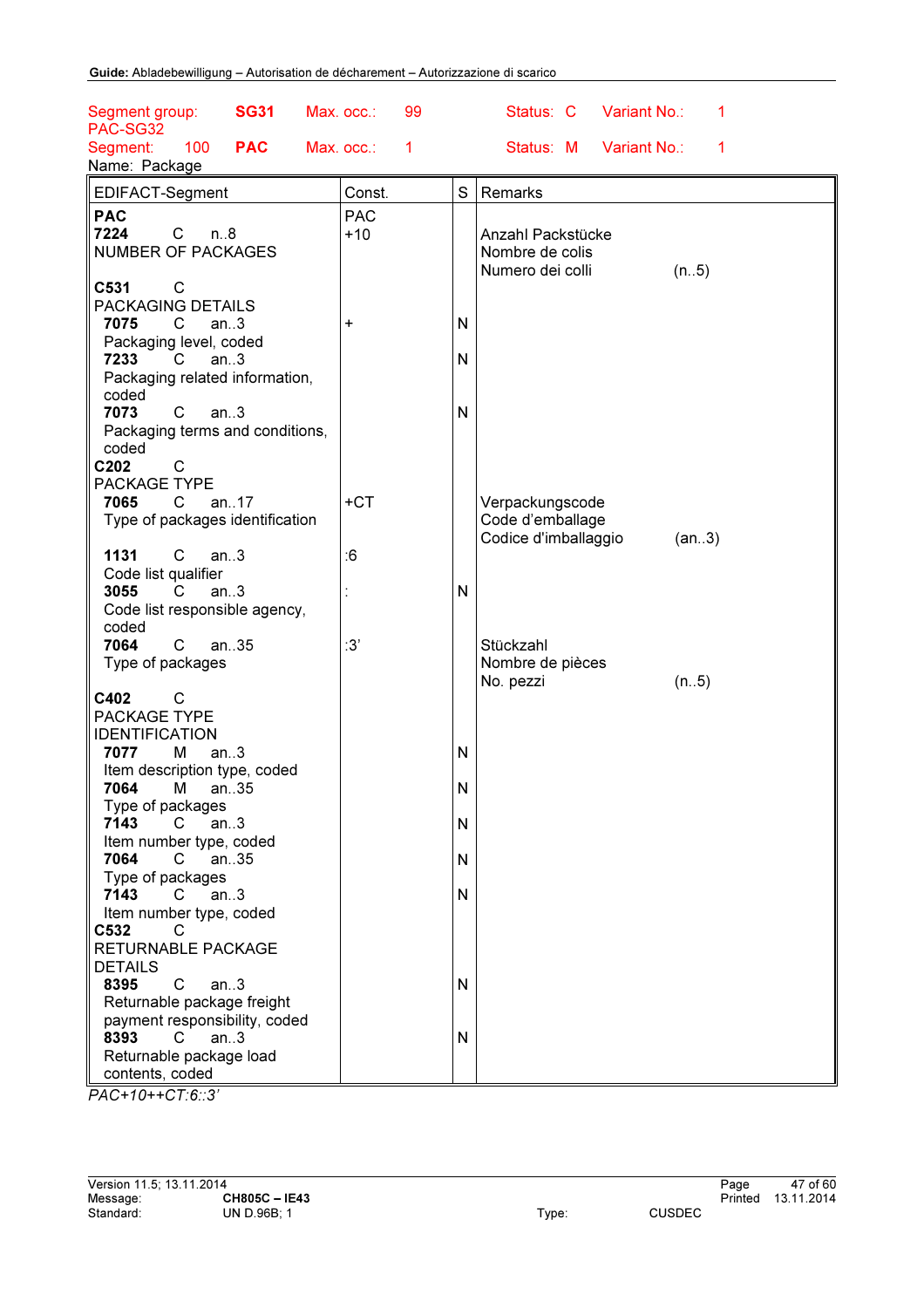| Segment group: | SG31 | Max. occ.: | 99 | Status: C | Variant No.: | 1 |
|---|---|---|---|---|---|---|
| PAC-SG32 | | | | | | |
| Segment: 100 | PAC | Max. occ.: | 1 | Status: M | Variant No.: | 1 |

Name: Package

| EDIFACT-Segment | Const. | S | Remarks |
|---|---|---|---|
| **PAC** | PAC | | |
| **7224** C n..8<br>NUMBER OF PACKAGES | +10 | | Anzahl Packstücke<br>Nombre de colis<br>Numero dei colli (n..5) |
| **C531** C<br>PACKAGING DETAILS | | | |
| **7075** C an..3<br>Packaging level, coded | + | N | |
| **7233** C an..3<br>Packaging related information, coded | | N | |
| **7073** C an..3<br>Packaging terms and conditions, coded | | N | |
| **C202** C<br>PACKAGE TYPE | | | |
| **7065** C an..17<br>Type of packages identification | +CT | | Verpackungscode<br>Code d'emballage<br>Codice d'imballaggio (an..3) |
| **1131** C an..3<br>Code list qualifier | :6 | | |
| **3055** C an..3<br>Code list responsible agency, coded | : | N | |
| **7064** C an..35<br>Type of packages | :3' | | Stückzahl<br>Nombre de pièces<br>No. pezzi (n..5) |
| **C402** C<br>PACKAGE TYPE IDENTIFICATION | | | |
| **7077** M an..3<br>Item description type, coded | | N | |
| **7064** M an..35<br>Type of packages | | N | |
| **7143** C an..3<br>Item number type, coded | | N | |
| **7064** C an..35<br>Type of packages | | N | |
| **7143** C an..3<br>Item number type, coded | | N | |
| **C532** C<br>RETURNABLE PACKAGE DETAILS | | | |
| **8395** C an..3<br>Returnable package freight payment responsibility, coded | | N | |
| **8393** C an..3<br>Returnable package load contents, coded | | N | |

*PAC+10++CT:6::3'*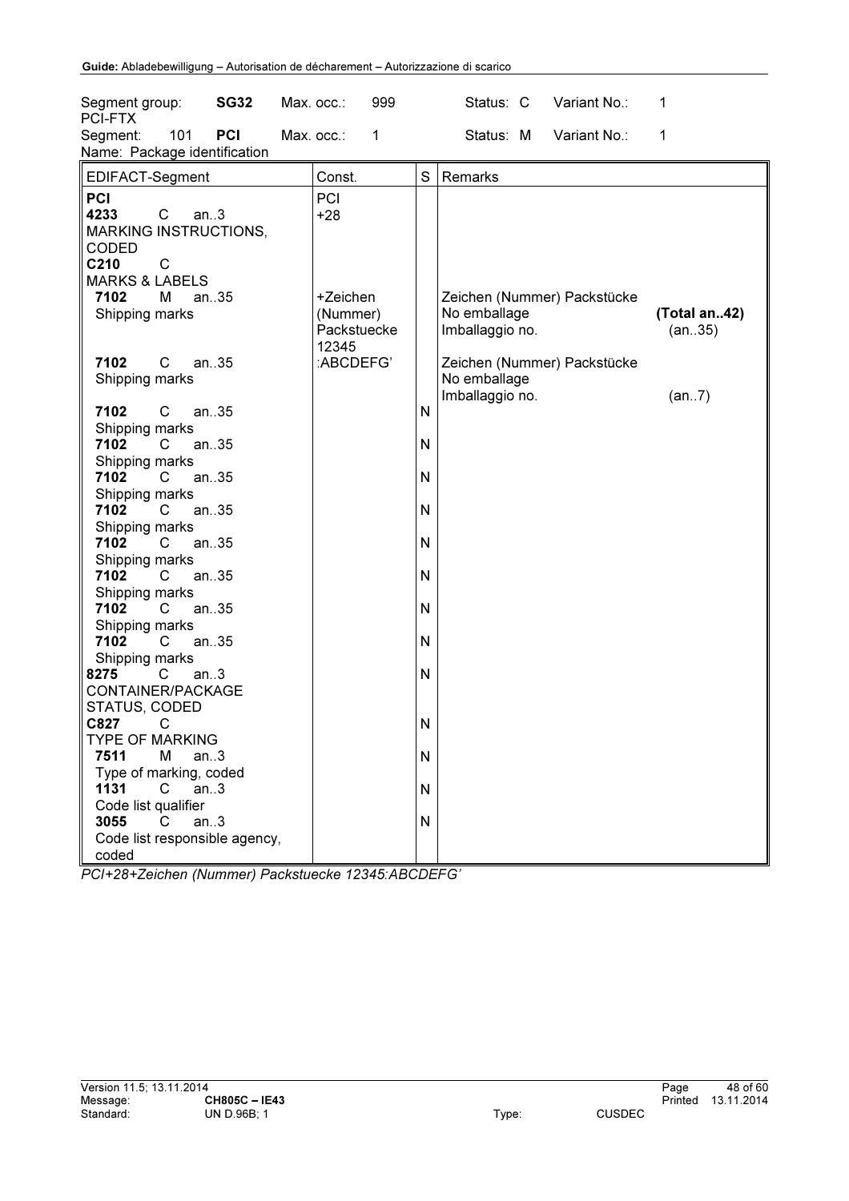| Segment group: | **SG32** | Max. occ.: | 999 | Status: C | Variant No.: | 1 |
|---|---|---|---|---|---|---|
| PCI-FTX | | | | | | |
| Segment: 101 | **PCI** | Max. occ.: | 1 | Status: M | Variant No.: | 1 |

Name: Package identification

| EDIFACT-Segment | Const. | S | Remarks | |
|---|---|---|---|---|
| **PCI** | PCI | | | |
| **4233** C an..3 MARKING INSTRUCTIONS, CODED | +28 | | | |
| **C210** C MARKS & LABELS | | | | |
| **7102** M an..35 Shipping marks | +Zeichen (Nummer) Packstuecke 12345 | | Zeichen (Nummer) Packstücke No emballage Imballaggio no. | **(Total an..42)** (an..35) |
| **7102** C an..35 Shipping marks | :ABCDEFG' | | Zeichen (Nummer) Packstücke No emballage Imballaggio no. | (an..7) |
| **7102** C an..35 Shipping marks | | N | | |
| **7102** C an..35 Shipping marks | | N | | |
| **7102** C an..35 Shipping marks | | N | | |
| **7102** C an..35 Shipping marks | | N | | |
| **7102** C an..35 Shipping marks | | N | | |
| **7102** C an..35 Shipping marks | | N | | |
| **7102** C an..35 Shipping marks | | N | | |
| **7102** C an..35 Shipping marks | | N | | |
| **8275** C an..3 CONTAINER/PACKAGE STATUS, CODED | | N | | |
| **C827** C TYPE OF MARKING | | N | | |
| **7511** M an..3 Type of marking, coded | | N | | |
| **1131** C an..3 Code list qualifier | | N | | |
| **3055** C an..3 Code list responsible agency, coded | | N | | |

*PCI+28+Zeichen (Nummer) Packstuecke 12345:ABCDEFG'*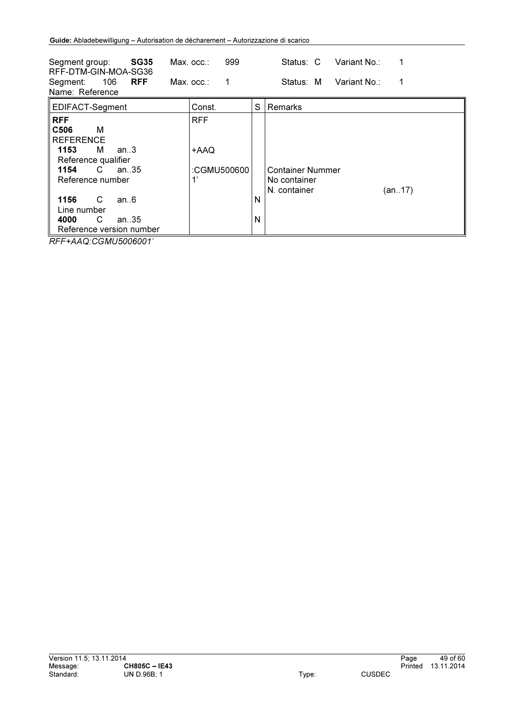| Segment group: | **SG35** | Max. occ.: | 999 | Status: C | Variant No.: | 1 |
|---|---|---|---|---|---|---|
| RFF-DTM-GIN-MOA-SG36 | | | | | | |
| Segment: 106 | **RFF** | Max. occ.: | 1 | Status: M | Variant No.: | 1 |
| Name: Reference | | | | | | |

| EDIFACT-Segment | Const. | S | Remarks |
|---|---|---|---|
| **RFF** | RFF | | |
| **C506** M<br>REFERENCE | | | |
| **1153** M an..3<br>Reference qualifier | +AAQ | | |
| **1154** C an..35<br>Reference number | :CGMU5006001' | | Container Nummer<br>No container<br>N. container (an..17) |
| **1156** C an..6<br>Line number | | N | |
| **4000** C an..35<br>Reference version number | | N | |

*RFF+AAQ:CGMU5006001'*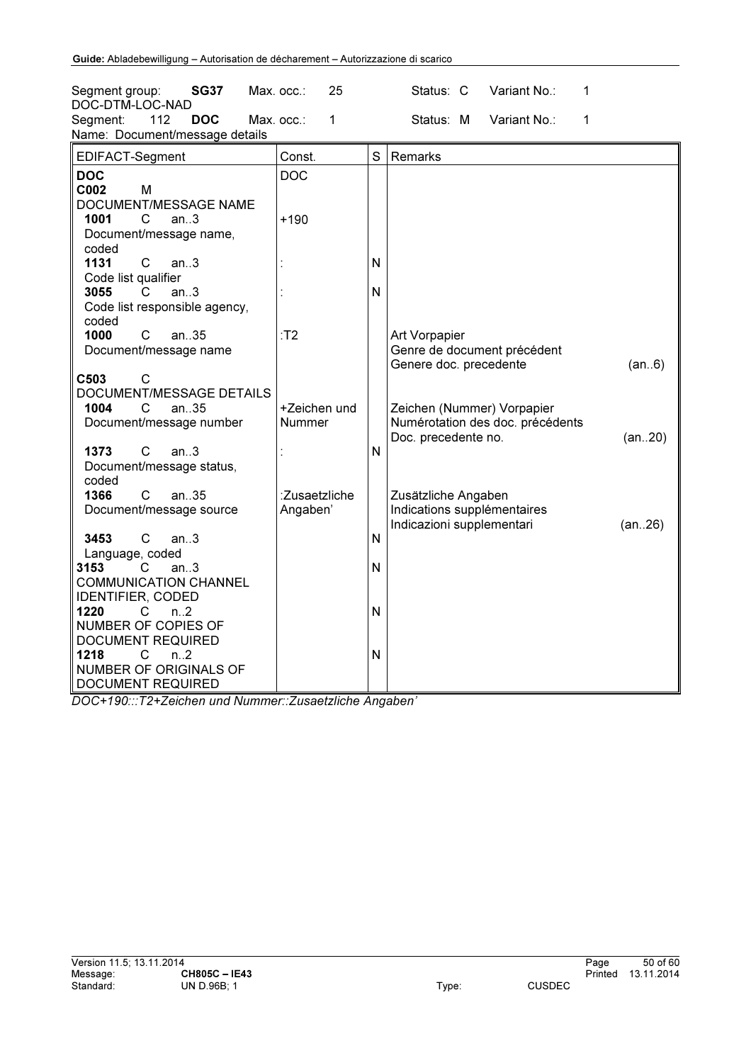Segment group: **SG37** Max. occ.: 25 Status: C Variant No.: 1
DOC-DTM-LOC-NAD
Segment: 112 **DOC** Max. occ.: 1 Status: M Variant No.: 1
Name: Document/message details

| EDIFACT-Segment | Const. | S | Remarks |
|---|---|---|---|
| **DOC** | DOC | | |
| **C002** M<br>DOCUMENT/MESSAGE NAME | | | |
| **1001** C an..3<br>Document/message name, coded | +190 | | |
| **1131** C an..3<br>Code list qualifier | : | N | |
| **3055** C an..3<br>Code list responsible agency, coded | : | N | |
| **1000** C an..35<br>Document/message name | :T2 | | Art Vorpapier<br>Genre de document précédent<br>Genere doc. precedente (an..6) |
| **C503** C<br>DOCUMENT/MESSAGE DETAILS | | | |
| **1004** C an..35<br>Document/message number | +Zeichen und Nummer | | Zeichen (Nummer) Vorpapier<br>Numérotation des doc. précédents<br>Doc. precedente no. (an..20) |
| **1373** C an..3<br>Document/message status, coded | : | N | |
| **1366** C an..35<br>Document/message source | :Zusaetzliche Angaben' | | Zusätzliche Angaben<br>Indications supplémentaires<br>Indicazioni supplementari (an..26) |
| **3453** C an..3<br>Language, coded | | N | |
| **3153** C an..3<br>COMMUNICATION CHANNEL IDENTIFIER, CODED | | N | |
| **1220** C n..2<br>NUMBER OF COPIES OF DOCUMENT REQUIRED | | N | |
| **1218** C n..2<br>NUMBER OF ORIGINALS OF DOCUMENT REQUIRED | | N | |

*DOC+190:::T2+Zeichen und Nummer::Zusaetzliche Angaben'*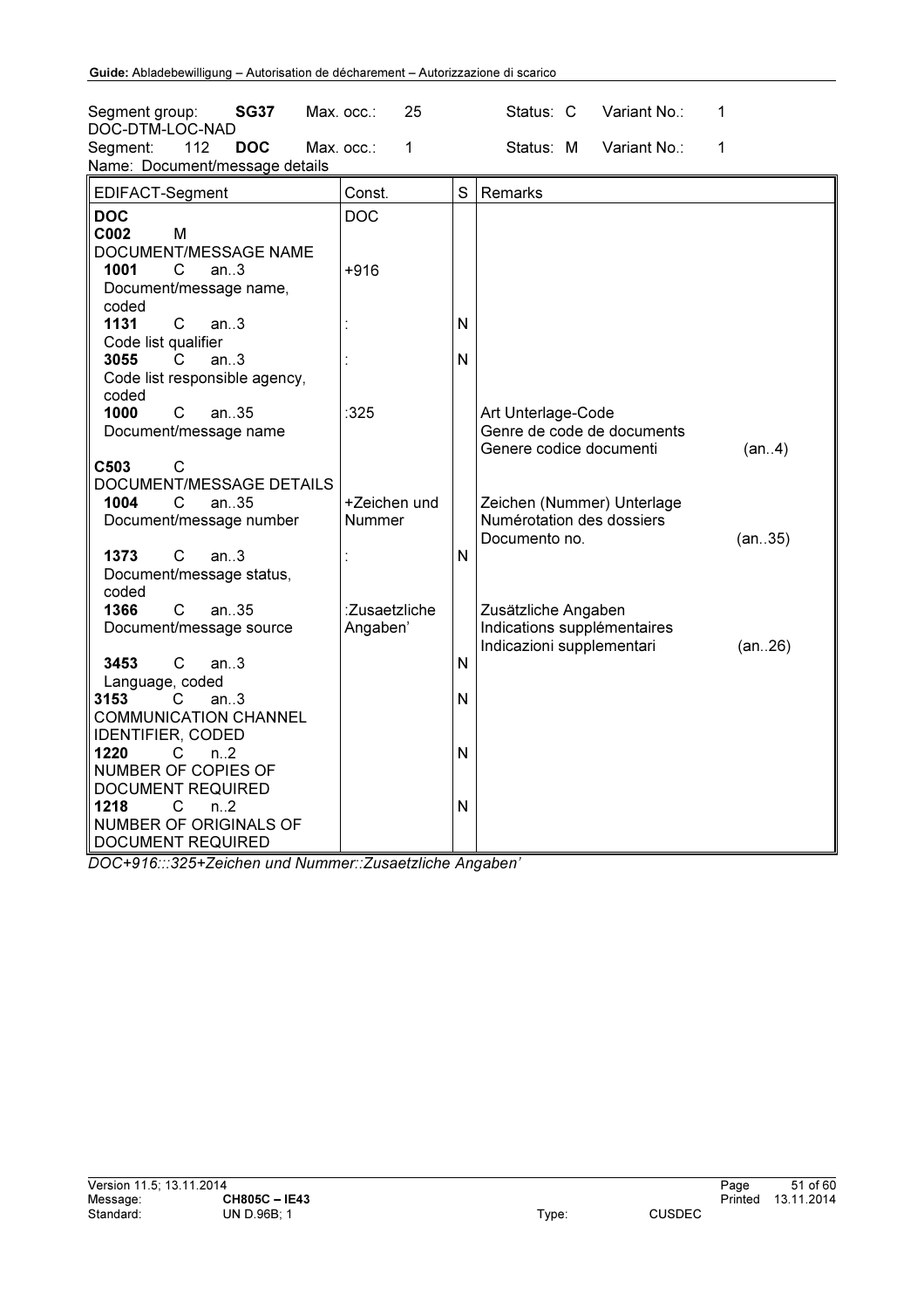| Segment group: | SG37 | Max. occ.: | 25 | Status: C | Variant No.: | 1 |
|---|---|---|---|---|---|---|
| DOC-DTM-LOC-NAD | | | | | | |
| Segment: 112 | DOC | Max. occ.: | 1 | Status: M | Variant No.: | 1 |

Name: Document/message details

| EDIFACT-Segment | Const. | S | Remarks | |
|---|---|---|---|---|
| **DOC** | DOC | | | |
| **C002** M<br>DOCUMENT/MESSAGE NAME | | | | |
| **1001** C an..3<br>Document/message name, coded | +916 | | | |
| **1131** C an..3<br>Code list qualifier | : | N | | |
| **3055** C an..3<br>Code list responsible agency, coded | : | N | | |
| **1000** C an..35<br>Document/message name | :325 | | Art Unterlage-Code<br>Genre de code de documents<br>Genere codice documenti | (an..4) |
| **C503** C<br>DOCUMENT/MESSAGE DETAILS | | | | |
| **1004** C an..35<br>Document/message number | +Zeichen und Nummer | | Zeichen (Nummer) Unterlage<br>Numérotation des dossiers<br>Documento no. | (an..35) |
| **1373** C an..3<br>Document/message status, coded | : | N | | |
| **1366** C an..35<br>Document/message source | :Zusaetzliche Angaben' | | Zusätzliche Angaben<br>Indications supplémentaires<br>Indicazioni supplementari | (an..26) |
| **3453** C an..3<br>Language, coded | | N | | |
| **3153** C an..3<br>COMMUNICATION CHANNEL IDENTIFIER, CODED | | N | | |
| **1220** C n..2<br>NUMBER OF COPIES OF DOCUMENT REQUIRED | | N | | |
| **1218** C n..2<br>NUMBER OF ORIGINALS OF DOCUMENT REQUIRED | | N | | |

*DOC+916:::325+Zeichen und Nummer::Zusaetzliche Angaben'*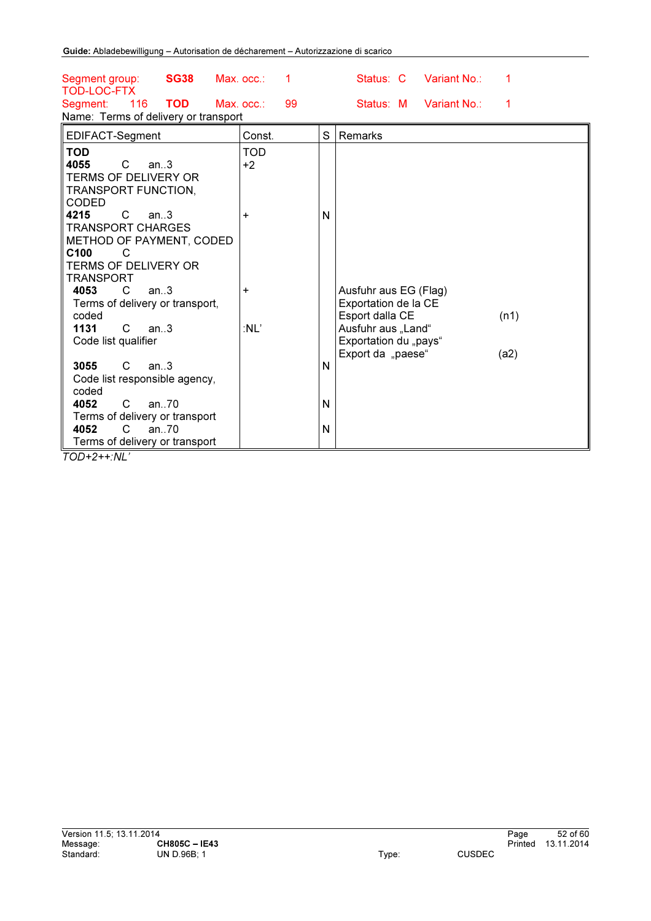Segment group: **SG38** Max. occ.: 1 Status: C Variant No.: 1
TOD-LOC-FTX
Segment: 116 **TOD** Max. occ.: 99 Status: M Variant No.: 1
Name: Terms of delivery or transport

| EDIFACT-Segment | Const. | S | Remarks | |
|---|---|---|---|---|
| **TOD** | TOD | | | |
| **4055** C an..3<br>TERMS OF DELIVERY OR TRANSPORT FUNCTION, CODED | +2 | | | |
| **4215** C an..3<br>TRANSPORT CHARGES METHOD OF PAYMENT, CODED | + | N | | |
| **C100** C<br>TERMS OF DELIVERY OR TRANSPORT | | | | |
| **4053** C an..3<br>Terms of delivery or transport, coded | + | | Ausfuhr aus EG (Flag)<br>Exportation de la CE<br>Esport dalla CE | (n1) |
| **1131** C an..3<br>Code list qualifier | :NL' | | Ausfuhr aus „Land"<br>Exportation du „pays"<br>Export da „paese" | (a2) |
| **3055** C an..3<br>Code list responsible agency, coded | | N | | |
| **4052** C an..70<br>Terms of delivery or transport | | N | | |
| **4052** C an..70<br>Terms of delivery or transport | | N | | |

*TOD+2++:NL'*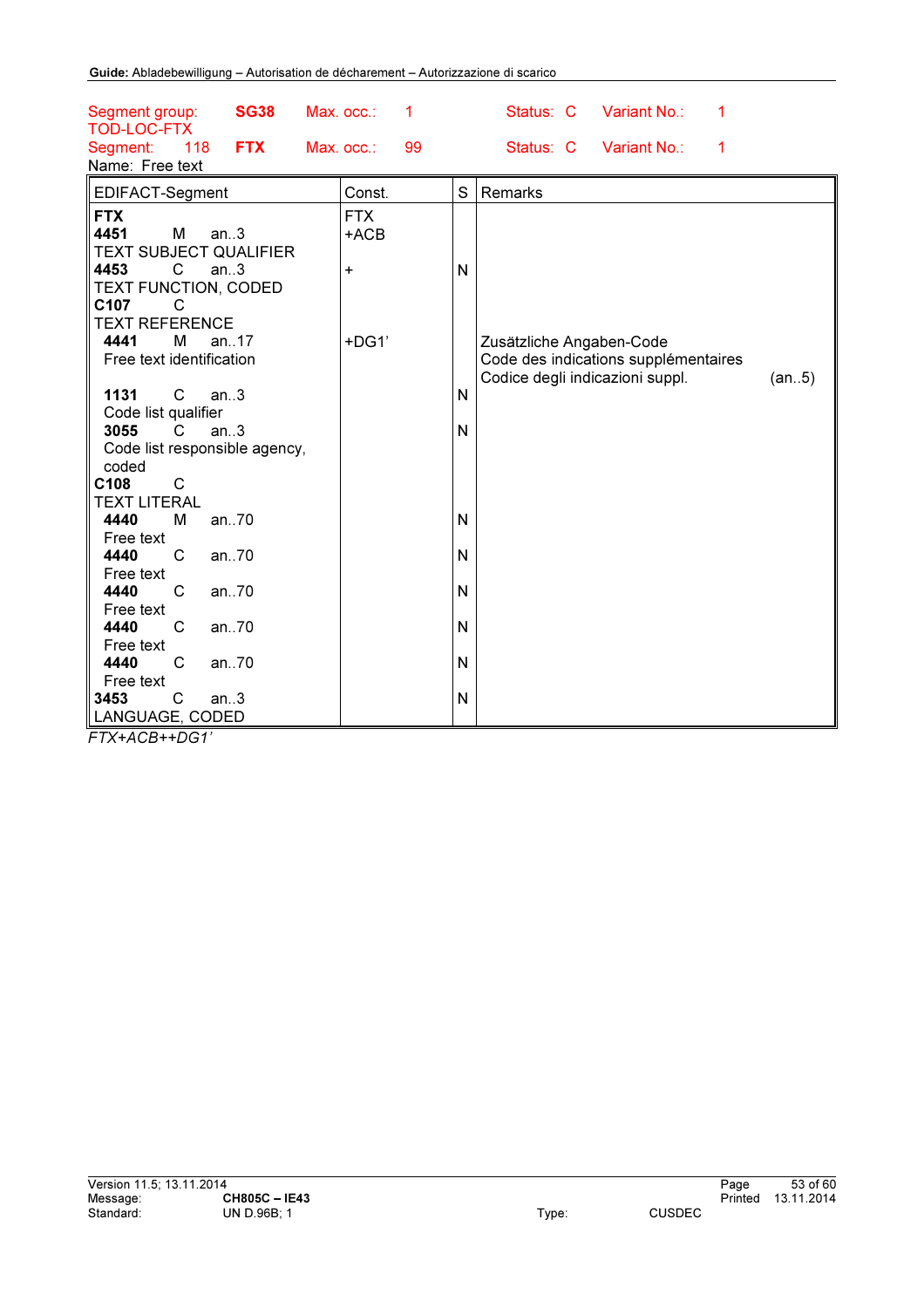Segment group: **SG38** Max. occ.: 1 Status: C Variant No.: 1
TOD-LOC-FTX
Segment: 118 **FTX** Max. occ.: 99 Status: C Variant No.: 1
Name: Free text

| EDIFACT-Segment | Const. | S | Remarks |
|---|---|---|---|
| **FTX** | FTX | | |
| **4451** M an..3<br>TEXT SUBJECT QUALIFIER | +ACB | | |
| **4453** C an..3<br>TEXT FUNCTION, CODED | + | N | |
| **C107** C<br>TEXT REFERENCE | | | |
| **4441** M an..17<br>Free text identification | +DG1’ | | Zusätzliche Angaben-Code<br>Code des indications supplémentaires<br>Codice degli indicazioni suppl. (an..5) |
| **1131** C an..3<br>Code list qualifier | | N | |
| **3055** C an..3<br>Code list responsible agency, coded | | N | |
| **C108** C<br>TEXT LITERAL | | | |
| **4440** M an..70<br>Free text | | N | |
| **4440** C an..70<br>Free text | | N | |
| **4440** C an..70<br>Free text | | N | |
| **4440** C an..70<br>Free text | | N | |
| **4440** C an..70<br>Free text | | N | |
| **3453** C an..3<br>LANGUAGE, CODED | | N | |

*FTX+ACB++DG1’*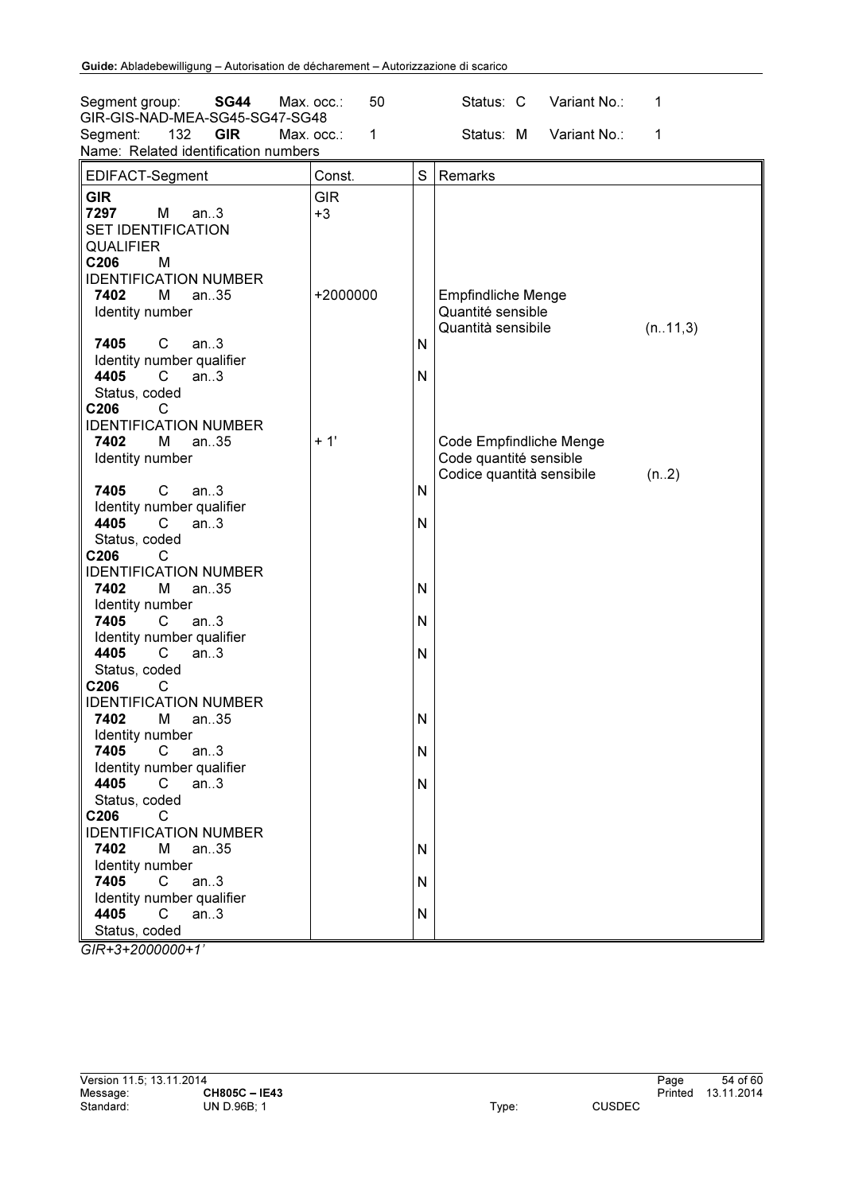| Segment group: | **SG44** | Max. occ.: | 50 | Status: C | Variant No.: | 1 |
|---|---|---|---|---|---|---|
| GIR-GIS-NAD-MEA-SG45-SG47-SG48 | | | | | | |
| Segment: 132 | **GIR** | Max. occ.: | 1 | Status: M | Variant No.: | 1 |
| Name: Related identification numbers | | | | | | |

| EDIFACT-Segment | Const. | S | Remarks |
|---|---|---|---|
| **GIR** | GIR | | |
| **7297** M an..3<br>SET IDENTIFICATION QUALIFIER | +3 | | |
| **C206** M<br>IDENTIFICATION NUMBER | | | |
| **7402** M an..35<br>Identity number | +2000000 | | Empfindliche Menge<br>Quantité sensible<br>Quantità sensibile (n..11,3) |
| **7405** C an..3<br>Identity number qualifier | | N | |
| **4405** C an..3<br>Status, coded | | N | |
| **C206** C<br>IDENTIFICATION NUMBER | | | |
| **7402** M an..35<br>Identity number | + 1' | | Code Empfindliche Menge<br>Code quantité sensible<br>Codice quantità sensibile (n..2) |
| **7405** C an..3<br>Identity number qualifier | | N | |
| **4405** C an..3<br>Status, coded | | N | |
| **C206** C<br>IDENTIFICATION NUMBER | | | |
| **7402** M an..35<br>Identity number | | N | |
| **7405** C an..3<br>Identity number qualifier | | N | |
| **4405** C an..3<br>Status, coded | | N | |
| **C206** C<br>IDENTIFICATION NUMBER | | | |
| **7402** M an..35<br>Identity number | | N | |
| **7405** C an..3<br>Identity number qualifier | | N | |
| **4405** C an..3<br>Status, coded | | N | |
| **C206** C<br>IDENTIFICATION NUMBER | | | |
| **7402** M an..35<br>Identity number | | N | |
| **7405** C an..3<br>Identity number qualifier | | N | |
| **4405** C an..3<br>Status, coded | | N | |

*GIR+3+2000000+1'*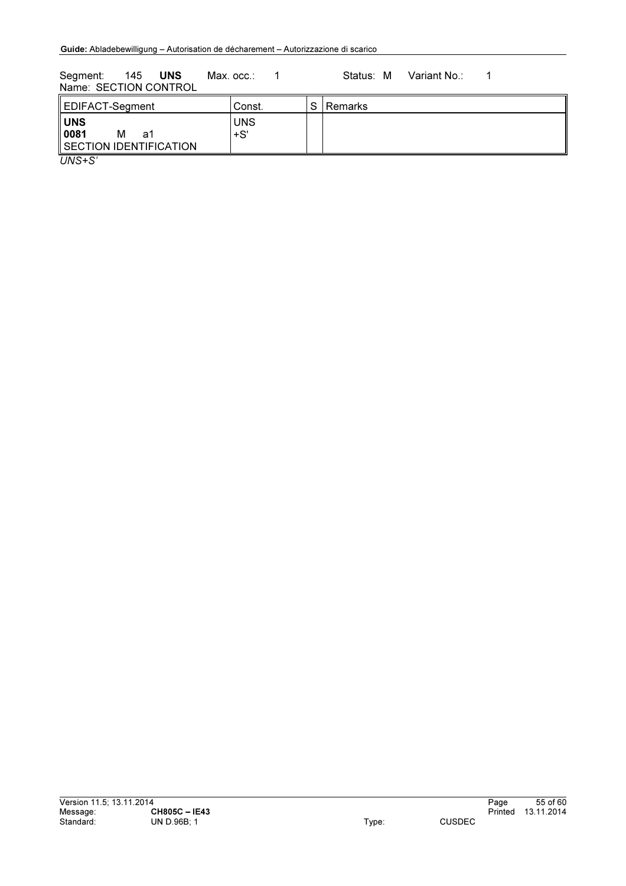Segment: 145 **UNS** Max. occ.: 1 Status: M Variant No.: 1
Name: SECTION CONTROL

| EDIFACT-Segment | Const. | S | Remarks |
|---|---|---|---|
| **UNS**<br>**0081** M a1<br>SECTION IDENTIFICATION | UNS<br>+S' | | |

*UNS+S'*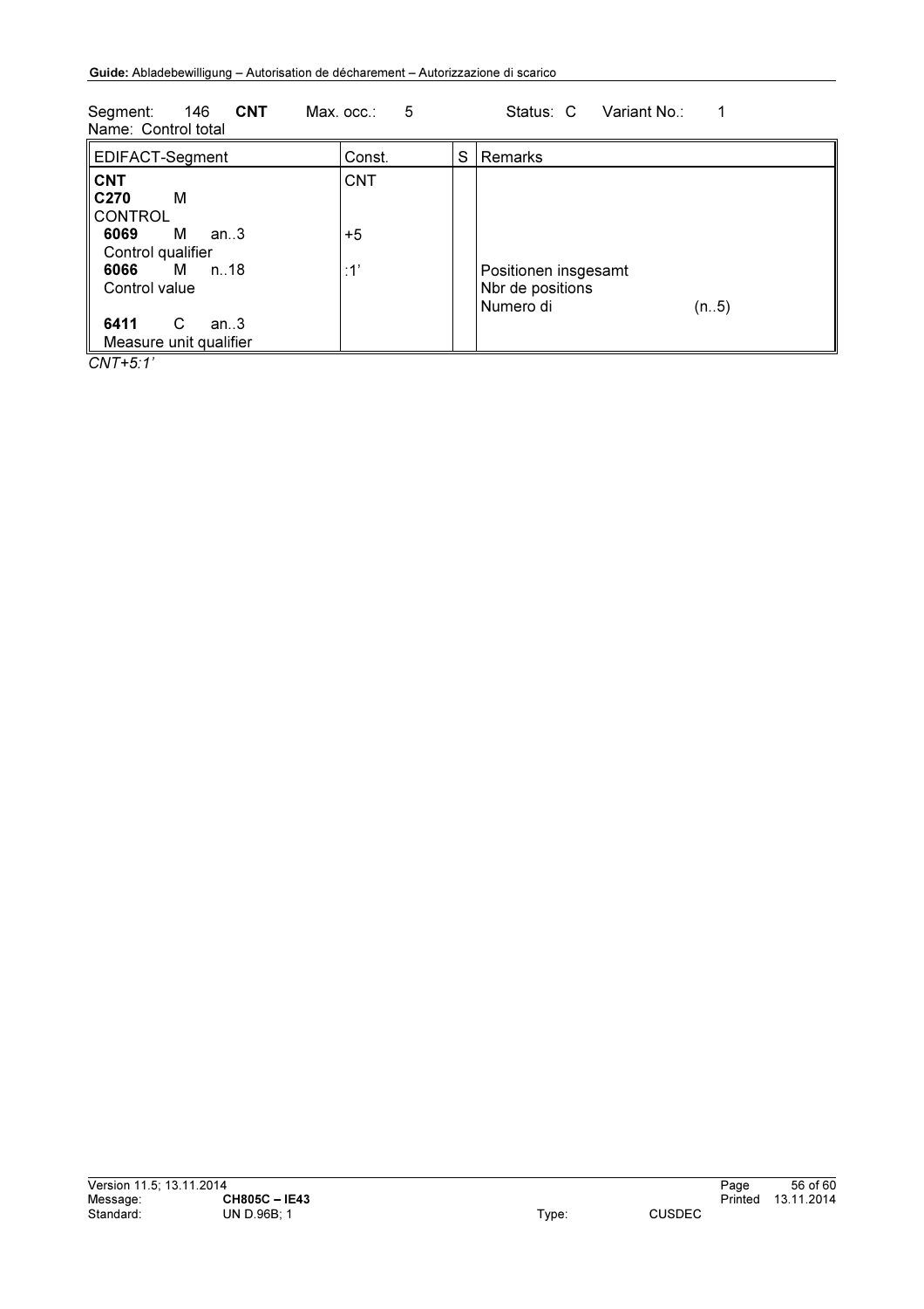Segment: 146 **CNT** Max. occ.: 5 Status: C Variant No.: 1
Name: Control total

| EDIFACT-Segment | Const. | S | Remarks |
|---|---|---|---|
| **CNT** | CNT | | |
| **C270** M | | | |
| CONTROL | | | |
| **6069** M an..3<br>Control qualifier | +5 | | |
| **6066** M n..18<br>Control value | :1' | | Positionen insgesamt<br>Nbr de positions<br>Numero di (n..5) |
| **6411** C an..3<br>Measure unit qualifier | | | |

*CNT+5:1'*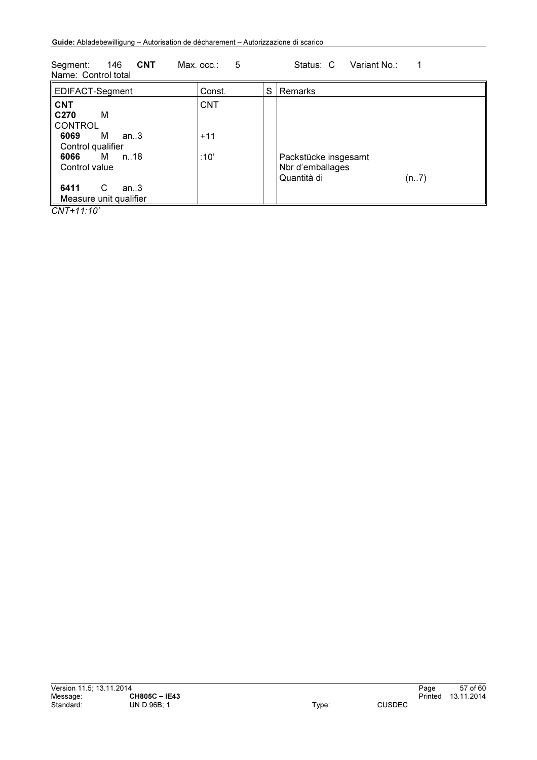Segment: 146 **CNT** Max. occ.: 5 Status: C Variant No.: 1
Name: Control total

| EDIFACT-Segment | Const. | S | Remarks |
|---|---|---|---|
| **CNT** | CNT | | |
| **C270** M CONTROL | | | |
| **6069** M an..3 Control qualifier | +11 | | |
| **6066** M n..18 Control value | :10' | | Packstücke insgesamt<br>Nbr d'emballages<br>Quantità di (n..7) |
| **6411** C an..3 Measure unit qualifier | | | |

*CNT+11:10'*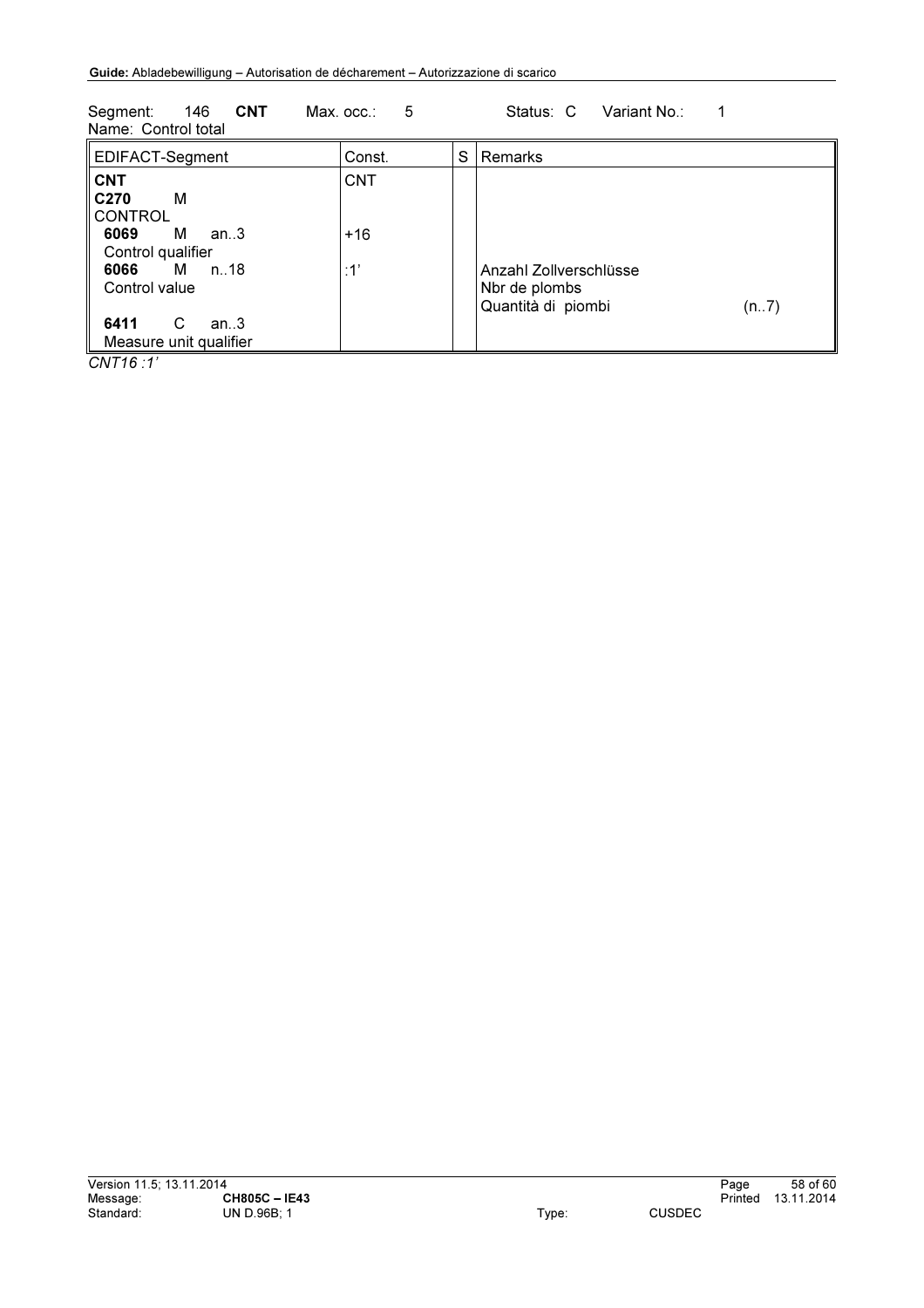Segment: 146 **CNT** Max. occ.: 5 Status: C Variant No.: 1
Name: Control total

| EDIFACT-Segment | Const. | S | Remarks |
|---|---|---|---|
| **CNT** | CNT | | |
| **C270** M CONTROL | | | |
| **6069** M an..3 Control qualifier | +16 | | |
| **6066** M n..18 Control value | :1' | | Anzahl Zollverschlüsse<br>Nbr de plombs<br>Quantità di piombi (n..7) |
| **6411** C an..3 Measure unit qualifier | | | |

*CNT16 :1'*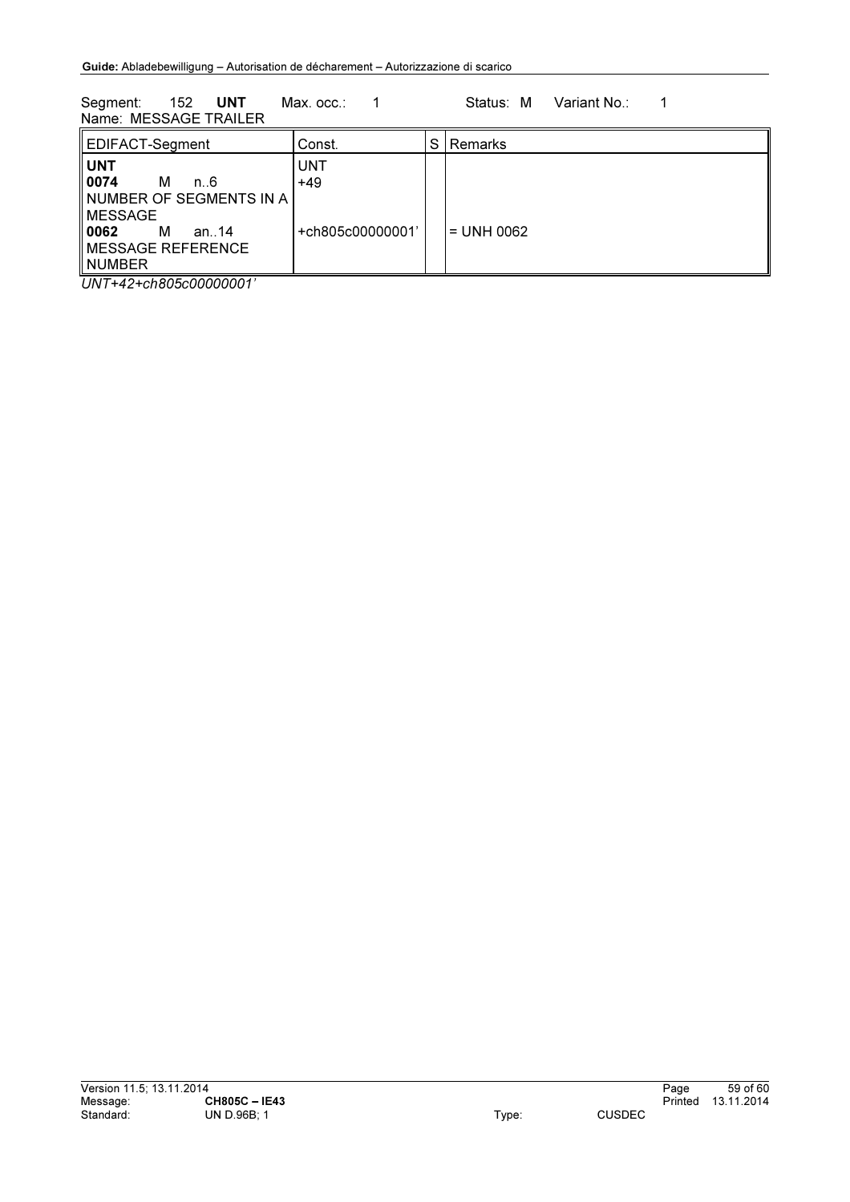Segment: 152 **UNT** Max. occ.: 1 Status: M Variant No.: 1
Name: MESSAGE TRAILER

| EDIFACT-Segment | Const. | S | Remarks |
|---|---|---|---|
| **UNT** | UNT | | |
| **0074** M n..6 NUMBER OF SEGMENTS IN A MESSAGE | +49 | | |
| **0062** M an..14 MESSAGE REFERENCE NUMBER | +ch805c00000001' | | = UNH 0062 |

*UNT+42+ch805c00000001'*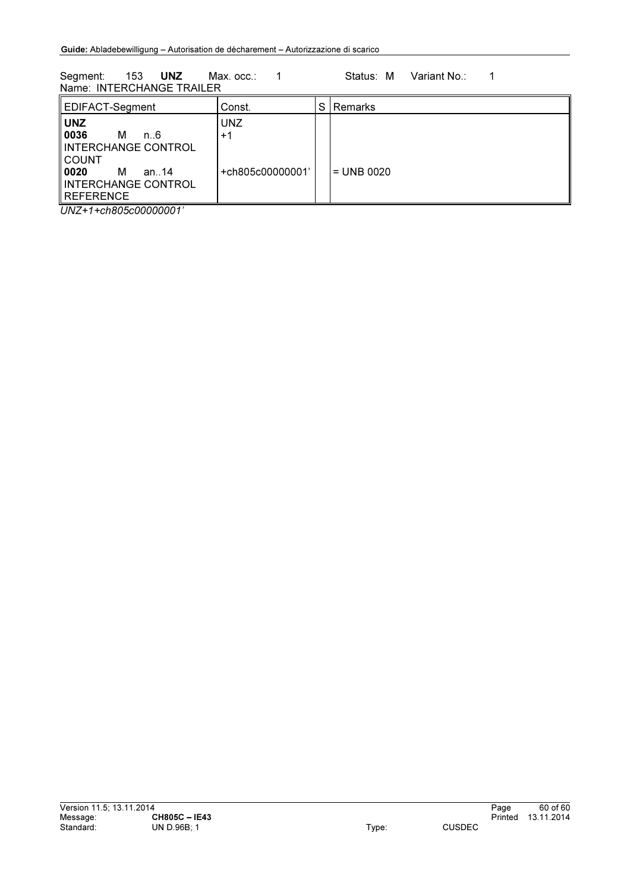Segment: 153 **UNZ** Max. occ.: 1 Status: M Variant No.: 1
Name: INTERCHANGE TRAILER

| EDIFACT-Segment | Const. | S | Remarks |
|---|---|---|---|
| **UNZ** | UNZ | | |
| **0036** M n..6 INTERCHANGE CONTROL COUNT | +1 | | |
| **0020** M an..14 INTERCHANGE CONTROL REFERENCE | +ch805c00000001' | | = UNB 0020 |

*UNZ+1+ch805c00000001'*